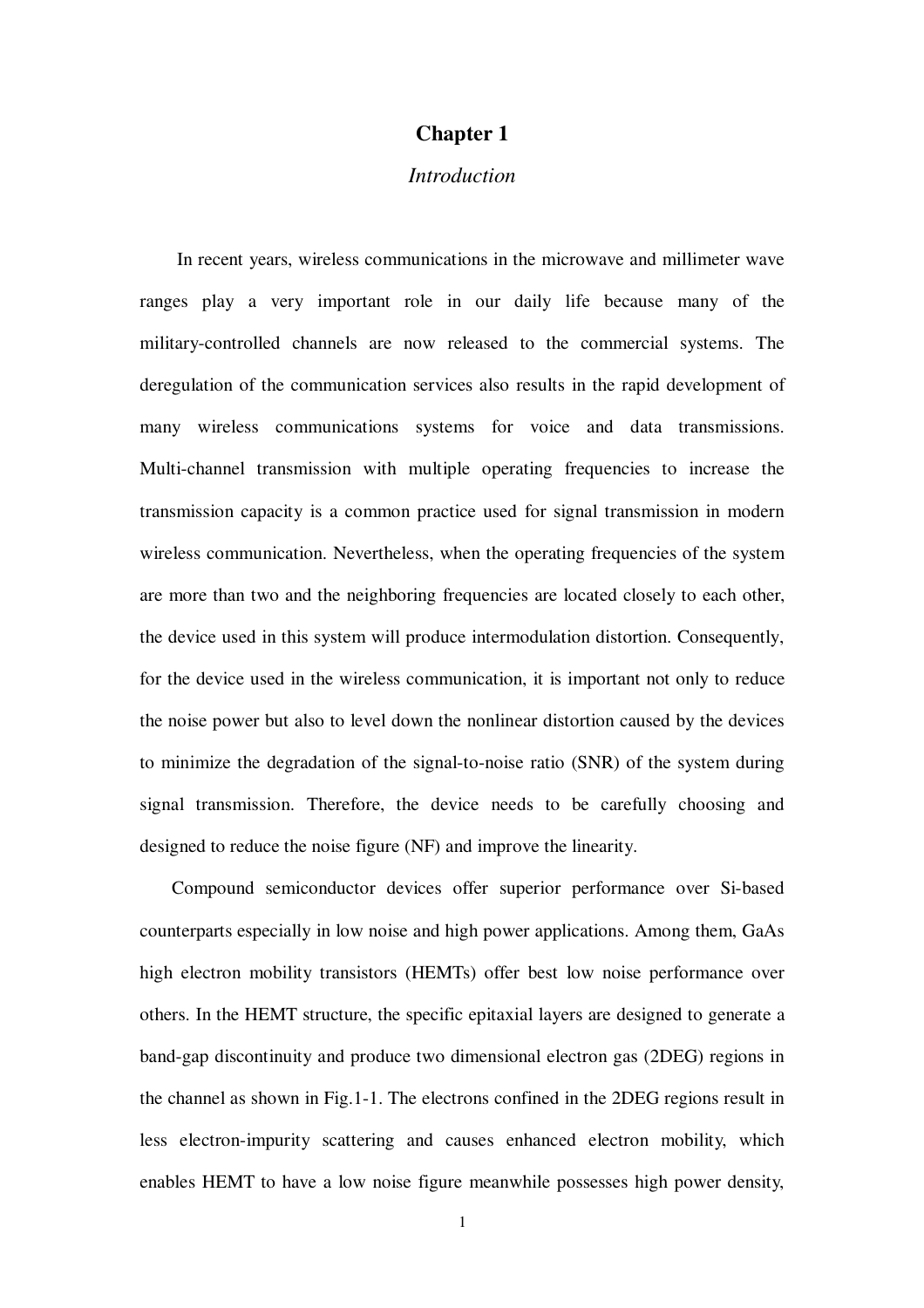# Chapter 1

## *Introduction*

In recent years, wireless communications in the microwave and millimeter wave ranges play a very important role in our daily life because many of the military-controlled channels are now released to the commercial systems. The deregulation of the communication services also results in the rapid development of many wireless communications systems for voice and data transmissions. Multi-channel transmission with multiple operating frequencies to increase the transmission capacity is a common practice used for signal transmission in modern wireless communication. Nevertheless, when the operating frequencies of the system are more than two and the neighboring frequencies are located closely to each other, the device used in this system will produce intermodulation distortion. Consequently, for the device used in the wireless communication, it is important not only to reduce the noise power but also to level down the nonlinear distortion caused by the devices to minimize the degradation of the signal-to-noise ratio (SNR) of the system during signal transmission. Therefore, the device needs to be carefully choosing and designed to reduce the noise figure (NF) and improve the linearity.

Compound semiconductor devices offer superior performance over Si-based counterparts especially in low noise and high power applications. Among them, GaAs high electron mobility transistors (HEMTs) offer best low noise performance over others. In the HEMT structure, the specific epitaxial layers are designed to generate a band-gap discontinuity and produce two dimensional electron gas (2DEG) regions in the channel as shown in Fig.1-1. The electrons confined in the 2DEG regions result in less electron-impurity scattering and causes enhanced electron mobility, which enables HEMT to have a low noise figure meanwhile possesses high power density,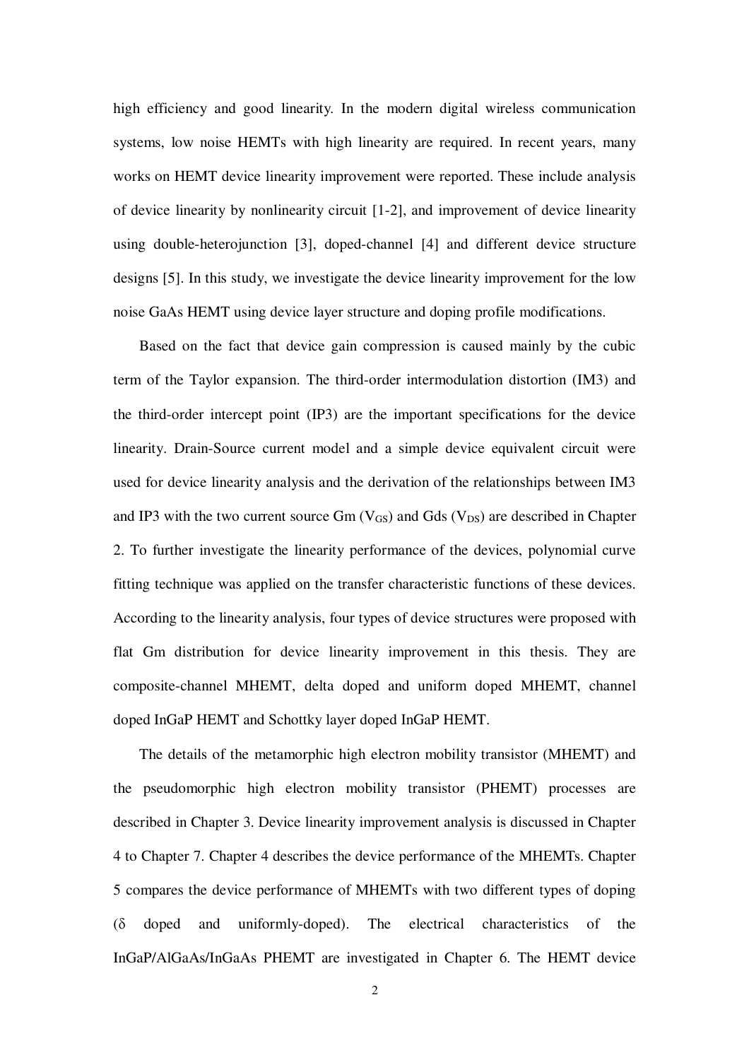high efficiency and good linearity. In the modern digital wireless communication systems, low noise HEMTs with high linearity are required. In recent years, many works on HEMT device linearity improvement were reported. These include analysis of device linearity by nonlinearity circuit [1-2], and improvement of device linearity using double-heterojunction [3], doped-channel [4] and different device structure designs [5]. In this study, we investigate the device linearity improvement for the low noise GaAs HEMT using device layer structure and doping profile modifications.

Based on the fact that device gain compression is caused mainly by the cubic term of the Taylor expansion. The third-order intermodulation distortion (IM3) and the third-order intercept point (IP3) are the important specifications for the device linearity. Drain-Source current model and a simple device equivalent circuit were used for device linearity analysis and the derivation of the relationships between IM3 and IP3 with the two current source Gm ($V_{GS}$) and Gds ($V_{DS}$) are described in Chapter 2. To further investigate the linearity performance of the devices, polynomial curve fitting technique was applied on the transfer characteristic functions of these devices. According to the linearity analysis, four types of device structures were proposed with flat Gm distribution for device linearity improvement in this thesis. They are composite-channel MHEMT, delta doped and uniform doped MHEMT, channel doped InGaP HEMT and Schottky layer doped InGaP HEMT.

The details of the metamorphic high electron mobility transistor (MHEMT) and the pseudomorphic high electron mobility transistor (PHEMT) processes are described in Chapter 3. Device linearity improvement analysis is discussed in Chapter 4 to Chapter 7. Chapter 4 describes the device performance of the MHEMTs. Chapter 5 compares the device performance of MHEMTs with two different types of doping ($\delta$ doped and uniformly-doped). The electrical characteristics of the InGaP/AlGaAs/InGaAs PHEMT are investigated in Chapter 6. The HEMT device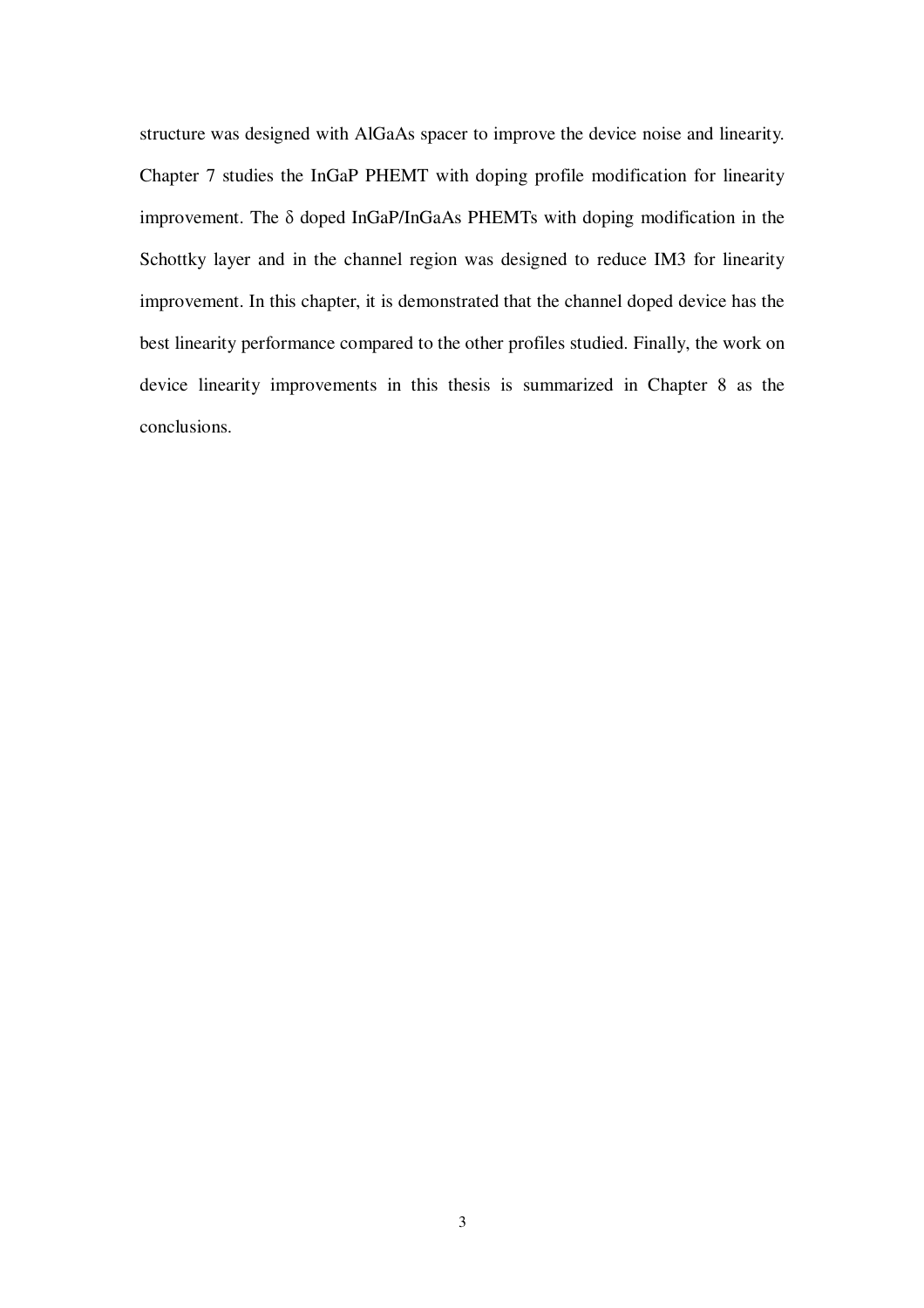structure was designed with AlGaAs spacer to improve the device noise and linearity. Chapter 7 studies the InGaP PHEMT with doping profile modification for linearity improvement. The δ doped InGaP/InGaAs PHEMTs with doping modification in the Schottky layer and in the channel region was designed to reduce IM3 for linearity improvement. In this chapter, it is demonstrated that the channel doped device has the best linearity performance compared to the other profiles studied. Finally, the work on device linearity improvements in this thesis is summarized in Chapter 8 as the conclusions.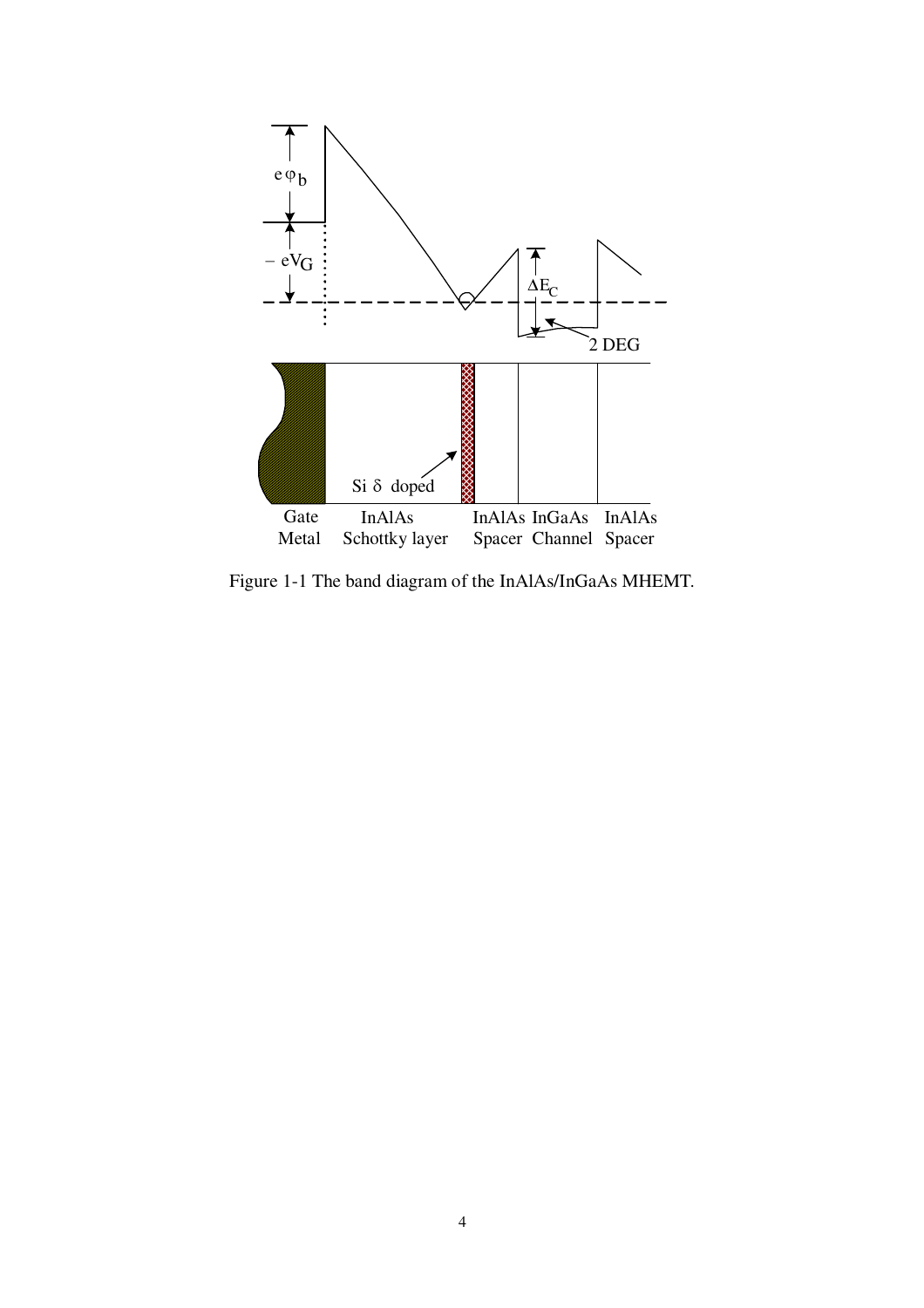$e\varphi_b$

$-eV_G$

$\Delta E_C$

2 DEG

Si δ doped

Gate Metal

InAlAs Schottky layer

InAlAs Spacer

InGaAs Channel

InAlAs Spacer

Figure 1-1 The band diagram of the InAlAs/InGaAs MHEMT.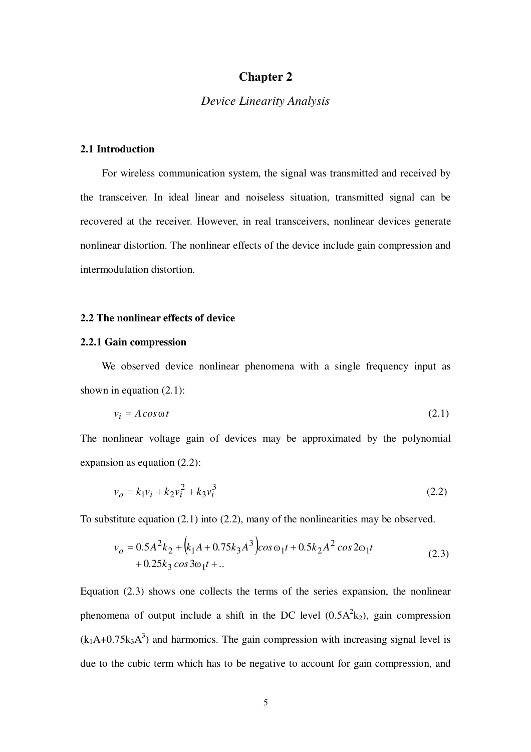# Chapter 2

*Device Linearity Analysis*

## 2.1 Introduction

For wireless communication system, the signal was transmitted and received by the transceiver. In ideal linear and noiseless situation, transmitted signal can be recovered at the receiver. However, in real transceivers, nonlinear devices generate nonlinear distortion. The nonlinear effects of the device include gain compression and intermodulation distortion.

## 2.2 The nonlinear effects of device

### 2.2.1 Gain compression

We observed device nonlinear phenomena with a single frequency input as shown in equation (2.1):

$$v_i = A\cos\omega t \tag{2.1}$$

The nonlinear voltage gain of devices may be approximated by the polynomial expansion as equation (2.2):

$$v_o = k_1 v_i + k_2 v_i^2 + k_3 v_i^3 \tag{2.2}$$

To substitute equation (2.1) into (2.2), many of the nonlinearities may be observed.

$$\begin{aligned} v_o = {} & 0.5A^2 k_2 + \left(k_1 A + 0.75 k_3 A^3\right)\cos\omega_1 t + 0.5 k_2 A^2 \cos 2\omega_1 t \\ & + 0.25 k_3 \cos 3\omega_1 t + .. \end{aligned} \tag{2.3}$$

Equation (2.3) shows one collects the terms of the series expansion, the nonlinear phenomena of output include a shift in the DC level ($0.5A^2k_2$), gain compression ($k_1A+0.75k_3A^3$) and harmonics. The gain compression with increasing signal level is due to the cubic term which has to be negative to account for gain compression, and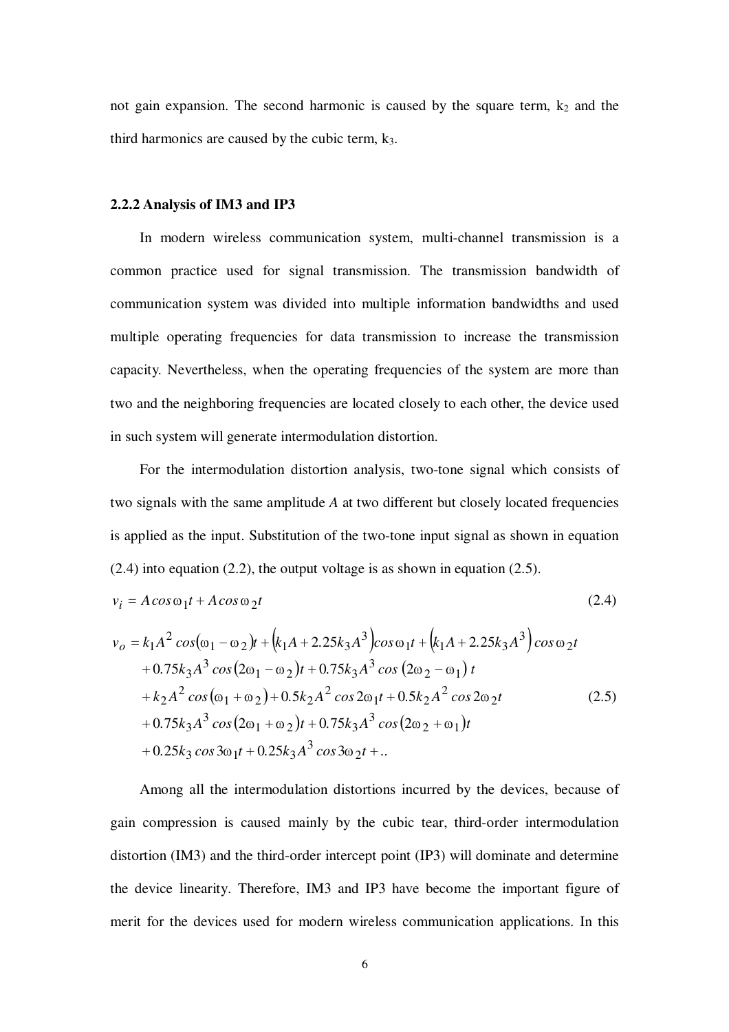not gain expansion. The second harmonic is caused by the square term, $k_2$ and the third harmonics are caused by the cubic term, $k_3$.

### 2.2.2 Analysis of IM3 and IP3

In modern wireless communication system, multi-channel transmission is a common practice used for signal transmission. The transmission bandwidth of communication system was divided into multiple information bandwidths and used multiple operating frequencies for data transmission to increase the transmission capacity. Nevertheless, when the operating frequencies of the system are more than two and the neighboring frequencies are located closely to each other, the device used in such system will generate intermodulation distortion.

For the intermodulation distortion analysis, two-tone signal which consists of two signals with the same amplitude *A* at two different but closely located frequencies is applied as the input. Substitution of the two-tone input signal as shown in equation (2.4) into equation (2.2), the output voltage is as shown in equation (2.5).

$$v_i = A\cos\omega_1 t + A\cos\omega_2 t \tag{2.4}$$

$$\begin{aligned}
v_o = {} & k_1 A^2 \cos(\omega_1 - \omega_2)t + \left(k_1 A + 2.25 k_3 A^3\right)\cos\omega_1 t + \left(k_1 A + 2.25 k_3 A^3\right)\cos\omega_2 t \\
& + 0.75 k_3 A^3 \cos(2\omega_1 - \omega_2)t + 0.75 k_3 A^3 \cos(2\omega_2 - \omega_1)t \\
& + k_2 A^2 \cos(\omega_1 + \omega_2) + 0.5 k_2 A^2 \cos 2\omega_1 t + 0.5 k_2 A^2 \cos 2\omega_2 t \\
& + 0.75 k_3 A^3 \cos(2\omega_1 + \omega_2)t + 0.75 k_3 A^3 \cos(2\omega_2 + \omega_1)t \\
& + 0.25 k_3 \cos 3\omega_1 t + 0.25 k_3 A^3 \cos 3\omega_2 t + ..
\end{aligned} \tag{2.5}$$

Among all the intermodulation distortions incurred by the devices, because of gain compression is caused mainly by the cubic tear, third-order intermodulation distortion (IM3) and the third-order intercept point (IP3) will dominate and determine the device linearity. Therefore, IM3 and IP3 have become the important figure of merit for the devices used for modern wireless communication applications. In this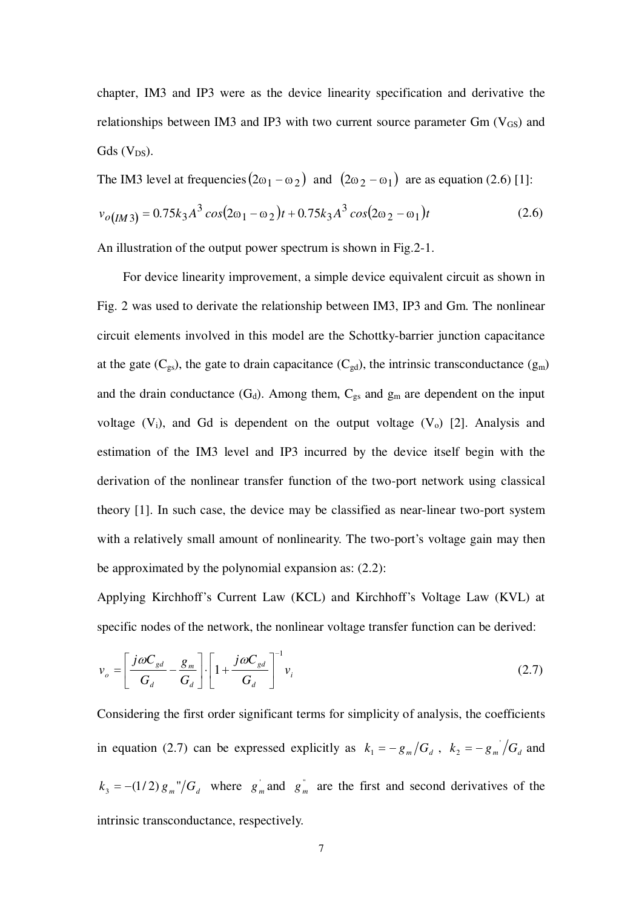chapter, IM3 and IP3 were as the device linearity specification and derivative the relationships between IM3 and IP3 with two current source parameter Gm ($V_{GS}$) and Gds ($V_{DS}$).

The IM3 level at frequencies $(2\omega_1 - \omega_2)$ and $(2\omega_2 - \omega_1)$ are as equation (2.6) [1]:

$$v_{o(IM3)} = 0.75k_3A^3\cos(2\omega_1 - \omega_2)t + 0.75k_3A^3\cos(2\omega_2 - \omega_1)t \tag{2.6}$$

An illustration of the output power spectrum is shown in Fig.2-1.

For device linearity improvement, a simple device equivalent circuit as shown in Fig. 2 was used to derivate the relationship between IM3, IP3 and Gm. The nonlinear circuit elements involved in this model are the Schottky-barrier junction capacitance at the gate ($C_{gs}$), the gate to drain capacitance ($C_{gd}$), the intrinsic transconductance ($g_m$) and the drain conductance ($G_d$). Among them, $C_{gs}$ and $g_m$ are dependent on the input voltage ($V_i$), and Gd is dependent on the output voltage ($V_o$) [2]. Analysis and estimation of the IM3 level and IP3 incurred by the device itself begin with the derivation of the nonlinear transfer function of the two-port network using classical theory [1]. In such case, the device may be classified as near-linear two-port system with a relatively small amount of nonlinearity. The two-port's voltage gain may then be approximated by the polynomial expansion as: (2.2):

Applying Kirchhoff's Current Law (KCL) and Kirchhoff's Voltage Law (KVL) at specific nodes of the network, the nonlinear voltage transfer function can be derived:

$$v_o = \left[\frac{j\omega C_{gd}}{G_d} - \frac{g_m}{G_d}\right] \cdot \left[1 + \frac{j\omega C_{gd}}{G_d}\right]^{-1} v_i \tag{2.7}$$

Considering the first order significant terms for simplicity of analysis, the coefficients in equation (2.7) can be expressed explicitly as $k_1 = -g_m/G_d$, $k_2 = -g_m'/G_d$ and $k_3 = -(1/2)\,g_m''/G_d$ where $g_m'$ and $g_m''$ are the first and second derivatives of the intrinsic transconductance, respectively.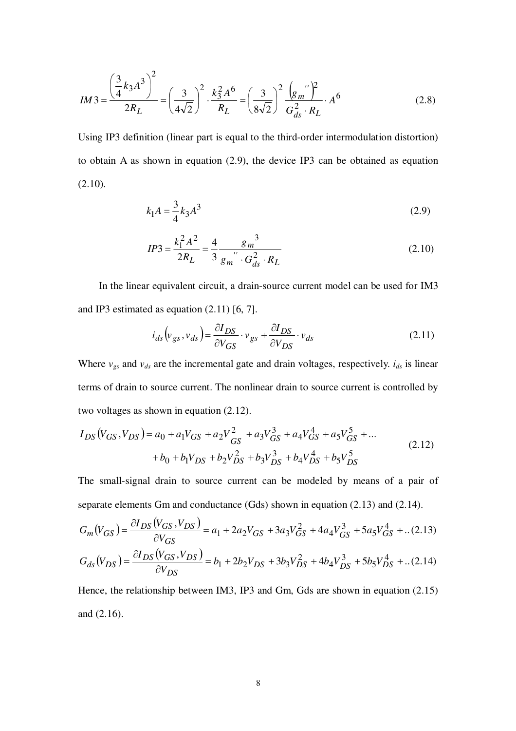$$IM3 = \frac{\left(\frac{3}{4}k_3 A^3\right)^2}{2R_L} = \left(\frac{3}{4\sqrt{2}}\right)^2 \cdot \frac{k_3^2 A^6}{R_L} = \left(\frac{3}{8\sqrt{2}}\right)^2 \frac{\left(g_m''\right)^2}{G_{ds}^2 \cdot R_L} \cdot A^6 \tag{2.8}$$

Using IP3 definition (linear part is equal to the third-order intermodulation distortion) to obtain A as shown in equation (2.9), the device IP3 can be obtained as equation (2.10).

$$k_1 A = \frac{3}{4} k_3 A^3 \tag{2.9}$$

$$IP3 = \frac{k_1^2 A^2}{2R_L} = \frac{4}{3} \frac{g_m{}^3}{g_m{}'' \cdot G_{ds}^2 \cdot R_L} \tag{2.10}$$

In the linear equivalent circuit, a drain-source current model can be used for IM3 and IP3 estimated as equation (2.11) [6, 7].

$$i_{ds}\left(v_{gs}, v_{ds}\right) = \frac{\partial I_{DS}}{\partial V_{GS}} \cdot v_{gs} + \frac{\partial I_{DS}}{\partial V_{DS}} \cdot v_{ds} \tag{2.11}$$

Where $v_{gs}$ and $v_{ds}$ are the incremental gate and drain voltages, respectively. $i_{ds}$ is linear terms of drain to source current. The nonlinear drain to source current is controlled by two voltages as shown in equation (2.12).

$$\begin{aligned} I_{DS}\left(V_{GS}, V_{DS}\right) = a_0 + a_1 V_{GS} + a_2 V_{GS}^2 + a_3 V_{GS}^3 + a_4 V_{GS}^4 + a_5 V_{GS}^5 + \ldots \\ + b_0 + b_1 V_{DS} + b_2 V_{DS}^2 + b_3 V_{DS}^3 + b_4 V_{DS}^4 + b_5 V_{DS}^5 \end{aligned} \tag{2.12}$$

The small-signal drain to source current can be modeled by means of a pair of separate elements Gm and conductance (Gds) shown in equation (2.13) and (2.14).

$$G_m\left(V_{GS}\right) = \frac{\partial I_{DS}\left(V_{GS}, V_{DS}\right)}{\partial V_{GS}} = a_1 + 2a_2 V_{GS} + 3a_3 V_{GS}^2 + 4a_4 V_{GS}^3 + 5a_5 V_{GS}^4 + \ldots \tag{2.13}$$

$$G_{ds}\left(V_{DS}\right) = \frac{\partial I_{DS}\left(V_{GS}, V_{DS}\right)}{\partial V_{DS}} = b_1 + 2b_2 V_{DS} + 3b_3 V_{DS}^2 + 4b_4 V_{DS}^3 + 5b_5 V_{DS}^4 + \ldots \tag{2.14}$$

Hence, the relationship between IM3, IP3 and Gm, Gds are shown in equation (2.15) and (2.16).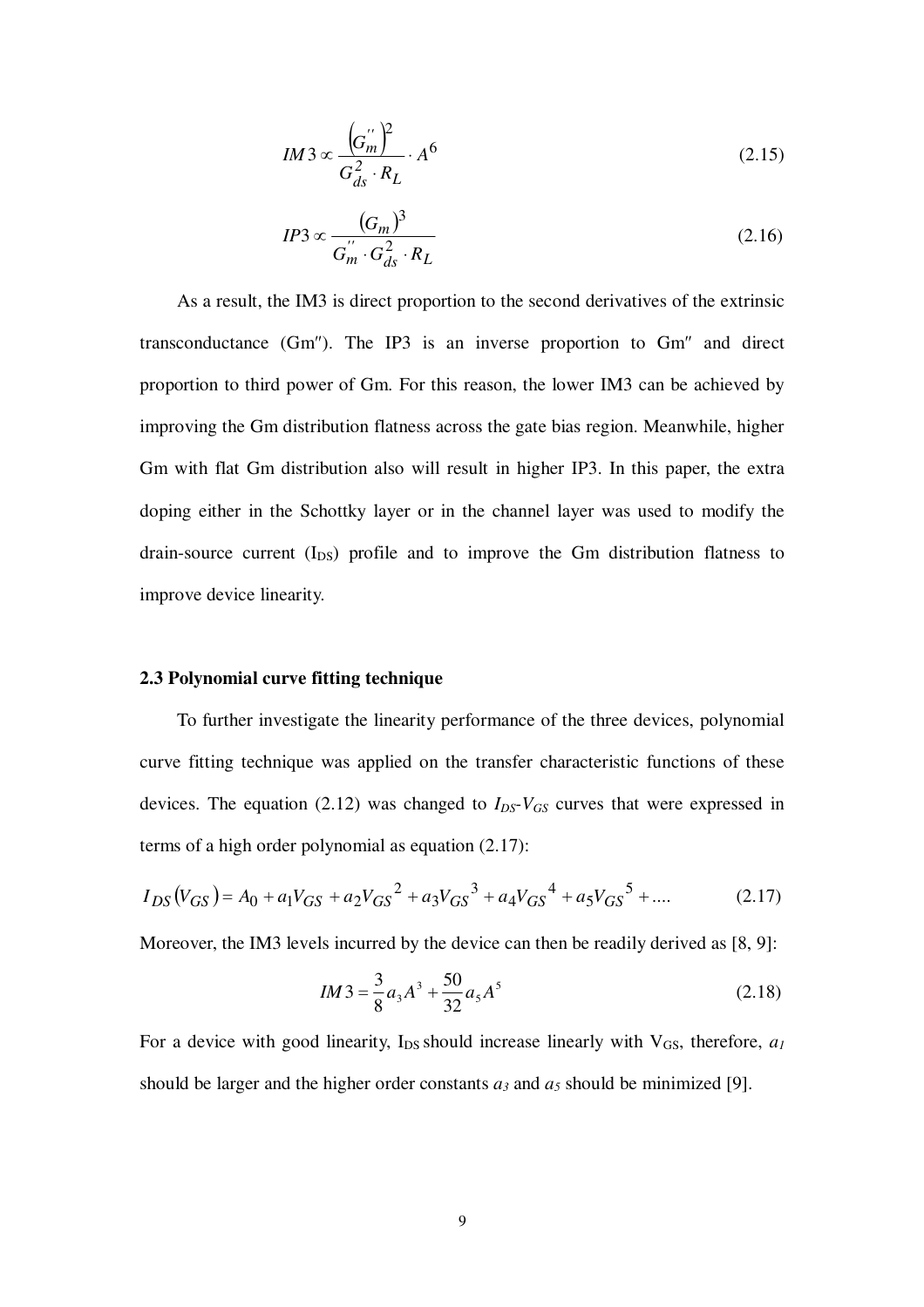$$IM3 \propto \frac{\left(G_m''\right)^2}{G_{ds}^2 \cdot R_L} \cdot A^6 \tag{2.15}$$

$$IP3 \propto \frac{\left(G_m\right)^3}{G_m'' \cdot G_{ds}^2 \cdot R_L} \tag{2.16}$$

As a result, the IM3 is direct proportion to the second derivatives of the extrinsic transconductance (Gm″). The IP3 is an inverse proportion to Gm″ and direct proportion to third power of Gm. For this reason, the lower IM3 can be achieved by improving the Gm distribution flatness across the gate bias region. Meanwhile, higher Gm with flat Gm distribution also will result in higher IP3. In this paper, the extra doping either in the Schottky layer or in the channel layer was used to modify the drain-source current ($I_{DS}$) profile and to improve the Gm distribution flatness to improve device linearity.

### 2.3 Polynomial curve fitting technique

To further investigate the linearity performance of the three devices, polynomial curve fitting technique was applied on the transfer characteristic functions of these devices. The equation (2.12) was changed to $I_{DS}$-$V_{GS}$ curves that were expressed in terms of a high order polynomial as equation (2.17):

$$I_{DS}\left(V_{GS}\right) = A_0 + a_1 V_{GS} + a_2 {V_{GS}}^2 + a_3 {V_{GS}}^3 + a_4 {V_{GS}}^4 + a_5 {V_{GS}}^5 + .... \tag{2.17}$$

Moreover, the IM3 levels incurred by the device can then be readily derived as [8, 9]:

$$IM3 = \frac{3}{8} a_3 A^3 + \frac{50}{32} a_5 A^5 \tag{2.18}$$

For a device with good linearity, $I_{DS}$ should increase linearly with $V_{GS}$, therefore, $a_1$ should be larger and the higher order constants $a_3$ and $a_5$ should be minimized [9].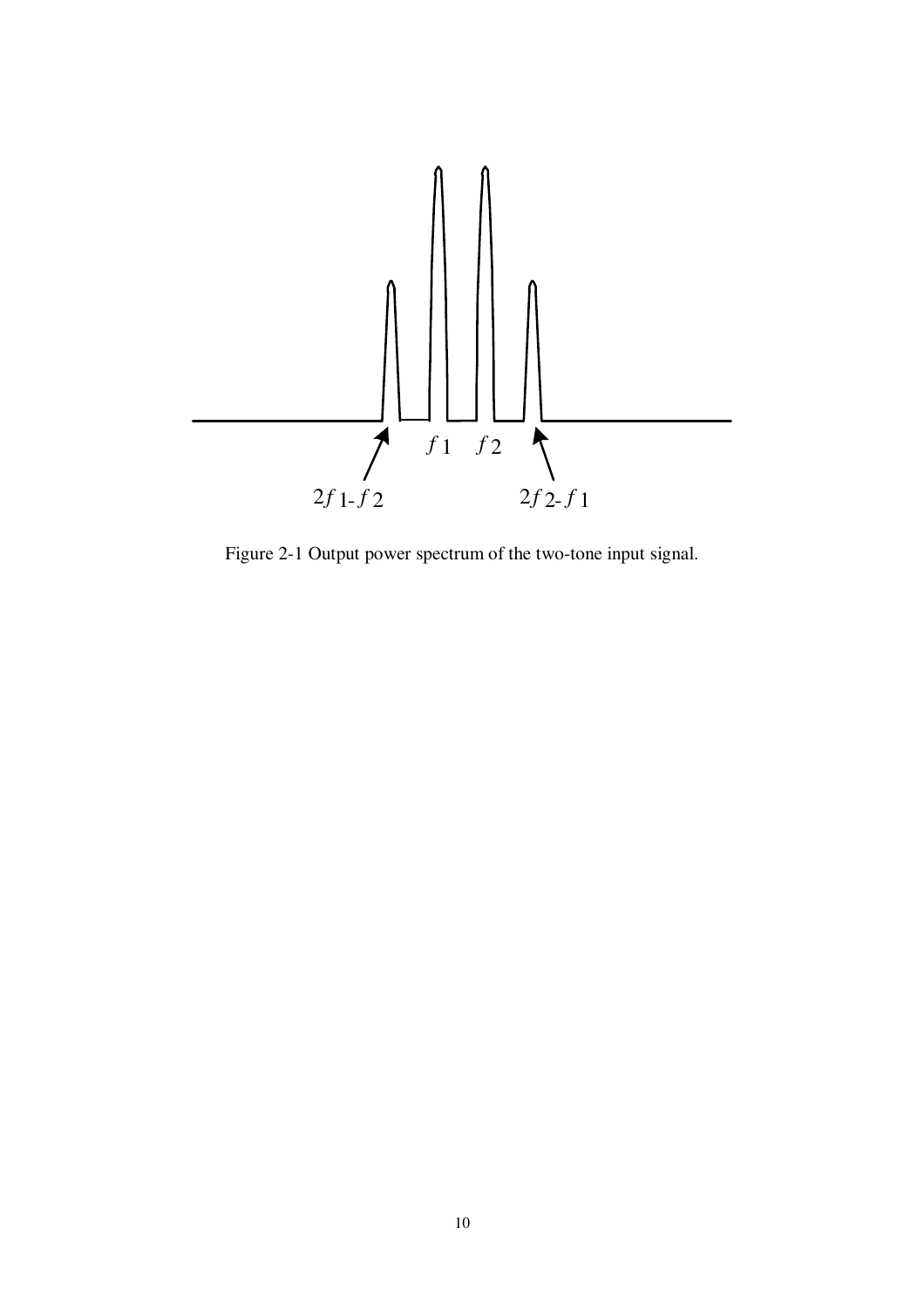$f_1$ $f_2$

$2f_1$- $f_2$

$2f_2$- $f_1$

Figure 2-1 Output power spectrum of the two-tone input signal.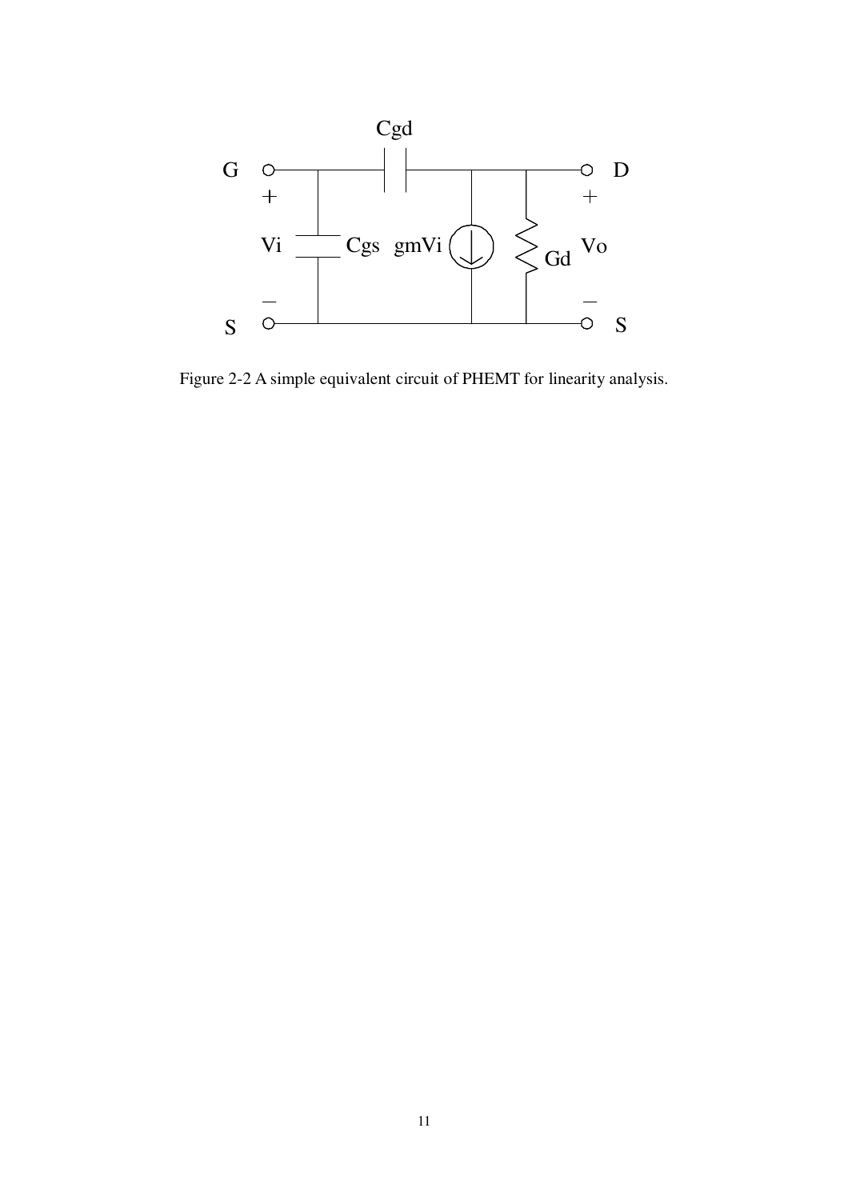G D

Cgd

+ +

Vi Cgs gmVi Gd Vo

– –

S S

Figure 2-2 A simple equivalent circuit of PHEMT for linearity analysis.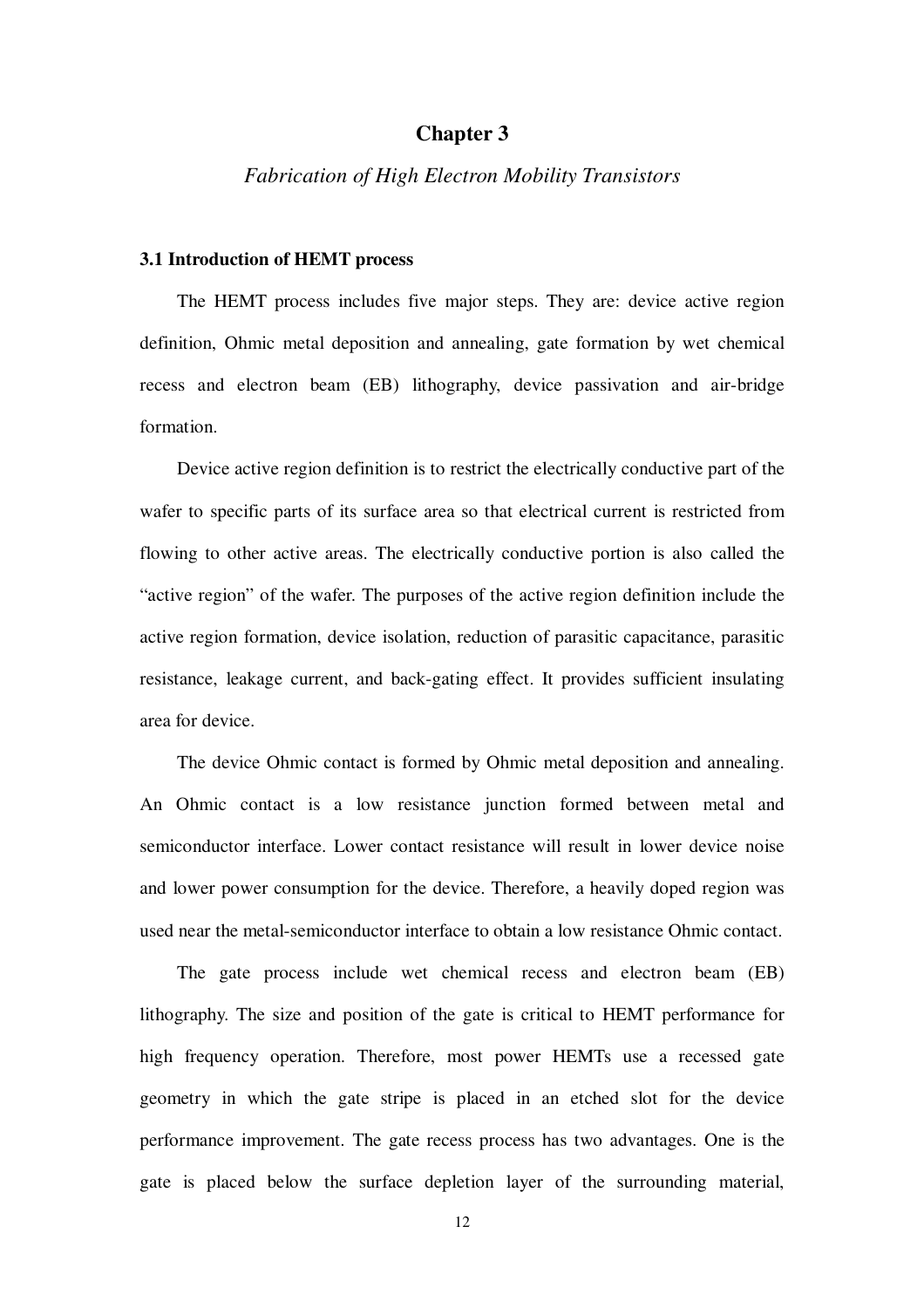# Chapter 3

*Fabrication of High Electron Mobility Transistors*

### 3.1 Introduction of HEMT process

The HEMT process includes five major steps. They are: device active region definition, Ohmic metal deposition and annealing, gate formation by wet chemical recess and electron beam (EB) lithography, device passivation and air-bridge formation.

Device active region definition is to restrict the electrically conductive part of the wafer to specific parts of its surface area so that electrical current is restricted from flowing to other active areas. The electrically conductive portion is also called the "active region" of the wafer. The purposes of the active region definition include the active region formation, device isolation, reduction of parasitic capacitance, parasitic resistance, leakage current, and back-gating effect. It provides sufficient insulating area for device.

The device Ohmic contact is formed by Ohmic metal deposition and annealing. An Ohmic contact is a low resistance junction formed between metal and semiconductor interface. Lower contact resistance will result in lower device noise and lower power consumption for the device. Therefore, a heavily doped region was used near the metal-semiconductor interface to obtain a low resistance Ohmic contact.

The gate process include wet chemical recess and electron beam (EB) lithography. The size and position of the gate is critical to HEMT performance for high frequency operation. Therefore, most power HEMTs use a recessed gate geometry in which the gate stripe is placed in an etched slot for the device performance improvement. The gate recess process has two advantages. One is the gate is placed below the surface depletion layer of the surrounding material,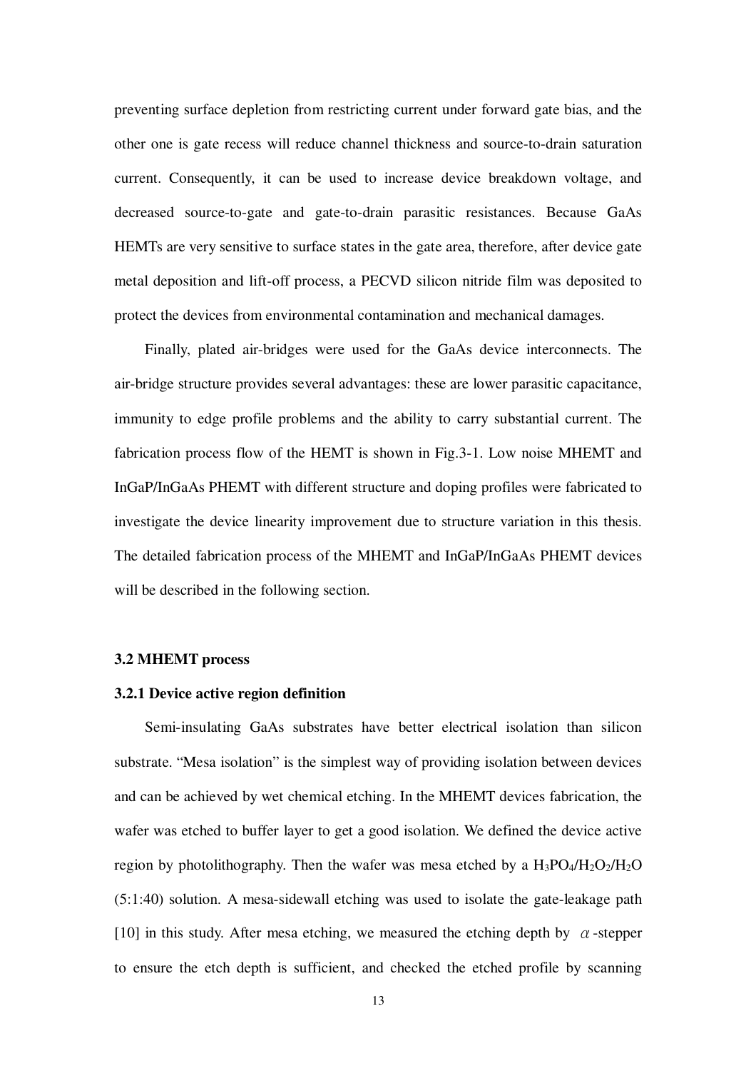preventing surface depletion from restricting current under forward gate bias, and the other one is gate recess will reduce channel thickness and source-to-drain saturation current. Consequently, it can be used to increase device breakdown voltage, and decreased source-to-gate and gate-to-drain parasitic resistances. Because GaAs HEMTs are very sensitive to surface states in the gate area, therefore, after device gate metal deposition and lift-off process, a PECVD silicon nitride film was deposited to protect the devices from environmental contamination and mechanical damages.

Finally, plated air-bridges were used for the GaAs device interconnects. The air-bridge structure provides several advantages: these are lower parasitic capacitance, immunity to edge profile problems and the ability to carry substantial current. The fabrication process flow of the HEMT is shown in Fig.3-1. Low noise MHEMT and InGaP/InGaAs PHEMT with different structure and doping profiles were fabricated to investigate the device linearity improvement due to structure variation in this thesis. The detailed fabrication process of the MHEMT and InGaP/InGaAs PHEMT devices will be described in the following section.

### 3.2 MHEMT process

#### 3.2.1 Device active region definition

Semi-insulating GaAs substrates have better electrical isolation than silicon substrate. "Mesa isolation" is the simplest way of providing isolation between devices and can be achieved by wet chemical etching. In the MHEMT devices fabrication, the wafer was etched to buffer layer to get a good isolation. We defined the device active region by photolithography. Then the wafer was mesa etched by a $H_3PO_4/H_2O_2/H_2O$ (5:1:40) solution. A mesa-sidewall etching was used to isolate the gate-leakage path [10] in this study. After mesa etching, we measured the etching depth by $\alpha$-stepper to ensure the etch depth is sufficient, and checked the etched profile by scanning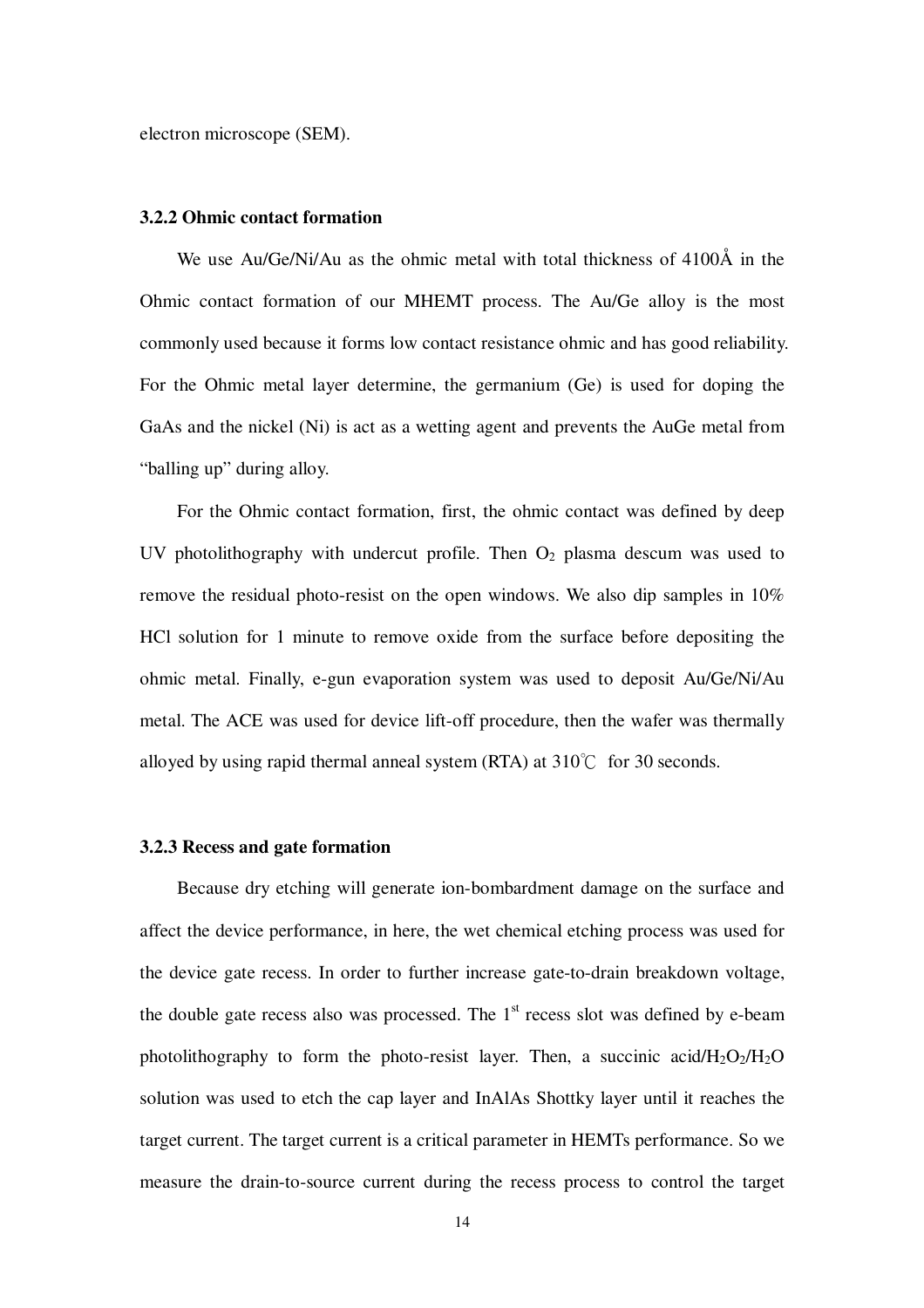electron microscope (SEM).

### 3.2.2 Ohmic contact formation

We use Au/Ge/Ni/Au as the ohmic metal with total thickness of 4100Å in the Ohmic contact formation of our MHEMT process. The Au/Ge alloy is the most commonly used because it forms low contact resistance ohmic and has good reliability. For the Ohmic metal layer determine, the germanium (Ge) is used for doping the GaAs and the nickel (Ni) is act as a wetting agent and prevents the AuGe metal from "balling up" during alloy.

For the Ohmic contact formation, first, the ohmic contact was defined by deep UV photolithography with undercut profile. Then $O_2$ plasma descum was used to remove the residual photo-resist on the open windows. We also dip samples in 10% HCl solution for 1 minute to remove oxide from the surface before depositing the ohmic metal. Finally, e-gun evaporation system was used to deposit Au/Ge/Ni/Au metal. The ACE was used for device lift-off procedure, then the wafer was thermally alloyed by using rapid thermal anneal system (RTA) at 310℃ for 30 seconds.

### 3.2.3 Recess and gate formation

Because dry etching will generate ion-bombardment damage on the surface and affect the device performance, in here, the wet chemical etching process was used for the device gate recess. In order to further increase gate-to-drain breakdown voltage, the double gate recess also was processed. The 1st recess slot was defined by e-beam photolithography to form the photo-resist layer. Then, a succinic acid/$H_2O_2$/$H_2O$ solution was used to etch the cap layer and InAlAs Shottky layer until it reaches the target current. The target current is a critical parameter in HEMTs performance. So we measure the drain-to-source current during the recess process to control the target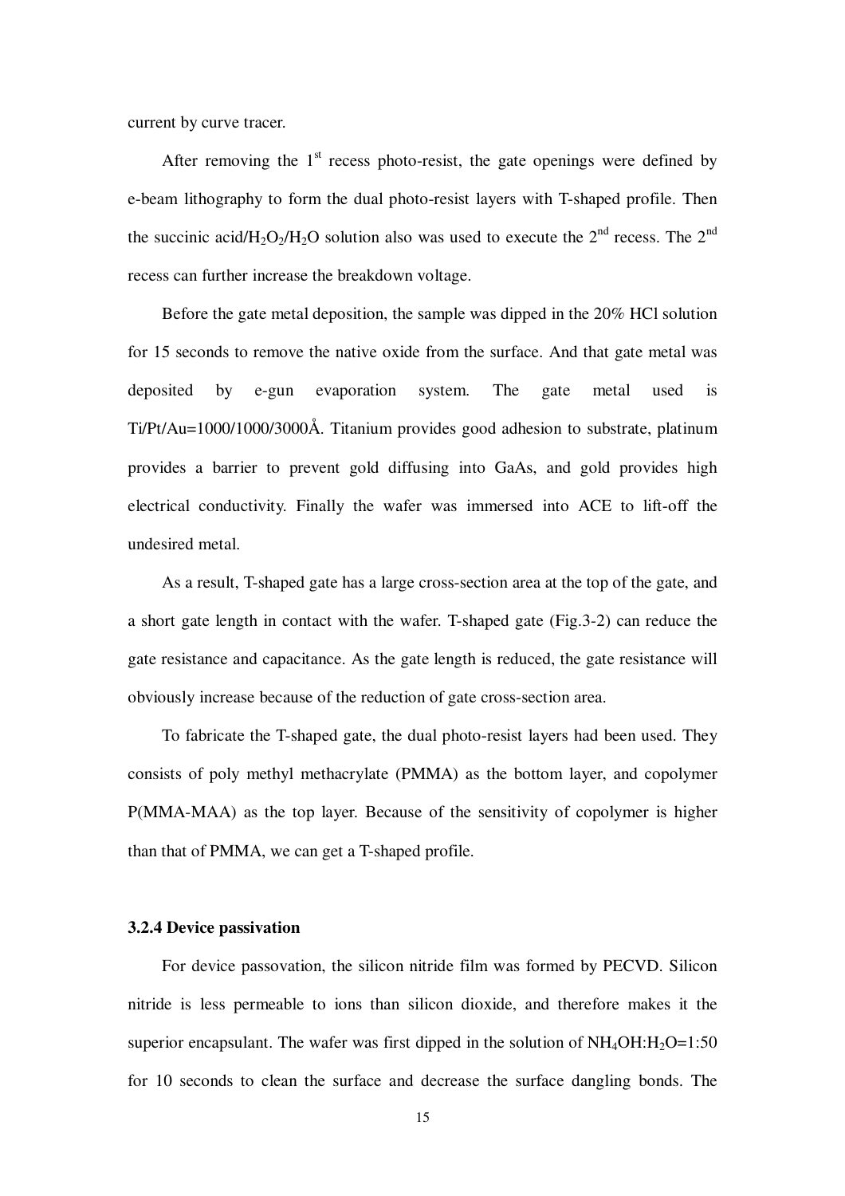current by curve tracer.

After removing the 1st recess photo-resist, the gate openings were defined by e-beam lithography to form the dual photo-resist layers with T-shaped profile. Then the succinic acid/$H_2O_2$/$H_2O$ solution also was used to execute the 2nd recess. The 2nd recess can further increase the breakdown voltage.

Before the gate metal deposition, the sample was dipped in the 20% HCl solution for 15 seconds to remove the native oxide from the surface. And that gate metal was deposited by e-gun evaporation system. The gate metal used is Ti/Pt/Au=1000/1000/3000Å. Titanium provides good adhesion to substrate, platinum provides a barrier to prevent gold diffusing into GaAs, and gold provides high electrical conductivity. Finally the wafer was immersed into ACE to lift-off the undesired metal.

As a result, T-shaped gate has a large cross-section area at the top of the gate, and a short gate length in contact with the wafer. T-shaped gate (Fig.3-2) can reduce the gate resistance and capacitance. As the gate length is reduced, the gate resistance will obviously increase because of the reduction of gate cross-section area.

To fabricate the T-shaped gate, the dual photo-resist layers had been used. They consists of poly methyl methacrylate (PMMA) as the bottom layer, and copolymer P(MMA-MAA) as the top layer. Because of the sensitivity of copolymer is higher than that of PMMA, we can get a T-shaped profile.

### 3.2.4 Device passivation

For device passovation, the silicon nitride film was formed by PECVD. Silicon nitride is less permeable to ions than silicon dioxide, and therefore makes it the superior encapsulant. The wafer was first dipped in the solution of $NH_4OH$:$H_2O$=1:50 for 10 seconds to clean the surface and decrease the surface dangling bonds. The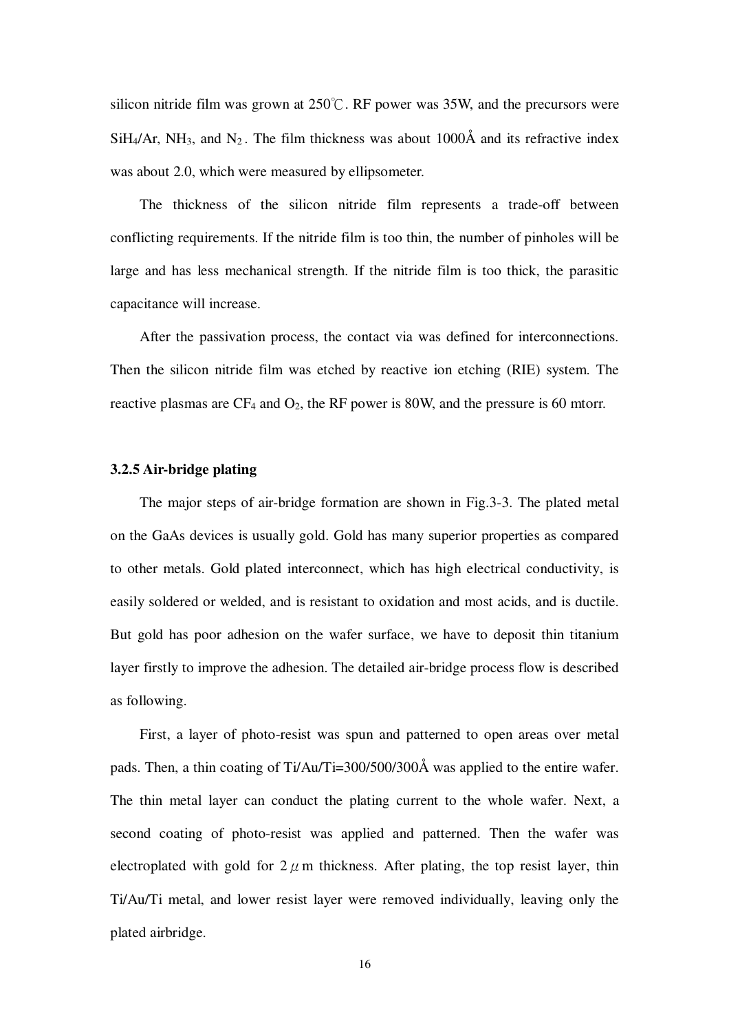silicon nitride film was grown at 250℃. RF power was 35W, and the precursors were $SiH_4$/Ar, $NH_3$, and $N_2$. The film thickness was about 1000Å and its refractive index was about 2.0, which were measured by ellipsometer.

The thickness of the silicon nitride film represents a trade-off between conflicting requirements. If the nitride film is too thin, the number of pinholes will be large and has less mechanical strength. If the nitride film is too thick, the parasitic capacitance will increase.

After the passivation process, the contact via was defined for interconnections. Then the silicon nitride film was etched by reactive ion etching (RIE) system. The reactive plasmas are $CF_4$ and $O_2$, the RF power is 80W, and the pressure is 60 mtorr.

### 3.2.5 Air-bridge plating

The major steps of air-bridge formation are shown in Fig.3-3. The plated metal on the GaAs devices is usually gold. Gold has many superior properties as compared to other metals. Gold plated interconnect, which has high electrical conductivity, is easily soldered or welded, and is resistant to oxidation and most acids, and is ductile. But gold has poor adhesion on the wafer surface, we have to deposit thin titanium layer firstly to improve the adhesion. The detailed air-bridge process flow is described as following.

First, a layer of photo-resist was spun and patterned to open areas over metal pads. Then, a thin coating of Ti/Au/Ti=300/500/300Å was applied to the entire wafer. The thin metal layer can conduct the plating current to the whole wafer. Next, a second coating of photo-resist was applied and patterned. Then the wafer was electroplated with gold for 2 $\mu$m thickness. After plating, the top resist layer, thin Ti/Au/Ti metal, and lower resist layer were removed individually, leaving only the plated airbridge.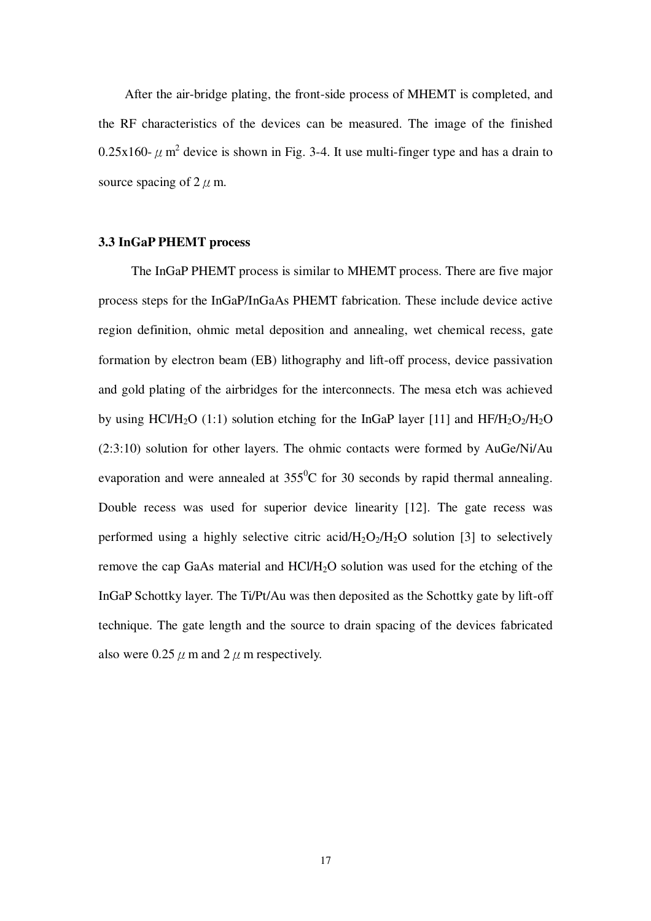After the air-bridge plating, the front-side process of MHEMT is completed, and the RF characteristics of the devices can be measured. The image of the finished 0.25x160- $\mu$ m$^2$ device is shown in Fig. 3-4. It use multi-finger type and has a drain to source spacing of 2 $\mu$ m.

### 3.3 InGaP PHEMT process

The InGaP PHEMT process is similar to MHEMT process. There are five major process steps for the InGaP/InGaAs PHEMT fabrication. These include device active region definition, ohmic metal deposition and annealing, wet chemical recess, gate formation by electron beam (EB) lithography and lift-off process, device passivation and gold plating of the airbridges for the interconnects. The mesa etch was achieved by using $HCl/H_2O$ (1:1) solution etching for the InGaP layer [11] and $HF/H_2O_2/H_2O$ (2:3:10) solution for other layers. The ohmic contacts were formed by AuGe/Ni/Au evaporation and were annealed at $355^0$C for 30 seconds by rapid thermal annealing. Double recess was used for superior device linearity [12]. The gate recess was performed using a highly selective citric acid/$H_2O_2/H_2O$ solution [3] to selectively remove the cap GaAs material and $HCl/H_2O$ solution was used for the etching of the InGaP Schottky layer. The Ti/Pt/Au was then deposited as the Schottky gate by lift-off technique. The gate length and the source to drain spacing of the devices fabricated also were 0.25 $\mu$ m and 2 $\mu$ m respectively.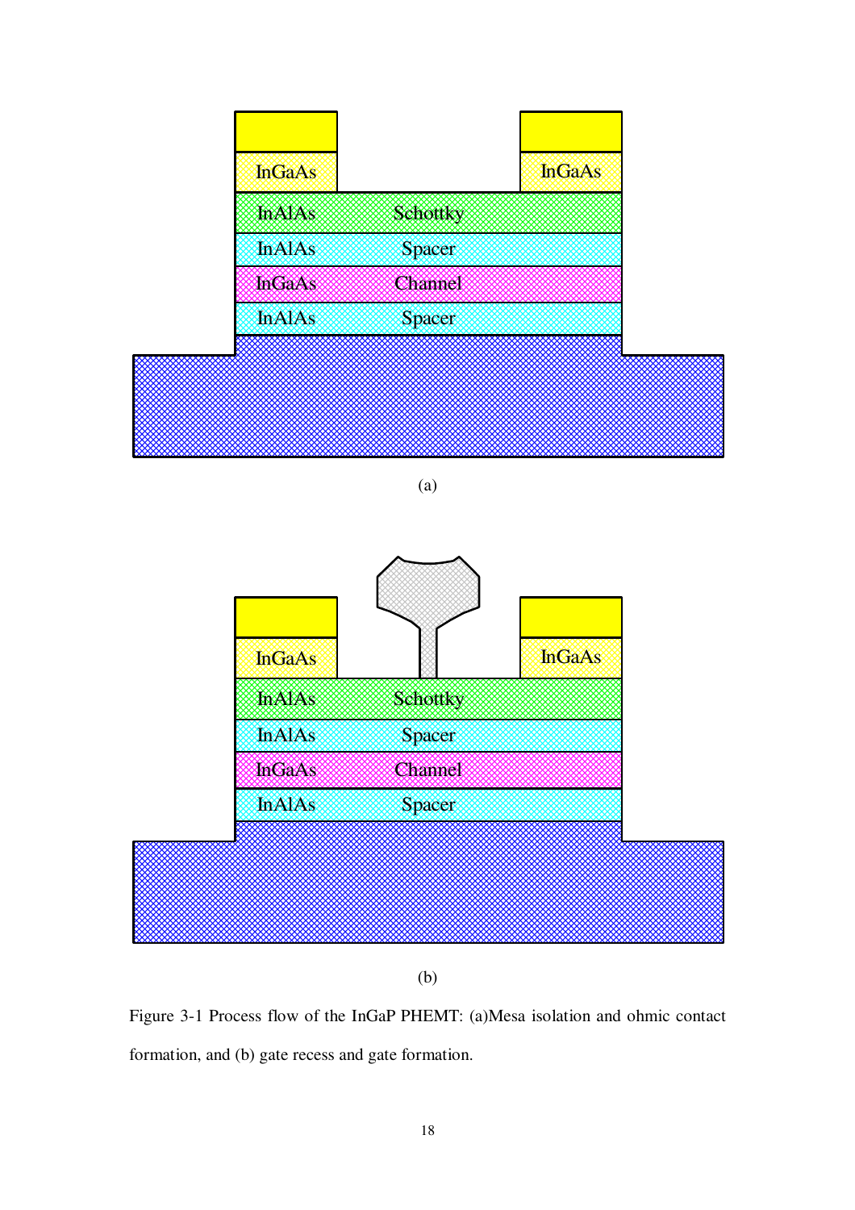InGaAs

InGaAs

InAlAs Schottky

InAlAs Spacer

InGaAs Channel

InAlAs Spacer

(a)

InGaAs

InGaAs

InAlAs Schottky

InAlAs Spacer

InGaAs Channel

InAlAs Spacer

(b)

Figure 3-1 Process flow of the InGaP PHEMT: (a)Mesa isolation and ohmic contact formation, and (b) gate recess and gate formation.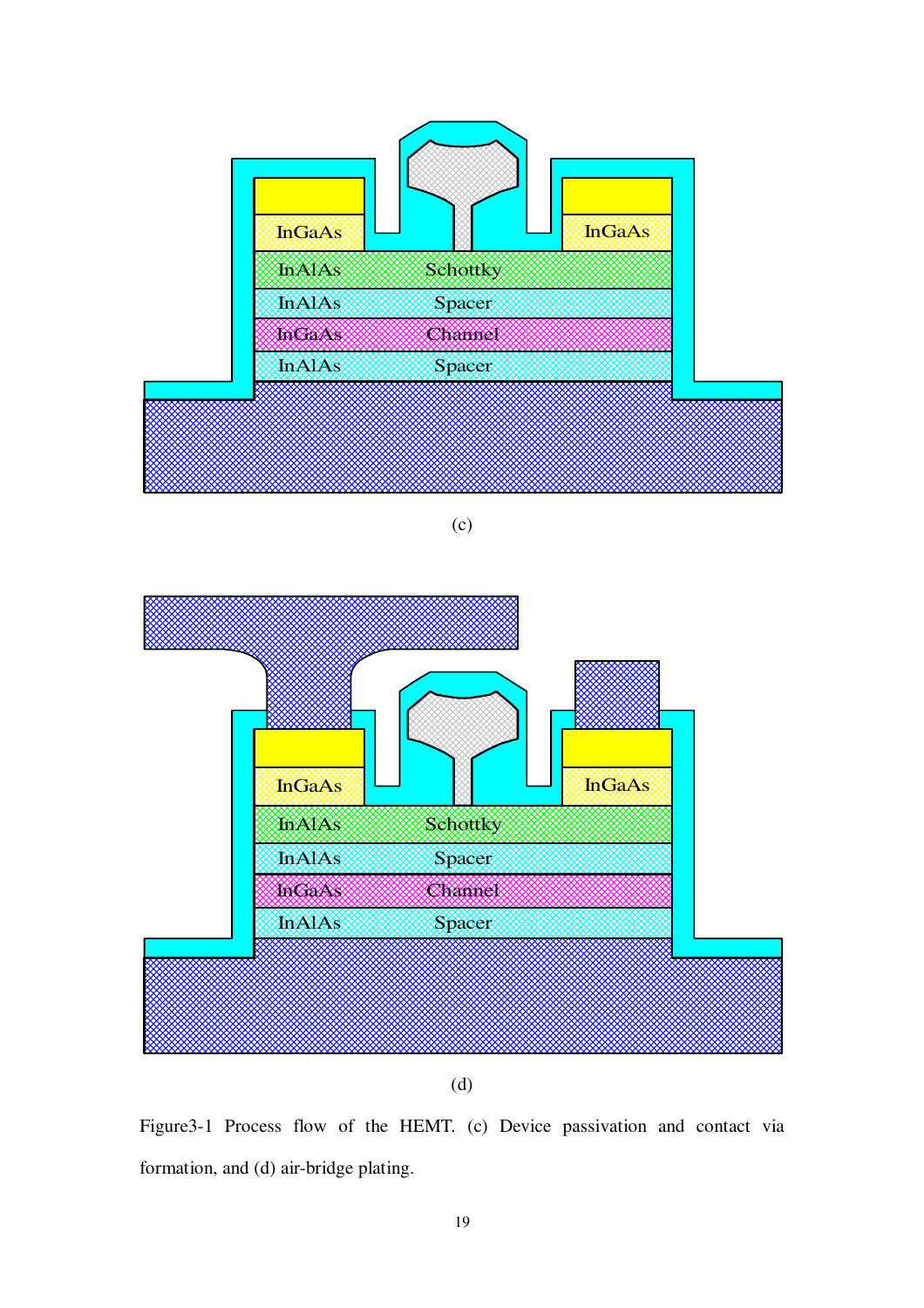InGaAs

InGaAs

InAlAs Schottky

InAlAs Spacer

InGaAs Channel

InAlAs Spacer

(c)

InGaAs

InGaAs

InAlAs Schottky

InAlAs Spacer

InGaAs Channel

InAlAs Spacer

(d)

Figure3-1 Process flow of the HEMT. (c) Device passivation and contact via formation, and (d) air-bridge plating.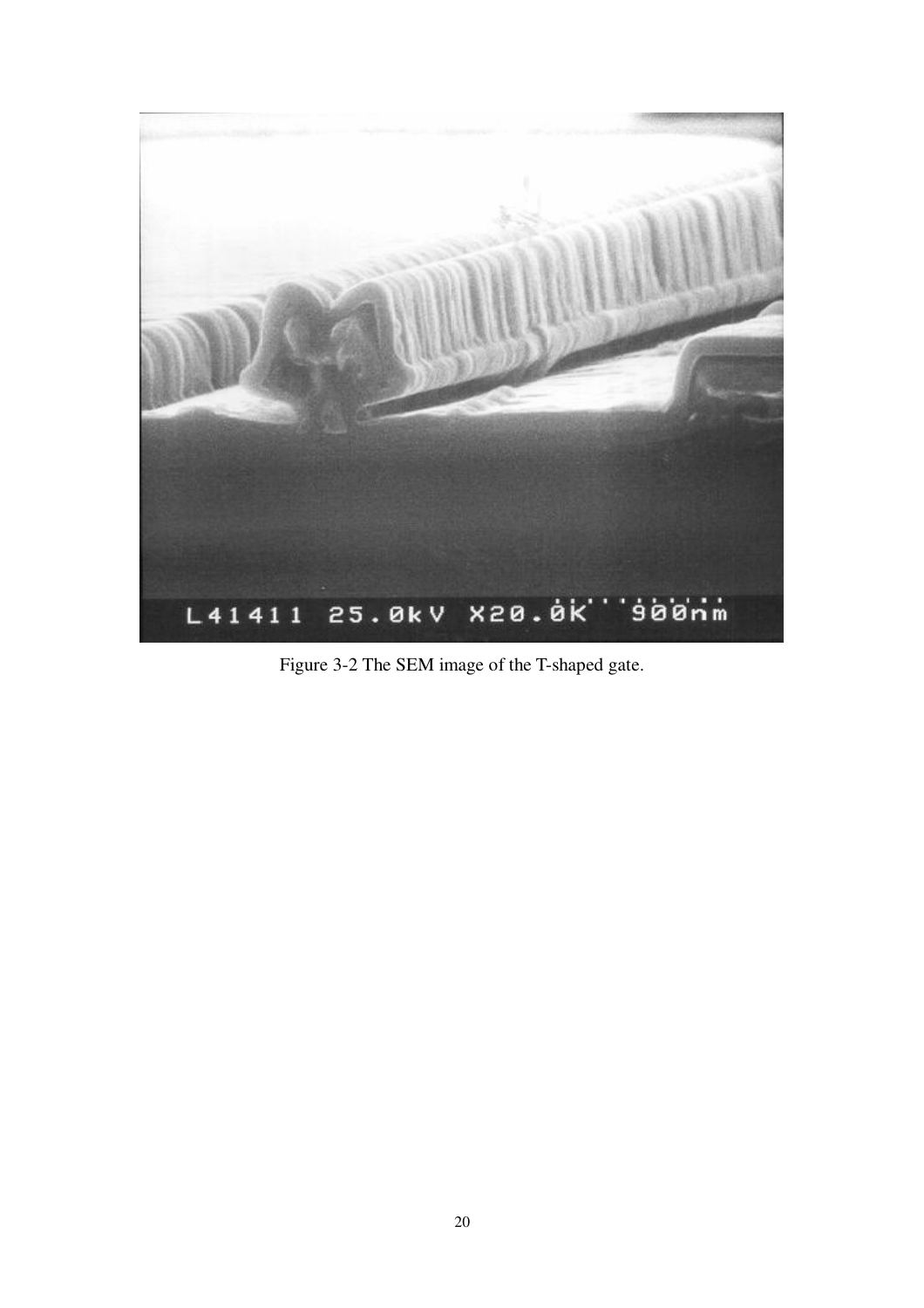Figure 3-2 The SEM image of the T-shaped gate.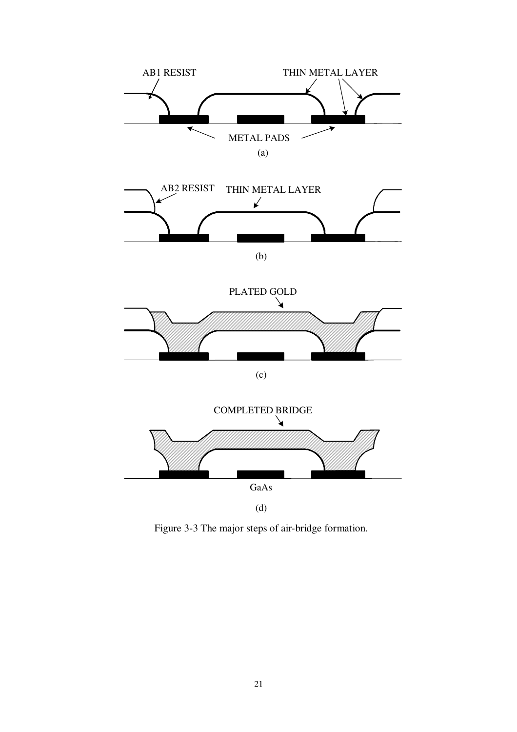AB1 RESIST

THIN METAL LAYER

METAL PADS

(a)

AB2 RESIST

THIN METAL LAYER

(b)

PLATED GOLD

(c)

COMPLETED BRIDGE

GaAs

(d)

Figure 3-3 The major steps of air-bridge formation.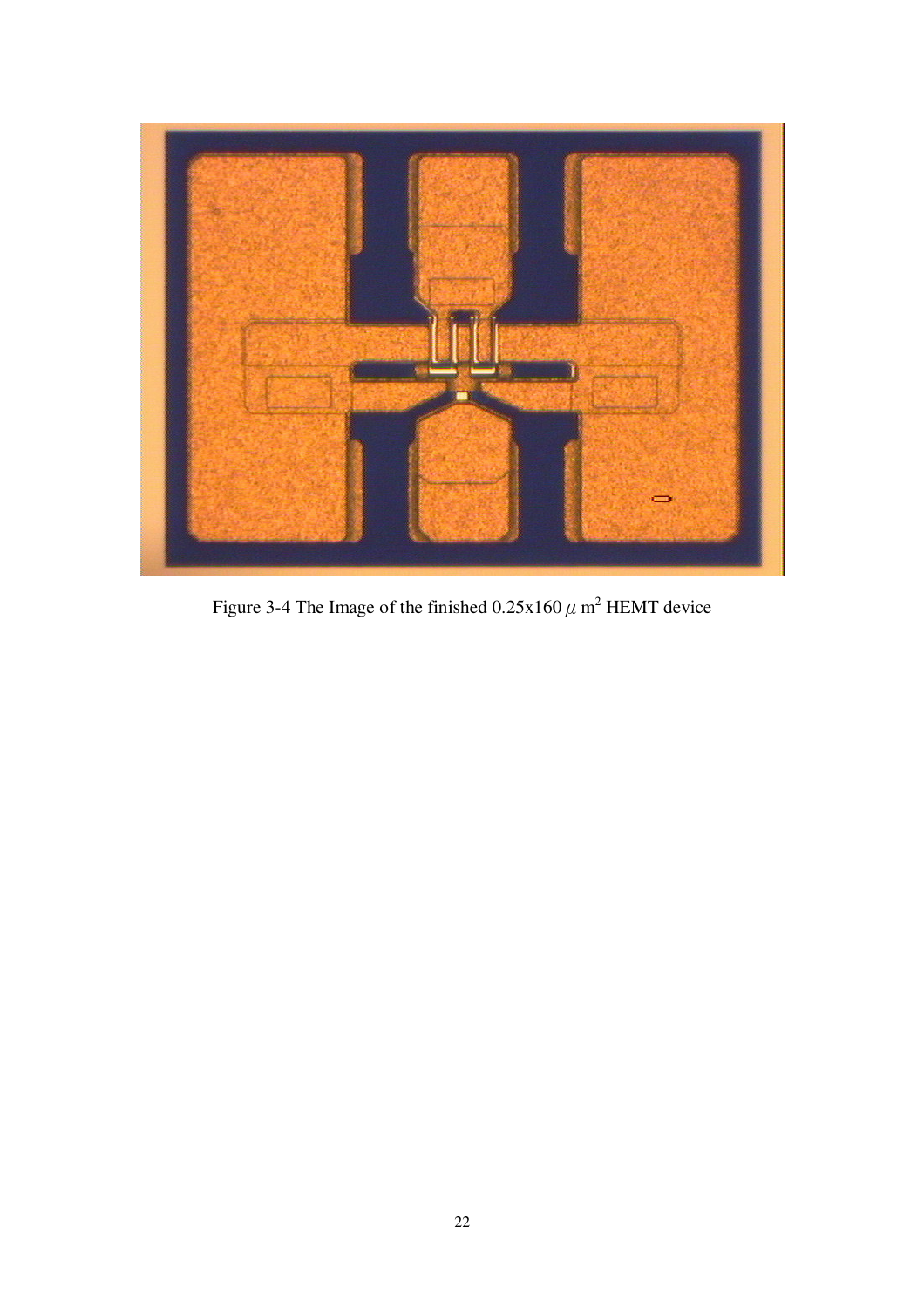Figure 3-4 The Image of the finished 0.25x160 $\mu$ m$^2$ HEMT device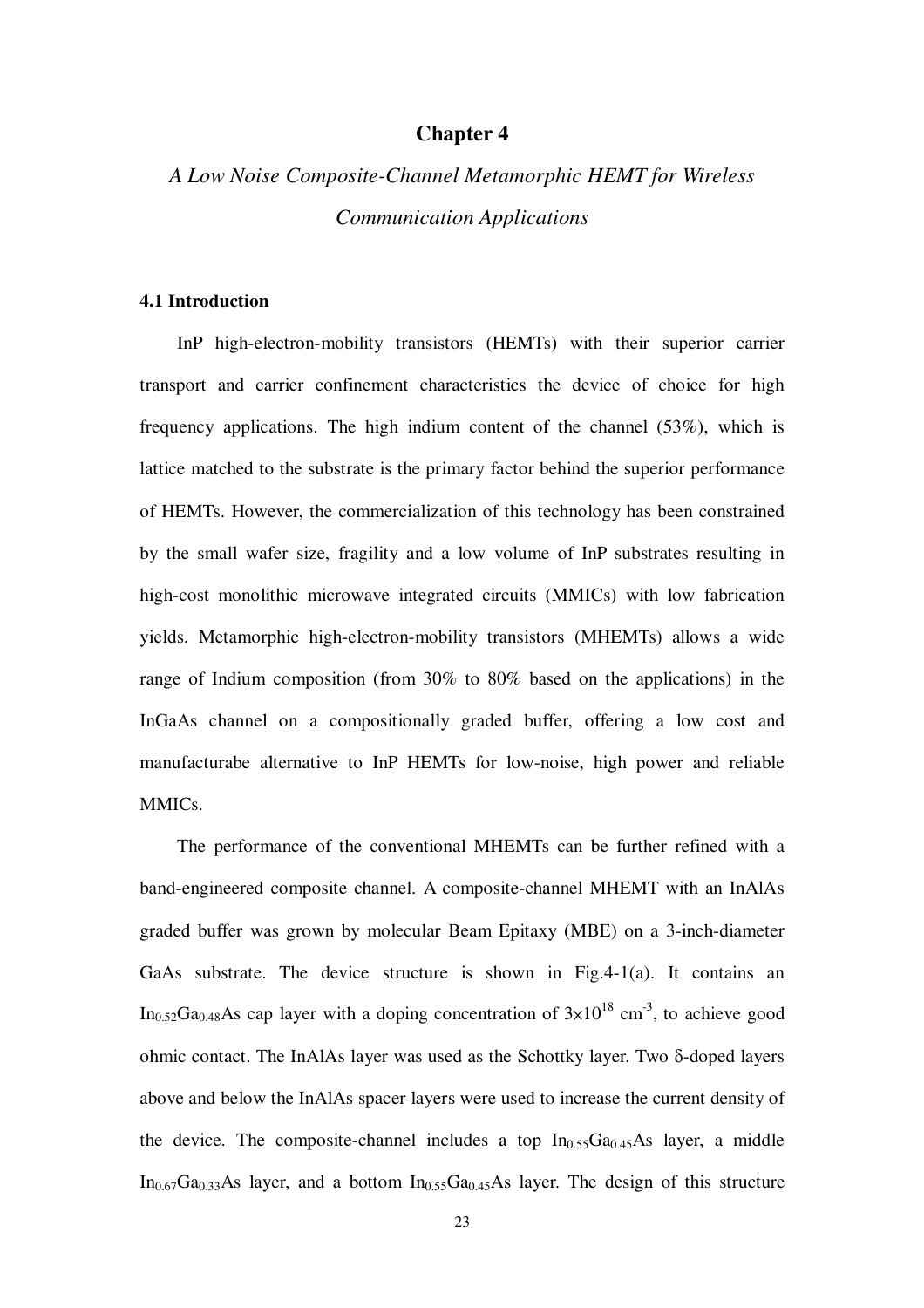# Chapter 4

## *A Low Noise Composite-Channel Metamorphic HEMT for Wireless Communication Applications*

### 4.1 Introduction

InP high-electron-mobility transistors (HEMTs) with their superior carrier transport and carrier confinement characteristics the device of choice for high frequency applications. The high indium content of the channel (53%), which is lattice matched to the substrate is the primary factor behind the superior performance of HEMTs. However, the commercialization of this technology has been constrained by the small wafer size, fragility and a low volume of InP substrates resulting in high-cost monolithic microwave integrated circuits (MMICs) with low fabrication yields. Metamorphic high-electron-mobility transistors (MHEMTs) allows a wide range of Indium composition (from 30% to 80% based on the applications) in the InGaAs channel on a compositionally graded buffer, offering a low cost and manufacturabe alternative to InP HEMTs for low-noise, high power and reliable MMICs.

The performance of the conventional MHEMTs can be further refined with a band-engineered composite channel. A composite-channel MHEMT with an InAlAs graded buffer was grown by molecular Beam Epitaxy (MBE) on a 3-inch-diameter GaAs substrate. The device structure is shown in Fig.4-1(a). It contains an $In_{0.52}Ga_{0.48}As$ cap layer with a doping concentration of $3\times10^{18}$ cm$^{-3}$, to achieve good ohmic contact. The InAlAs layer was used as the Schottky layer. Two δ-doped layers above and below the InAlAs spacer layers were used to increase the current density of the device. The composite-channel includes a top $In_{0.55}Ga_{0.45}As$ layer, a middle $In_{0.67}Ga_{0.33}As$ layer, and a bottom $In_{0.55}Ga_{0.45}As$ layer. The design of this structure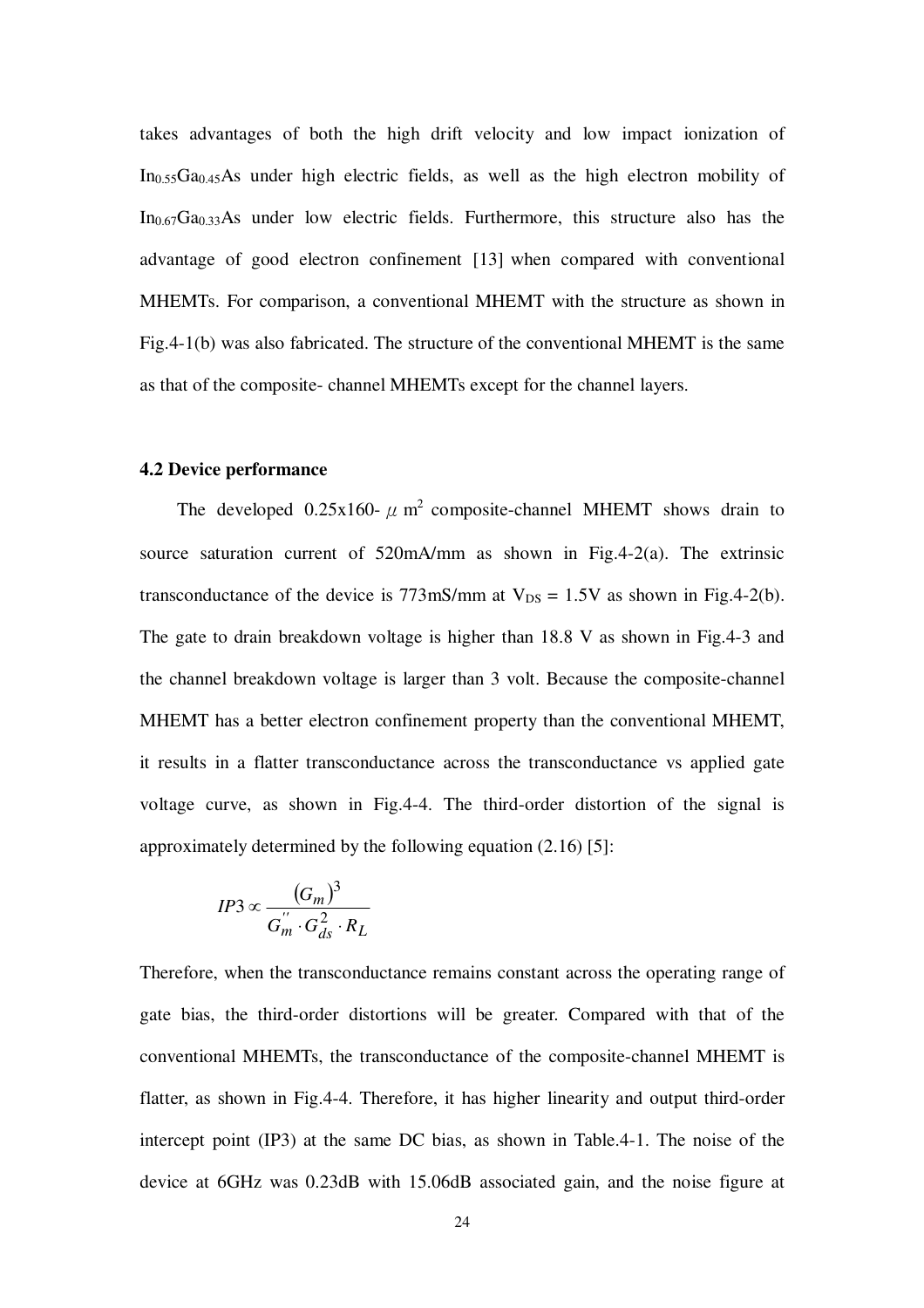takes advantages of both the high drift velocity and low impact ionization of $In_{0.55}Ga_{0.45}As$ under high electric fields, as well as the high electron mobility of $In_{0.67}Ga_{0.33}As$ under low electric fields. Furthermore, this structure also has the advantage of good electron confinement [13] when compared with conventional MHEMTs. For comparison, a conventional MHEMT with the structure as shown in Fig.4-1(b) was also fabricated. The structure of the conventional MHEMT is the same as that of the composite- channel MHEMTs except for the channel layers.

### 4.2 Device performance

The developed 0.25x160-$\mu$ m$^2$ composite-channel MHEMT shows drain to source saturation current of 520mA/mm as shown in Fig.4-2(a). The extrinsic transconductance of the device is 773mS/mm at $V_{DS}$ = 1.5V as shown in Fig.4-2(b). The gate to drain breakdown voltage is higher than 18.8 V as shown in Fig.4-3 and the channel breakdown voltage is larger than 3 volt. Because the composite-channel MHEMT has a better electron confinement property than the conventional MHEMT, it results in a flatter transconductance across the transconductance vs applied gate voltage curve, as shown in Fig.4-4. The third-order distortion of the signal is approximately determined by the following equation (2.16) [5]:

$$IP3 \propto \frac{(G_m)^3}{G_m^{''} \cdot G_{ds}^2 \cdot R_L}$$

Therefore, when the transconductance remains constant across the operating range of gate bias, the third-order distortions will be greater. Compared with that of the conventional MHEMTs, the transconductance of the composite-channel MHEMT is flatter, as shown in Fig.4-4. Therefore, it has higher linearity and output third-order intercept point (IP3) at the same DC bias, as shown in Table.4-1. The noise of the device at 6GHz was 0.23dB with 15.06dB associated gain, and the noise figure at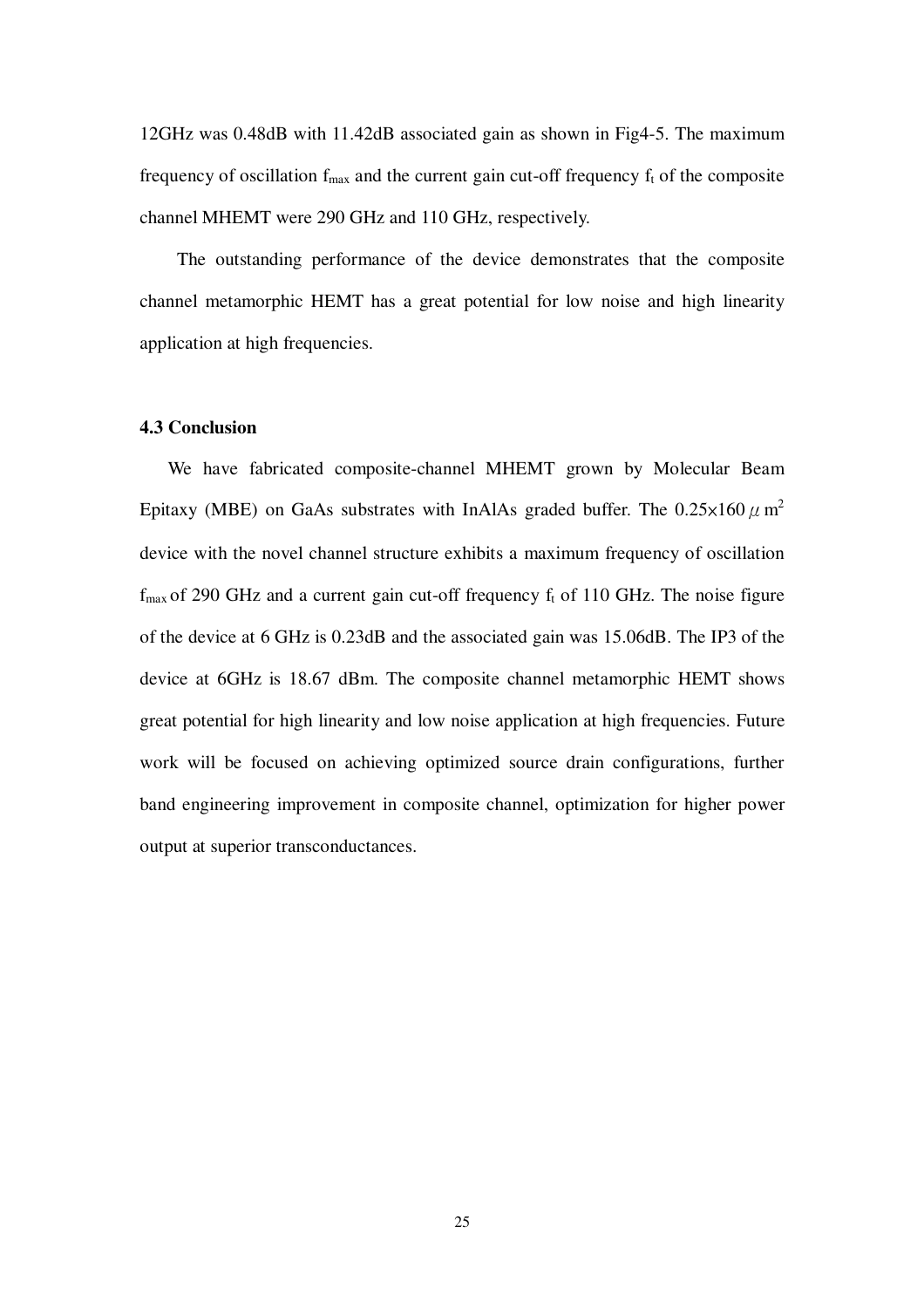12GHz was 0.48dB with 11.42dB associated gain as shown in Fig4-5. The maximum frequency of oscillation $f_{max}$ and the current gain cut-off frequency $f_t$ of the composite channel MHEMT were 290 GHz and 110 GHz, respectively.

The outstanding performance of the device demonstrates that the composite channel metamorphic HEMT has a great potential for low noise and high linearity application at high frequencies.

### 4.3 Conclusion

We have fabricated composite-channel MHEMT grown by Molecular Beam Epitaxy (MBE) on GaAs substrates with InAlAs graded buffer. The $0.25\times160\,\mu m^2$ device with the novel channel structure exhibits a maximum frequency of oscillation $f_{max}$ of 290 GHz and a current gain cut-off frequency $f_t$ of 110 GHz. The noise figure of the device at 6 GHz is 0.23dB and the associated gain was 15.06dB. The IP3 of the device at 6GHz is 18.67 dBm. The composite channel metamorphic HEMT shows great potential for high linearity and low noise application at high frequencies. Future work will be focused on achieving optimized source drain configurations, further band engineering improvement in composite channel, optimization for higher power output at superior transconductances.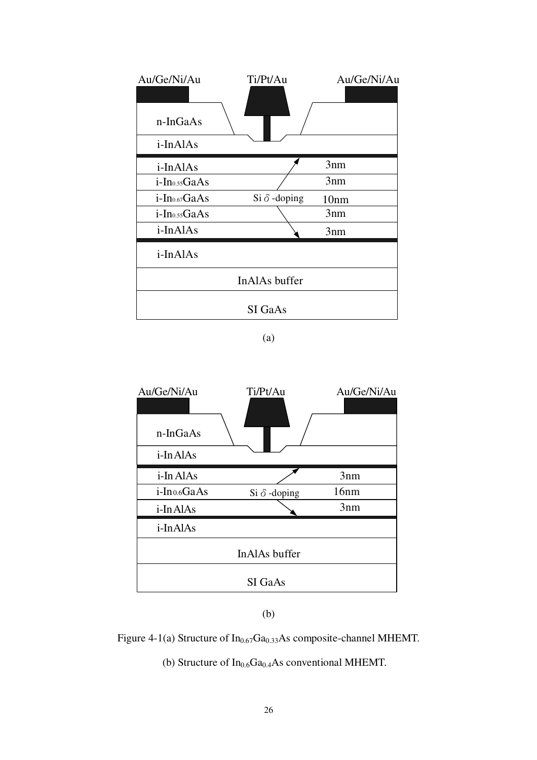Au/Ge/Ni/Au Ti/Pt/Au Au/Ge/Ni/Au

| Layer | Thickness |
| --- | --- |
| n-InGaAs | |
| i-InAlAs | |
| i-InAlAs | 3nm |
| i-$In_{0.55}GaAs$ | 3nm |
| i-$In_{0.67}GaAs$ | 10nm |
| i-$In_{0.55}GaAs$ | 3nm |
| i-InAlAs | 3nm |
| i-InAlAs | |
| InAlAs buffer | |
| SI GaAs | |

Si $\delta$ -doping

(a)

Au/Ge/Ni/Au Ti/Pt/Au Au/Ge/Ni/Au

| Layer | Thickness |
| --- | --- |
| n-InGaAs | |
| i-InAlAs | |
| i-InAlAs | 3nm |
| i-$In_{0.6}GaAs$ | 16nm |
| i-InAlAs | 3nm |
| i-InAlAs | |
| InAlAs buffer | |
| SI GaAs | |

Si $\delta$ -doping

(b)

Figure 4-1(a) Structure of $In_{0.67}Ga_{0.33}As$ composite-channel MHEMT.

(b) Structure of $In_{0.6}Ga_{0.4}As$ conventional MHEMT.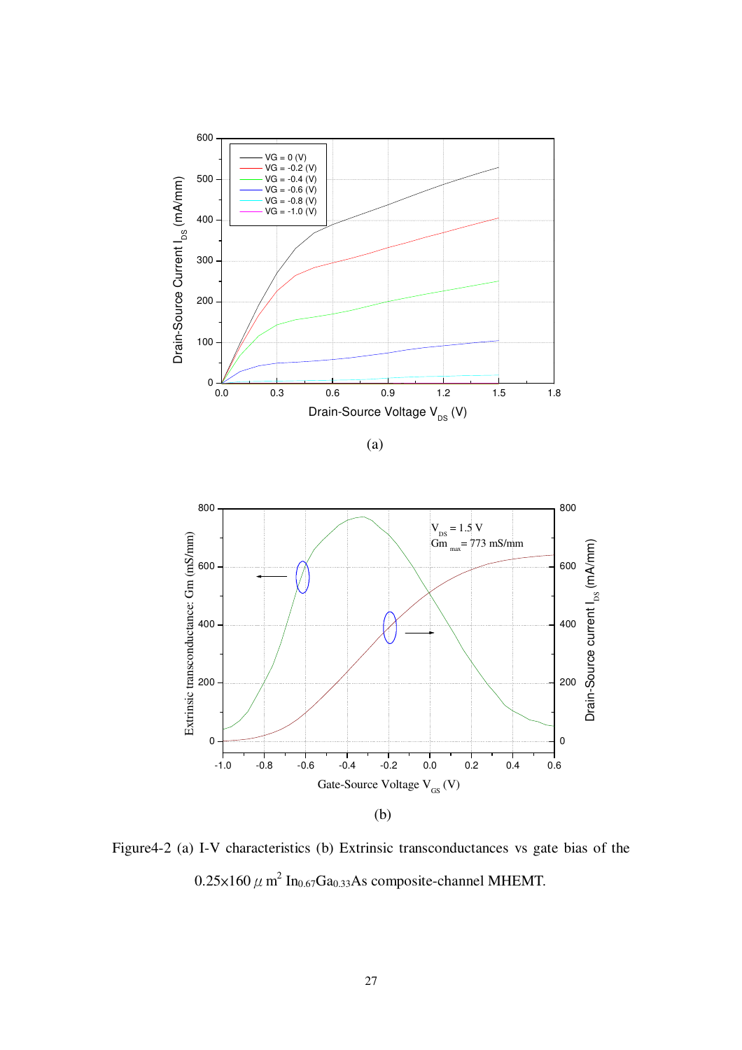(a)

(b)

Figure4-2 (a) I-V characteristics (b) Extrinsic transconductances vs gate bias of the $0.25\times160\ \mu m^2$ $In_{0.67}Ga_{0.33}As$ composite-channel MHEMT.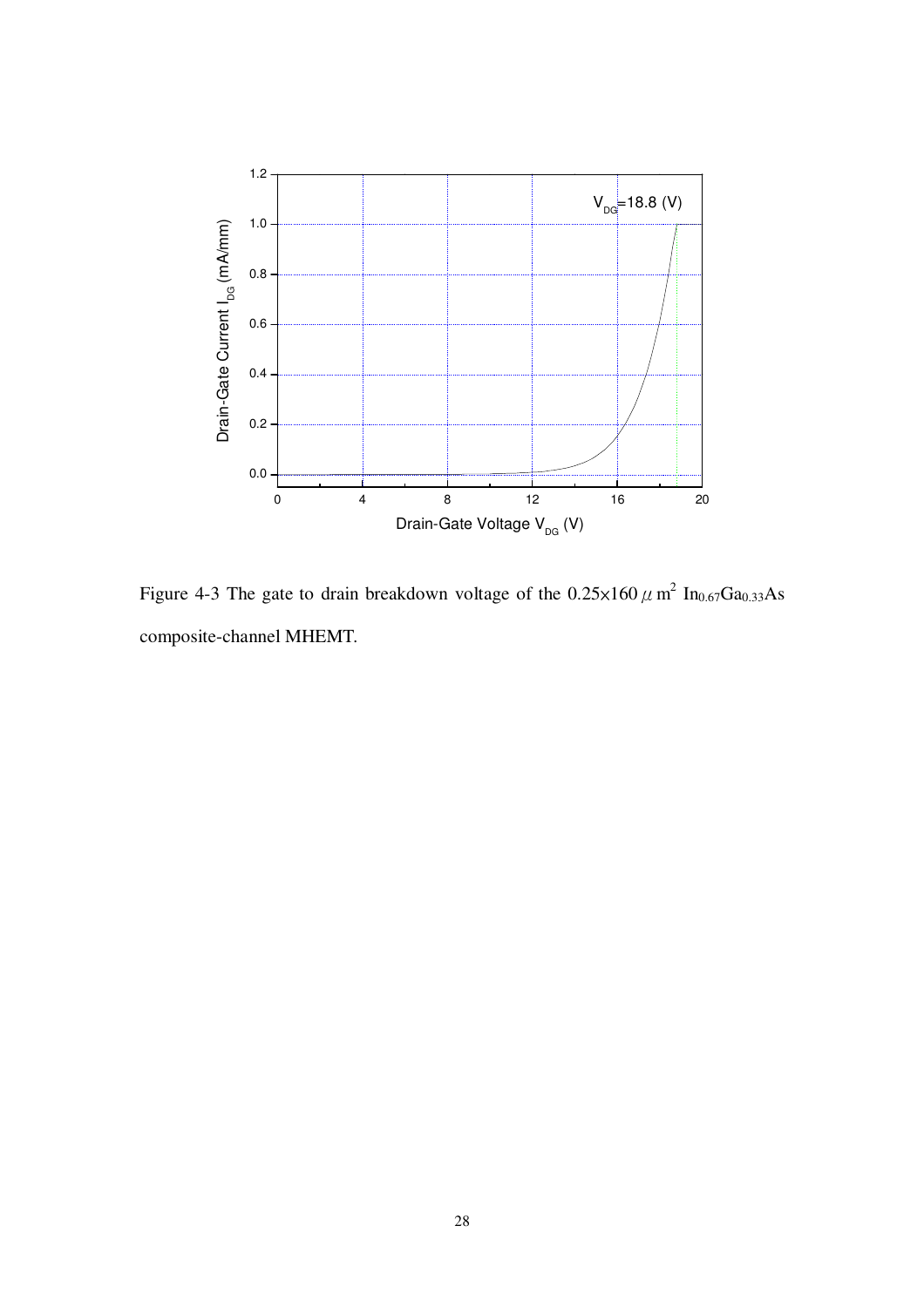Figure 4-3 The gate to drain breakdown voltage of the $0.25 \times 160\,\mu m^2$ $In_{0.67}Ga_{0.33}As$ composite-channel MHEMT.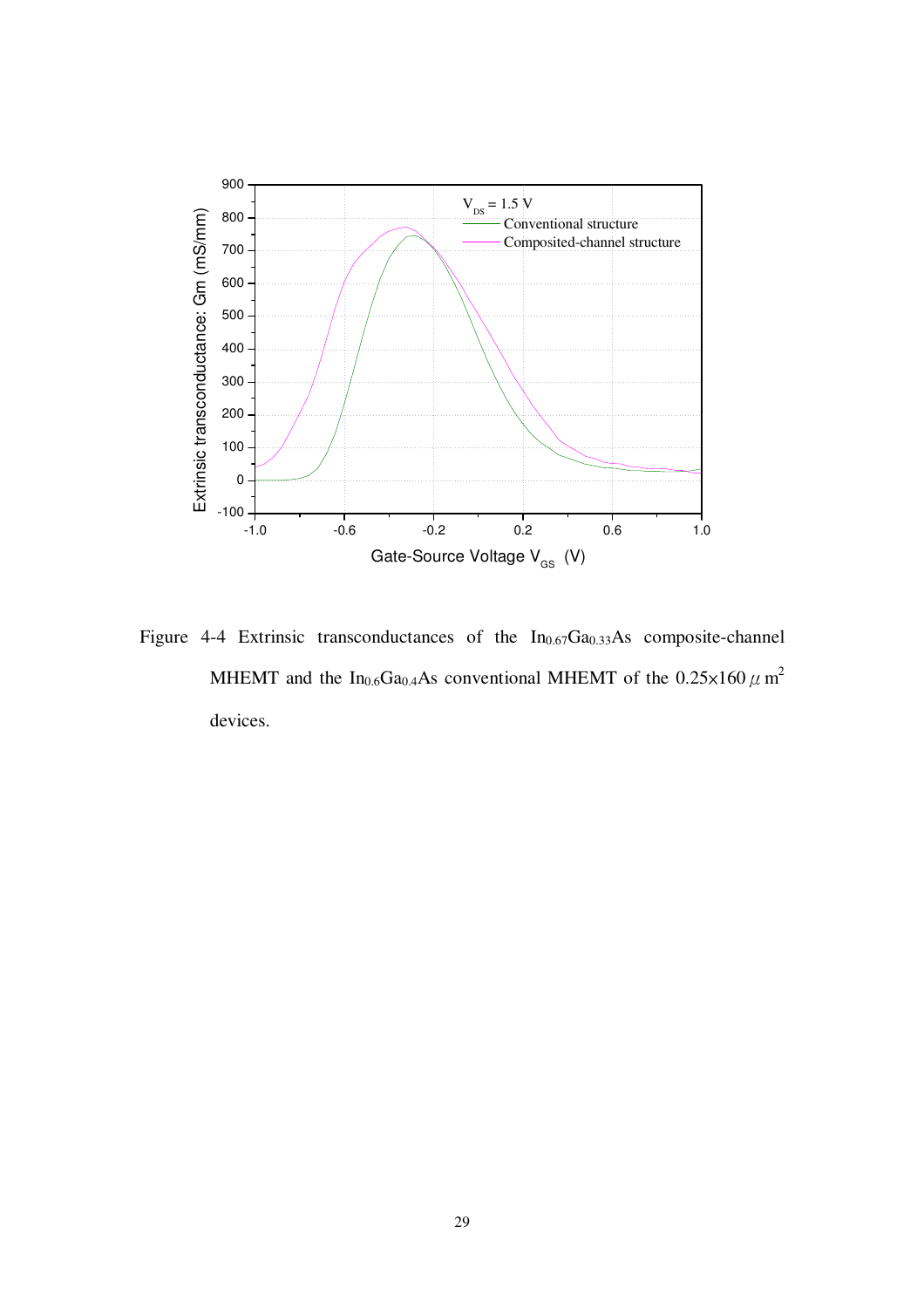Figure 4-4 Extrinsic transconductances of the $In_{0.67}Ga_{0.33}As$ composite-channel MHEMT and the $In_{0.6}Ga_{0.4}As$ conventional MHEMT of the $0.25 \times 160\ \mu m^2$ devices.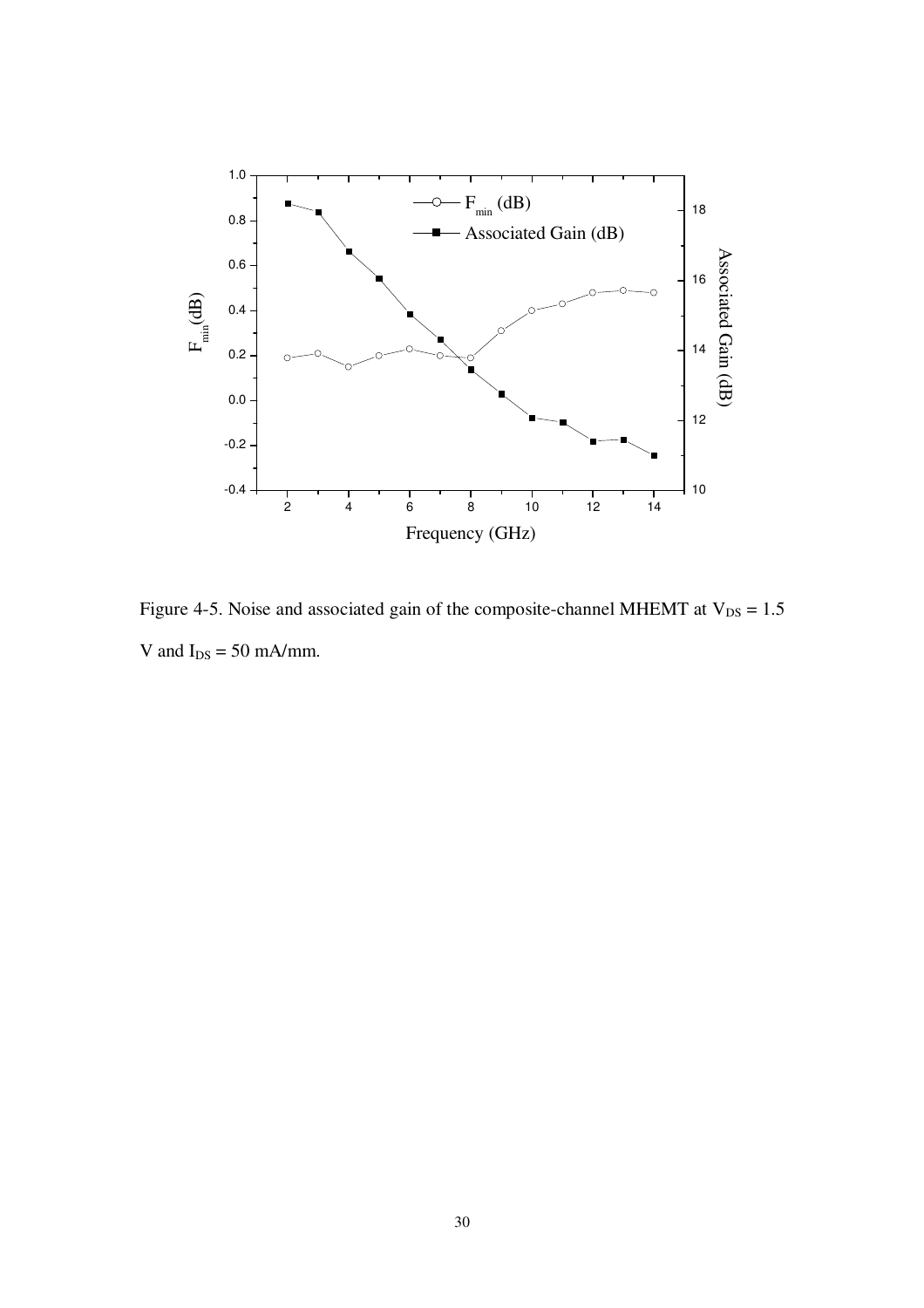Figure 4-5. Noise and associated gain of the composite-channel MHEMT at $V_{DS}$ = 1.5 V and $I_{DS}$ = 50 mA/mm.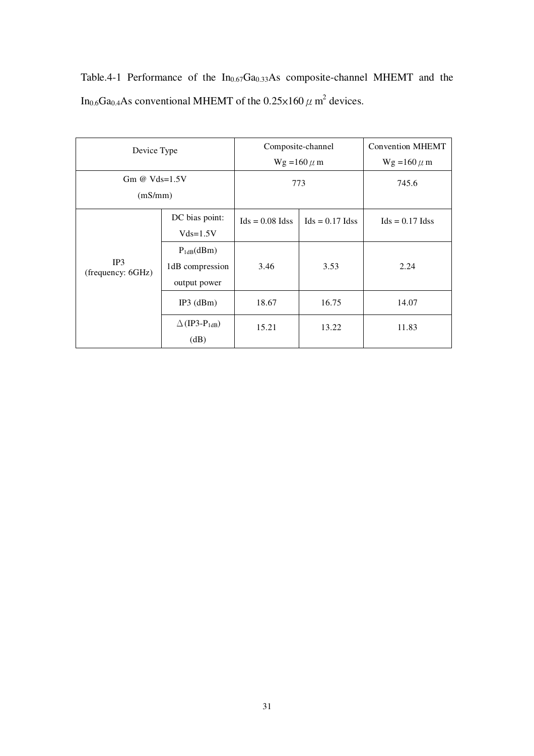Table.4-1 Performance of the $In_{0.67}Ga_{0.33}As$ composite-channel MHEMT and the $In_{0.6}Ga_{0.4}As$ conventional MHEMT of the $0.25\times160\ \mu m^2$ devices.

| Device Type | | Composite-channel Wg =160 $\mu$m | | Convention MHEMT Wg =160 $\mu$m |
|---|---|---|---|---|
| Gm @ Vds=1.5V (mS/mm) | | 773 | | 745.6 |
| IP3 (frequency: 6GHz) | DC bias point: Vds=1.5V | Ids = 0.08 Idss | Ids = 0.17 Idss | Ids = 0.17 Idss |
| | $P_{1dB}$(dBm) 1dB compression output power | 3.46 | 3.53 | 2.24 |
| | IP3 (dBm) | 18.67 | 16.75 | 14.07 |
| | $\Delta$(IP3-$P_{1dB}$) (dB) | 15.21 | 13.22 | 11.83 |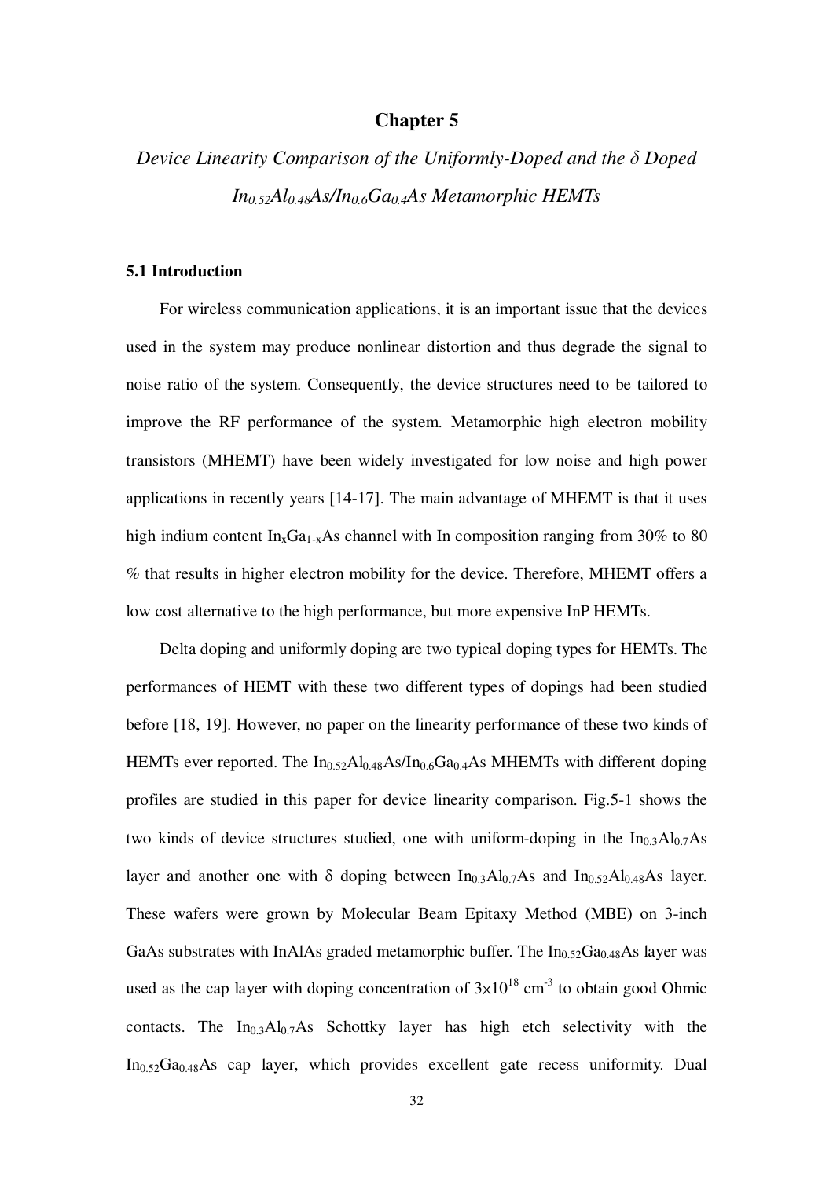# Chapter 5

## *Device Linearity Comparison of the Uniformly-Doped and the δ Doped $In_{0.52}Al_{0.48}As/In_{0.6}Ga_{0.4}As$ Metamorphic HEMTs*

### 5.1 Introduction

For wireless communication applications, it is an important issue that the devices used in the system may produce nonlinear distortion and thus degrade the signal to noise ratio of the system. Consequently, the device structures need to be tailored to improve the RF performance of the system. Metamorphic high electron mobility transistors (MHEMT) have been widely investigated for low noise and high power applications in recently years [14-17]. The main advantage of MHEMT is that it uses high indium content $In_xGa_{1-x}As$ channel with In composition ranging from 30% to 80 % that results in higher electron mobility for the device. Therefore, MHEMT offers a low cost alternative to the high performance, but more expensive InP HEMTs.

Delta doping and uniformly doping are two typical doping types for HEMTs. The performances of HEMT with these two different types of dopings had been studied before [18, 19]. However, no paper on the linearity performance of these two kinds of HEMTs ever reported. The $In_{0.52}Al_{0.48}As/In_{0.6}Ga_{0.4}As$ MHEMTs with different doping profiles are studied in this paper for device linearity comparison. Fig.5-1 shows the two kinds of device structures studied, one with uniform-doping in the $In_{0.3}Al_{0.7}As$ layer and another one with δ doping between $In_{0.3}Al_{0.7}As$ and $In_{0.52}Al_{0.48}As$ layer. These wafers were grown by Molecular Beam Epitaxy Method (MBE) on 3-inch GaAs substrates with InAlAs graded metamorphic buffer. The $In_{0.52}Ga_{0.48}As$ layer was used as the cap layer with doping concentration of $3\times10^{18}$ $cm^{-3}$ to obtain good Ohmic contacts. The $In_{0.3}Al_{0.7}As$ Schottky layer has high etch selectivity with the $In_{0.52}Ga_{0.48}As$ cap layer, which provides excellent gate recess uniformity. Dual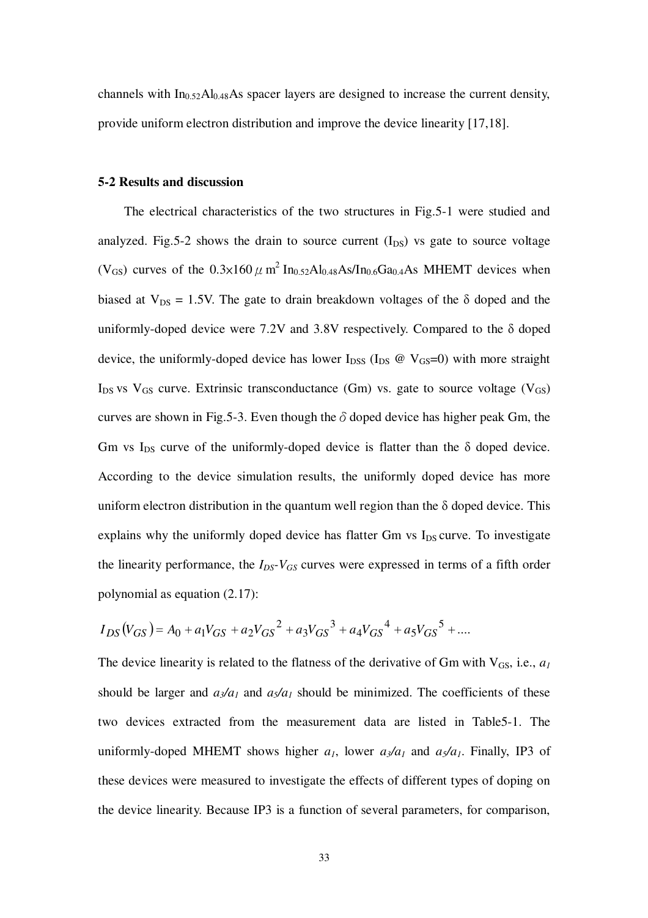channels with $In_{0.52}Al_{0.48}As$ spacer layers are designed to increase the current density, provide uniform electron distribution and improve the device linearity [17,18].

### 5-2 Results and discussion

The electrical characteristics of the two structures in Fig.5-1 were studied and analyzed. Fig.5-2 shows the drain to source current ($I_{DS}$) vs gate to source voltage ($V_{GS}$) curves of the $0.3\times160\,\mu\,m^2$ $In_{0.52}Al_{0.48}As/In_{0.6}Ga_{0.4}As$ MHEMT devices when biased at $V_{DS}$ = 1.5V. The gate to drain breakdown voltages of the δ doped and the uniformly-doped device were 7.2V and 3.8V respectively. Compared to the δ doped device, the uniformly-doped device has lower $I_{DSS}$ ($I_{DS}$ @ $V_{GS}$=0) with more straight $I_{DS}$ vs $V_{GS}$ curve. Extrinsic transconductance (Gm) vs. gate to source voltage ($V_{GS}$) curves are shown in Fig.5-3. Even though the $\delta$ doped device has higher peak Gm, the Gm vs $I_{DS}$ curve of the uniformly-doped device is flatter than the δ doped device. According to the device simulation results, the uniformly doped device has more uniform electron distribution in the quantum well region than the δ doped device. This explains why the uniformly doped device has flatter Gm vs $I_{DS}$ curve. To investigate the linearity performance, the $I_{DS}$-$V_{GS}$ curves were expressed in terms of a fifth order polynomial as equation (2.17):

$$I_{DS}(V_{GS}) = A_0 + a_1V_{GS} + a_2V_{GS}^{\;2} + a_3V_{GS}^{\;3} + a_4V_{GS}^{\;4} + a_5V_{GS}^{\;5} + ....$$

The device linearity is related to the flatness of the derivative of Gm with $V_{GS}$, i.e., $a_1$ should be larger and $a_3/a_1$ and $a_5/a_1$ should be minimized. The coefficients of these two devices extracted from the measurement data are listed in Table5-1. The uniformly-doped MHEMT shows higher $a_1$, lower $a_3/a_1$ and $a_5/a_1$. Finally, IP3 of these devices were measured to investigate the effects of different types of doping on the device linearity. Because IP3 is a function of several parameters, for comparison,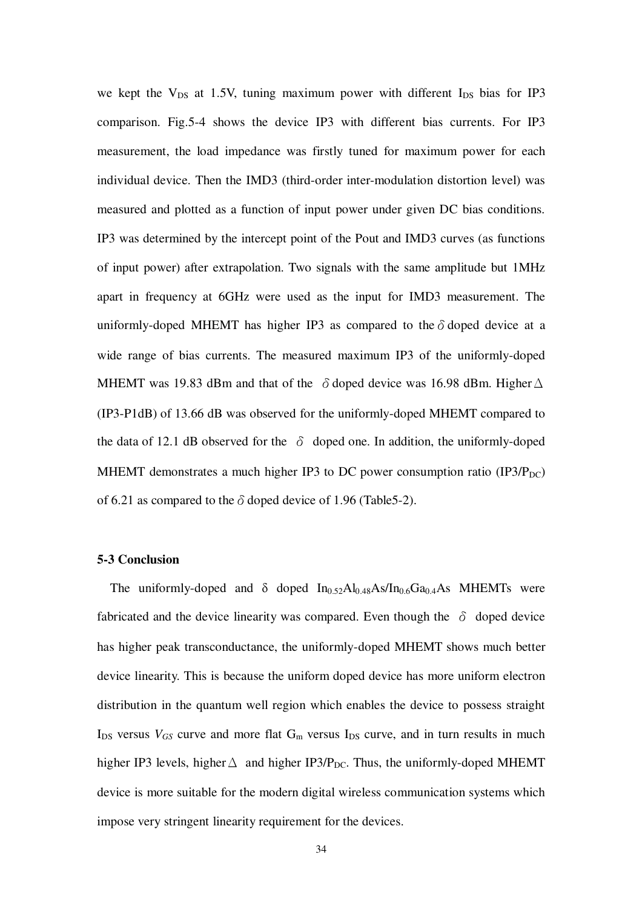we kept the $V_{DS}$ at 1.5V, tuning maximum power with different $I_{DS}$ bias for IP3 comparison. Fig.5-4 shows the device IP3 with different bias currents. For IP3 measurement, the load impedance was firstly tuned for maximum power for each individual device. Then the IMD3 (third-order inter-modulation distortion level) was measured and plotted as a function of input power under given DC bias conditions. IP3 was determined by the intercept point of the Pout and IMD3 curves (as functions of input power) after extrapolation. Two signals with the same amplitude but 1MHz apart in frequency at 6GHz were used as the input for IMD3 measurement. The uniformly-doped MHEMT has higher IP3 as compared to the $\delta$ doped device at a wide range of bias currents. The measured maximum IP3 of the uniformly-doped MHEMT was 19.83 dBm and that of the $\delta$ doped device was 16.98 dBm. Higher $\Delta$ (IP3-P1dB) of 13.66 dB was observed for the uniformly-doped MHEMT compared to the data of 12.1 dB observed for the $\delta$ doped one. In addition, the uniformly-doped MHEMT demonstrates a much higher IP3 to DC power consumption ratio ($IP3/P_{DC}$) of 6.21 as compared to the $\delta$ doped device of 1.96 (Table5-2).

**5-3 Conclusion**

The uniformly-doped and $\delta$ doped $In_{0.52}Al_{0.48}As/In_{0.6}Ga_{0.4}As$ MHEMTs were fabricated and the device linearity was compared. Even though the $\delta$ doped device has higher peak transconductance, the uniformly-doped MHEMT shows much better device linearity. This is because the uniform doped device has more uniform electron distribution in the quantum well region which enables the device to possess straight $I_{DS}$ versus $V_{GS}$ curve and more flat $G_m$ versus $I_{DS}$ curve, and in turn results in much higher IP3 levels, higher $\Delta$ and higher $IP3/P_{DC}$. Thus, the uniformly-doped MHEMT device is more suitable for the modern digital wireless communication systems which impose very stringent linearity requirement for the devices.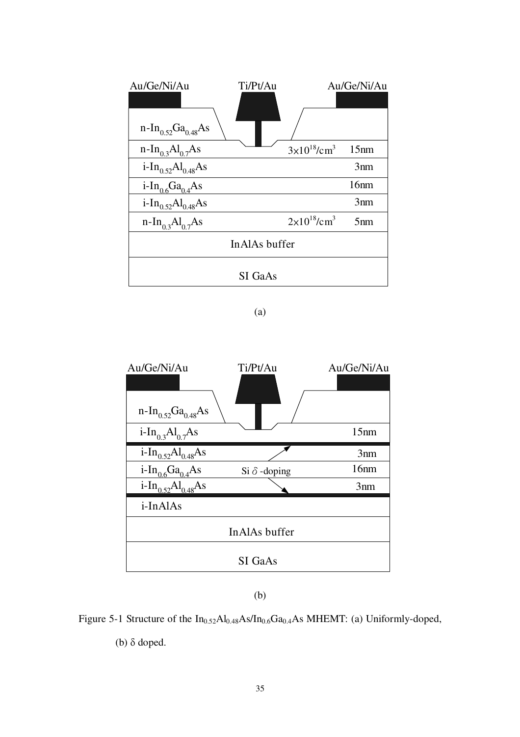Au/Ge/Ni/Au　　Ti/Pt/Au　　Au/Ge/Ni/Au

| Layer | Doping | Thickness |
| --- | --- | --- |
| n-$In_{0.52}Ga_{0.48}As$ | | |
| n-$In_{0.3}Al_{0.7}As$ | $3\times10^{18}/cm^3$ | 15nm |
| i-$In_{0.52}Al_{0.48}As$ | | 3nm |
| i-$In_{0.6}Ga_{0.4}As$ | | 16nm |
| i-$In_{0.52}Al_{0.48}As$ | | 3nm |
| n-$In_{0.3}Al_{0.7}As$ | $2\times10^{18}/cm^3$ | 5nm |
| InAlAs buffer | | |
| SI GaAs | | |

(a)

Au/Ge/Ni/Au　　Ti/Pt/Au　　Au/Ge/Ni/Au

| Layer | Thickness |
| --- | --- |
| n-$In_{0.52}Ga_{0.48}As$ | |
| i-$In_{0.3}Al_{0.7}As$ | 15nm |
| i-$In_{0.52}Al_{0.48}As$ | 3nm |
| i-$In_{0.6}Ga_{0.4}As$ | 16nm |
| i-$In_{0.52}Al_{0.48}As$ | 3nm |
| i-InAlAs | |
| InAlAs buffer | |
| SI GaAs | |

Si $\delta$ -doping

(b)

Figure 5-1 Structure of the $In_{0.52}Al_{0.48}As/In_{0.6}Ga_{0.4}As$ MHEMT: (a) Uniformly-doped, (b) $\delta$ doped.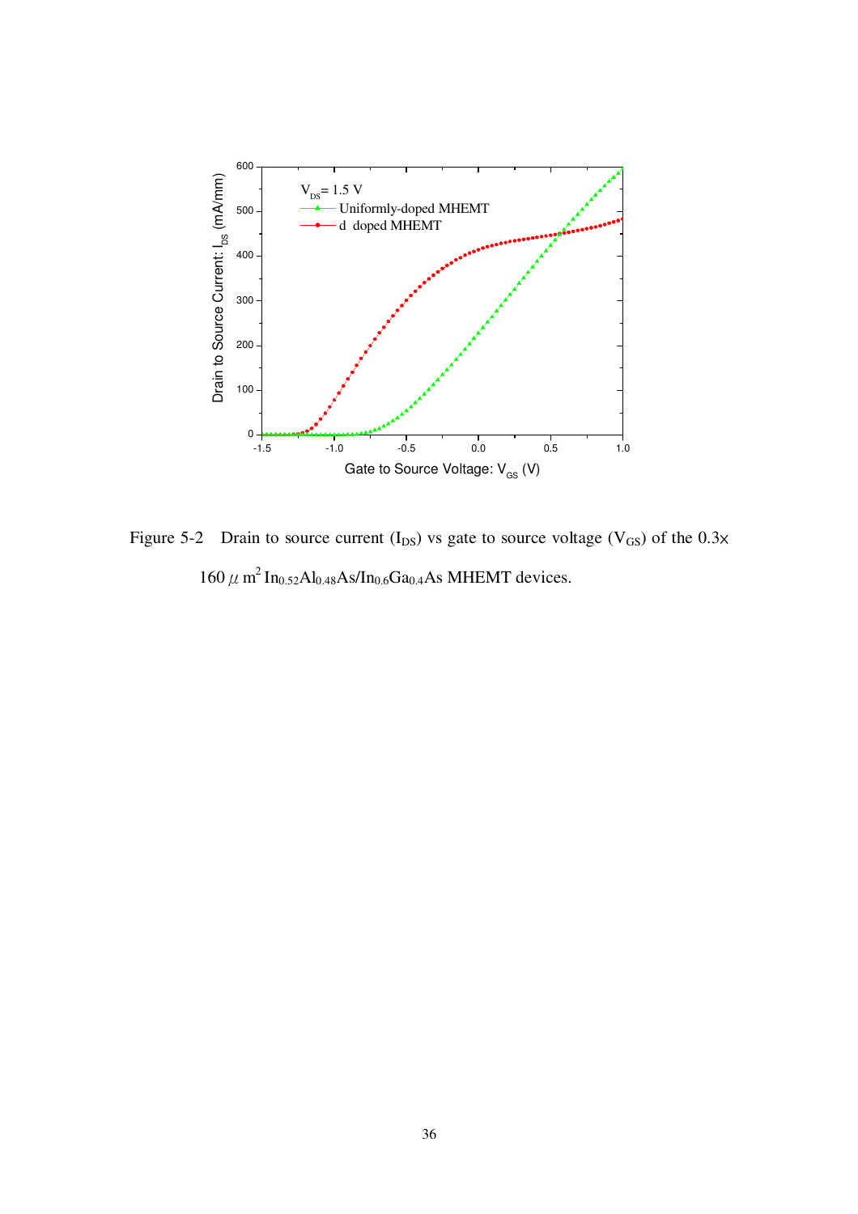Figure 5-2 Drain to source current ($I_{DS}$) vs gate to source voltage ($V_{GS}$) of the 0.3× 160 $\mu$ m$^2$ $In_{0.52}Al_{0.48}As/In_{0.6}Ga_{0.4}As$ MHEMT devices.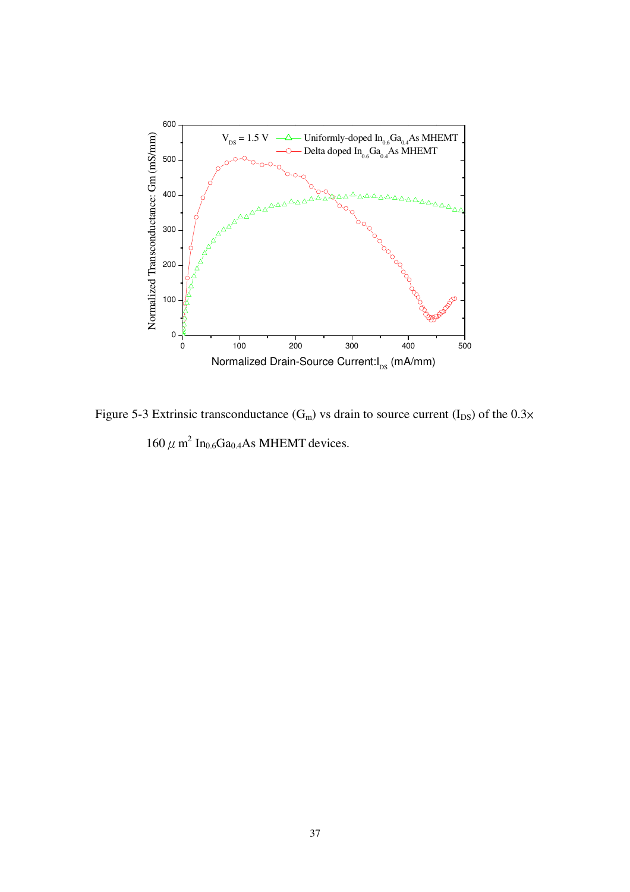Figure 5-3 Extrinsic transconductance ($G_m$) vs drain to source current ($I_{DS}$) of the 0.3× 160 $\mu$ $m^2$ $In_{0.6}Ga_{0.4}As$ MHEMT devices.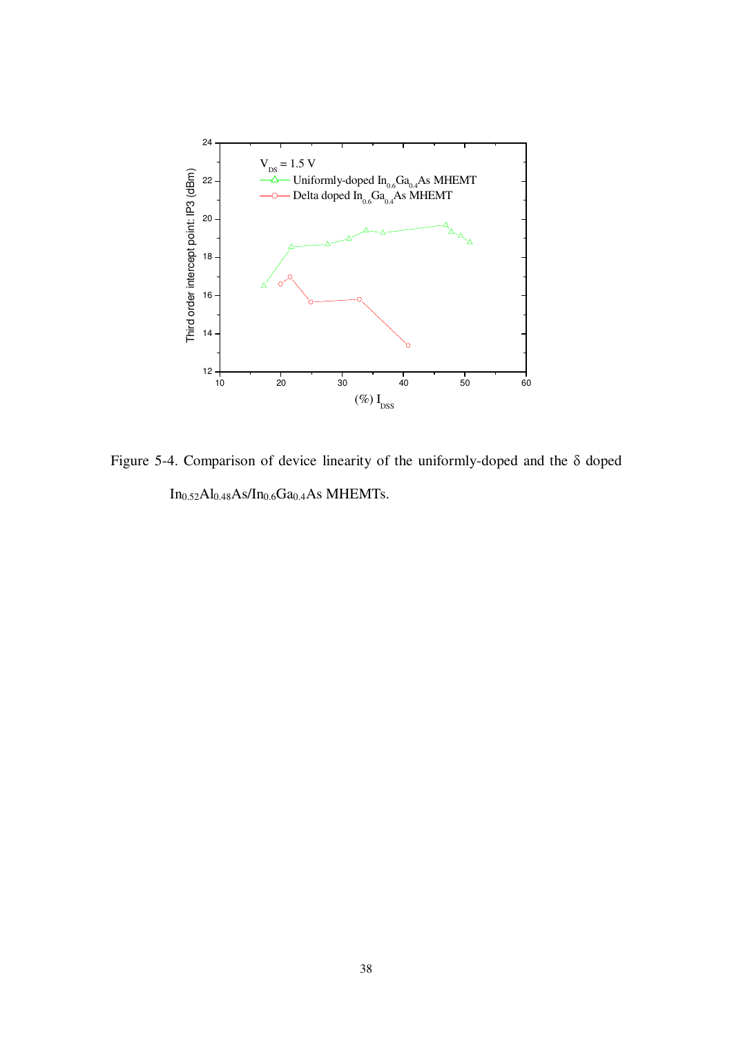Figure 5-4. Comparison of device linearity of the uniformly-doped and the δ doped $In_{0.52}Al_{0.48}As/In_{0.6}Ga_{0.4}As$ MHEMTs.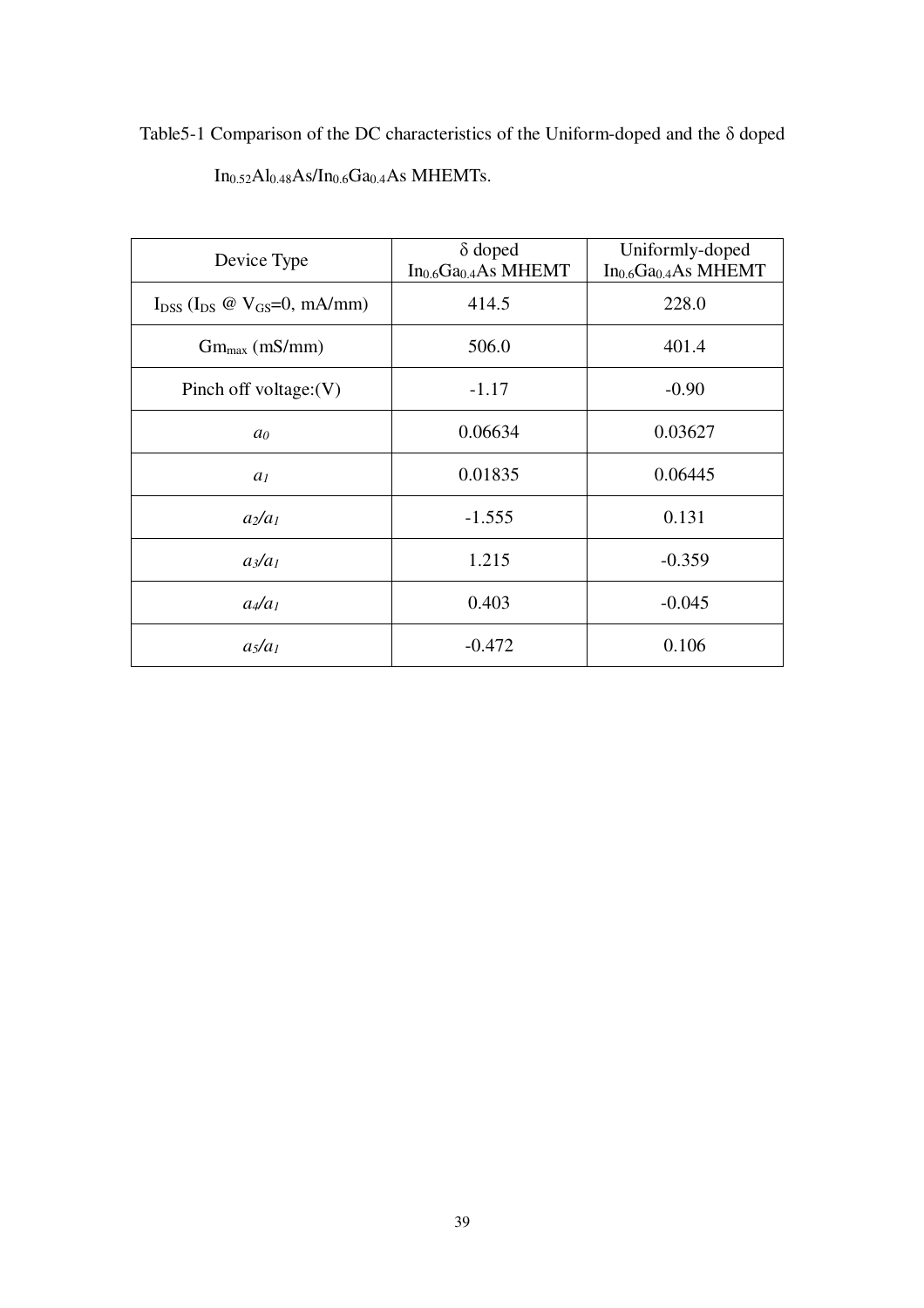Table5-1 Comparison of the DC characteristics of the Uniform-doped and the δ doped $In_{0.52}Al_{0.48}As/In_{0.6}Ga_{0.4}As$ MHEMTs.

| Device Type | δ doped $In_{0.6}Ga_{0.4}As$ MHEMT | Uniformly-doped $In_{0.6}Ga_{0.4}As$ MHEMT |
| --- | --- | --- |
| $I_{DSS}$ ($I_{DS}$ @ $V_{GS}$=0, mA/mm) | 414.5 | 228.0 |
| $Gm_{max}$ (mS/mm) | 506.0 | 401.4 |
| Pinch off voltage:(V) | -1.17 | -0.90 |
| $a_0$ | 0.06634 | 0.03627 |
| $a_1$ | 0.01835 | 0.06445 |
| $a_2/a_1$ | -1.555 | 0.131 |
| $a_3/a_1$ | 1.215 | -0.359 |
| $a_4/a_1$ | 0.403 | -0.045 |
| $a_5/a_1$ | -0.472 | 0.106 |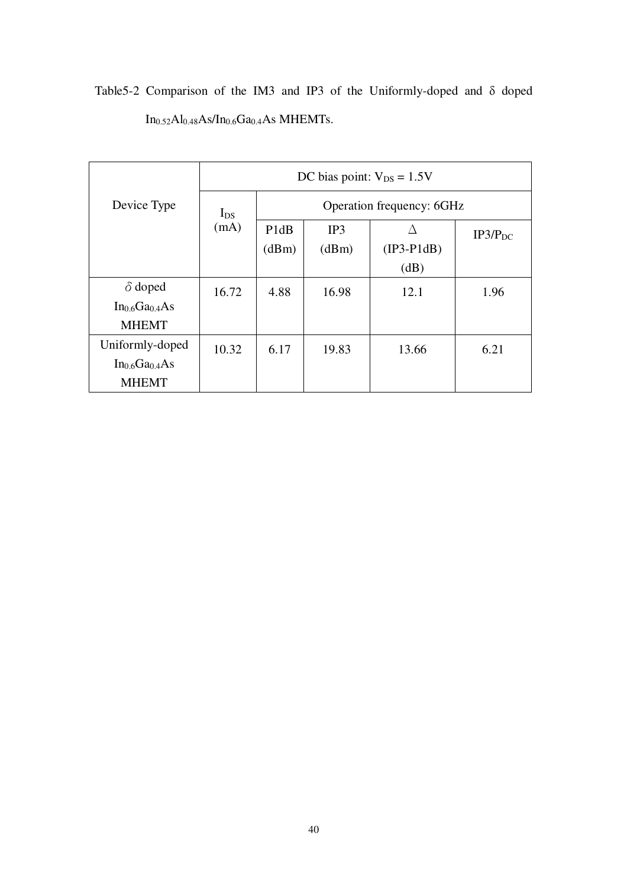Table5-2 Comparison of the IM3 and IP3 of the Uniformly-doped and δ doped $In_{0.52}Al_{0.48}As/In_{0.6}Ga_{0.4}As$ MHEMTs.

| Device Type | DC bias point: $V_{DS}$ = 1.5V | | | | |
|---|---|---|---|---|---|
| | $I_{DS}$ (mA) | Operation frequency: 6GHz | | | |
| | | P1dB (dBm) | IP3 (dBm) | Δ (IP3-P1dB) (dB) | $IP3/P_{DC}$ |
| δ doped $In_{0.6}Ga_{0.4}As$ MHEMT | 16.72 | 4.88 | 16.98 | 12.1 | 1.96 |
| Uniformly-doped $In_{0.6}Ga_{0.4}As$ MHEMT | 10.32 | 6.17 | 19.83 | 13.66 | 6.21 |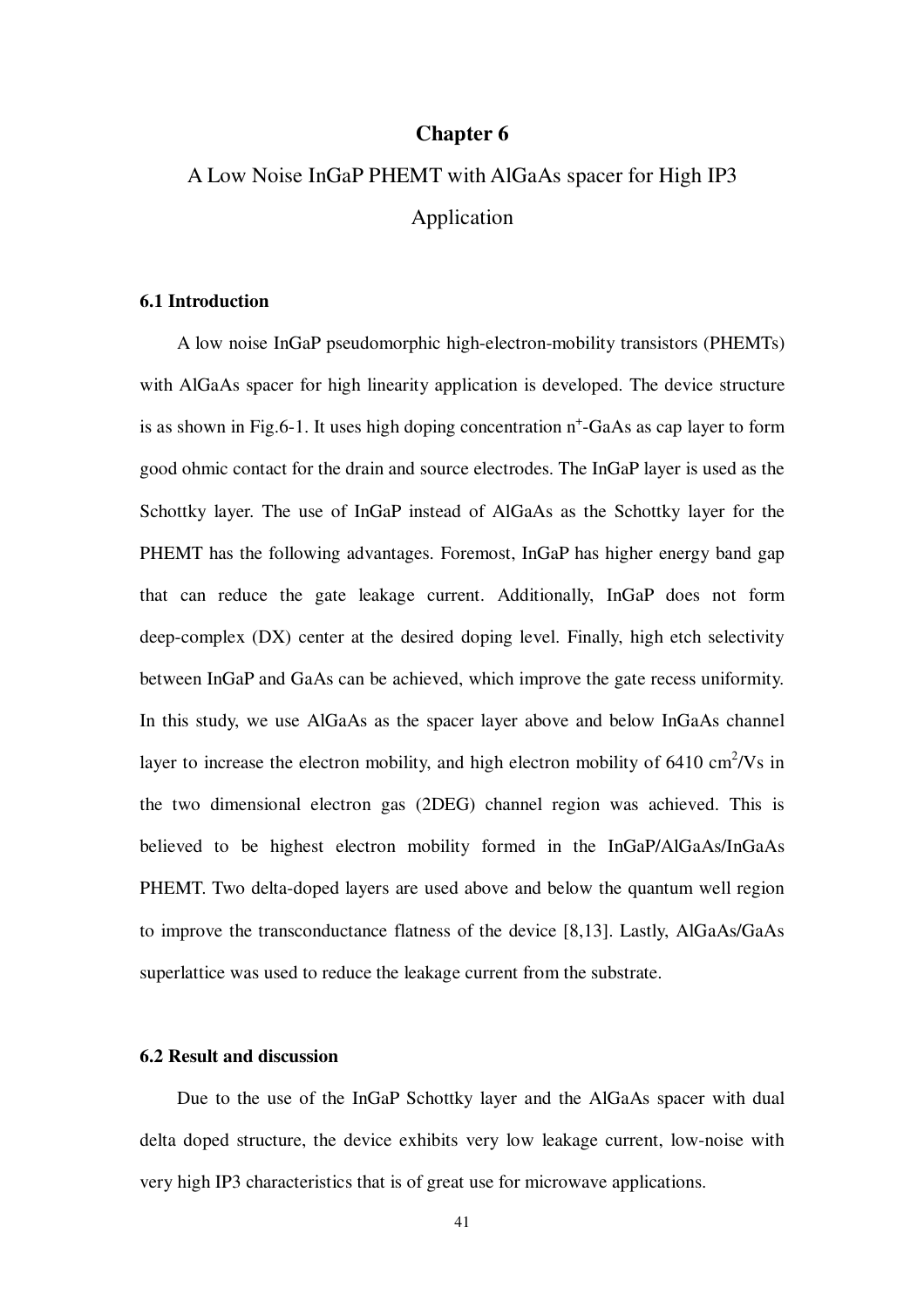# Chapter 6

## A Low Noise InGaP PHEMT with AlGaAs spacer for High IP3 Application

### 6.1 Introduction

A low noise InGaP pseudomorphic high-electron-mobility transistors (PHEMTs) with AlGaAs spacer for high linearity application is developed. The device structure is as shown in Fig.6-1. It uses high doping concentration $n^+$-GaAs as cap layer to form good ohmic contact for the drain and source electrodes. The InGaP layer is used as the Schottky layer. The use of InGaP instead of AlGaAs as the Schottky layer for the PHEMT has the following advantages. Foremost, InGaP has higher energy band gap that can reduce the gate leakage current. Additionally, InGaP does not form deep-complex (DX) center at the desired doping level. Finally, high etch selectivity between InGaP and GaAs can be achieved, which improve the gate recess uniformity. In this study, we use AlGaAs as the spacer layer above and below InGaAs channel layer to increase the electron mobility, and high electron mobility of 6410 $cm^2/Vs$ in the two dimensional electron gas (2DEG) channel region was achieved. This is believed to be highest electron mobility formed in the InGaP/AlGaAs/InGaAs PHEMT. Two delta-doped layers are used above and below the quantum well region to improve the transconductance flatness of the device [8,13]. Lastly, AlGaAs/GaAs superlattice was used to reduce the leakage current from the substrate.

### 6.2 Result and discussion

Due to the use of the InGaP Schottky layer and the AlGaAs spacer with dual delta doped structure, the device exhibits very low leakage current, low-noise with very high IP3 characteristics that is of great use for microwave applications.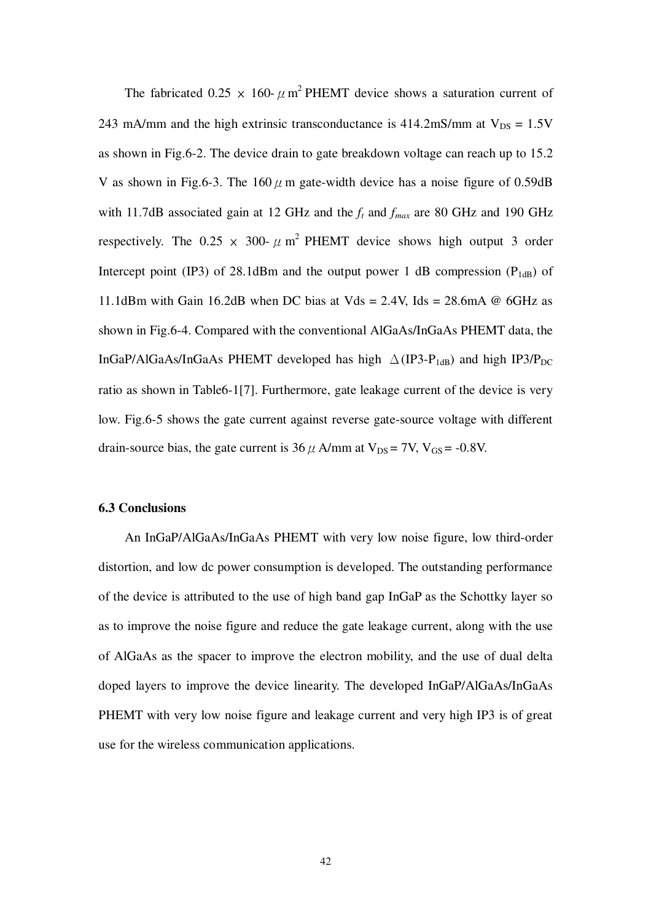The fabricated 0.25 × 160-$\mu$m$^2$ PHEMT device shows a saturation current of 243 mA/mm and the high extrinsic transconductance is 414.2mS/mm at $V_{DS}$ = 1.5V as shown in Fig.6-2. The device drain to gate breakdown voltage can reach up to 15.2 V as shown in Fig.6-3. The 160 $\mu$m gate-width device has a noise figure of 0.59dB with 11.7dB associated gain at 12 GHz and the $f_t$ and $f_{max}$ are 80 GHz and 190 GHz respectively. The 0.25 × 300-$\mu$m$^2$ PHEMT device shows high output 3 order Intercept point (IP3) of 28.1dBm and the output power 1 dB compression ($P_{1dB}$) of 11.1dBm with Gain 16.2dB when DC bias at Vds = 2.4V, Ids = 28.6mA @ 6GHz as shown in Fig.6-4. Compared with the conventional AlGaAs/InGaAs PHEMT data, the InGaP/AlGaAs/InGaAs PHEMT developed has high $\Delta$(IP3-$P_{1dB}$) and high IP3/$P_{DC}$ ratio as shown in Table6-1[7]. Furthermore, gate leakage current of the device is very low. Fig.6-5 shows the gate current against reverse gate-source voltage with different drain-source bias, the gate current is 36 $\mu$A/mm at $V_{DS}$ = 7V, $V_{GS}$ = -0.8V.

### 6.3 Conclusions

An InGaP/AlGaAs/InGaAs PHEMT with very low noise figure, low third-order distortion, and low dc power consumption is developed. The outstanding performance of the device is attributed to the use of high band gap InGaP as the Schottky layer so as to improve the noise figure and reduce the gate leakage current, along with the use of AlGaAs as the spacer to improve the electron mobility, and the use of dual delta doped layers to improve the device linearity. The developed InGaP/AlGaAs/InGaAs PHEMT with very low noise figure and leakage current and very high IP3 is of great use for the wireless communication applications.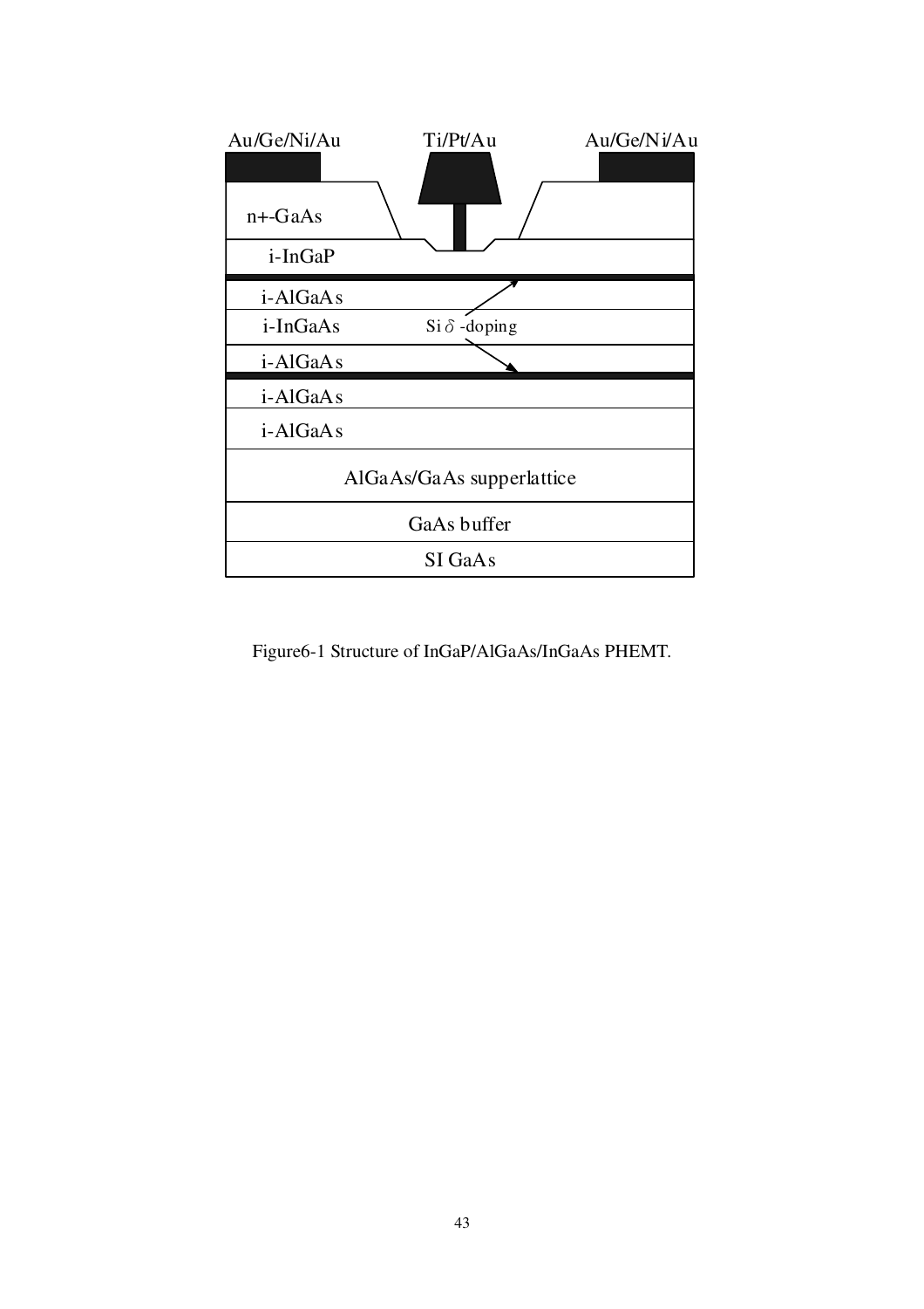| Au/Ge/Ni/Au | Ti/Pt/Au | Au/Ge/Ni/Au |
|---|---|---|

n+-GaAs

i-InGaP

i-AlGaAs

i-InGaAs — Si δ -doping

i-AlGaAs

i-AlGaAs

i-AlGaAs

AlGaAs/GaAs supperlattice

GaAs buffer

SI GaAs

Figure6-1 Structure of InGaP/AlGaAs/InGaAs PHEMT.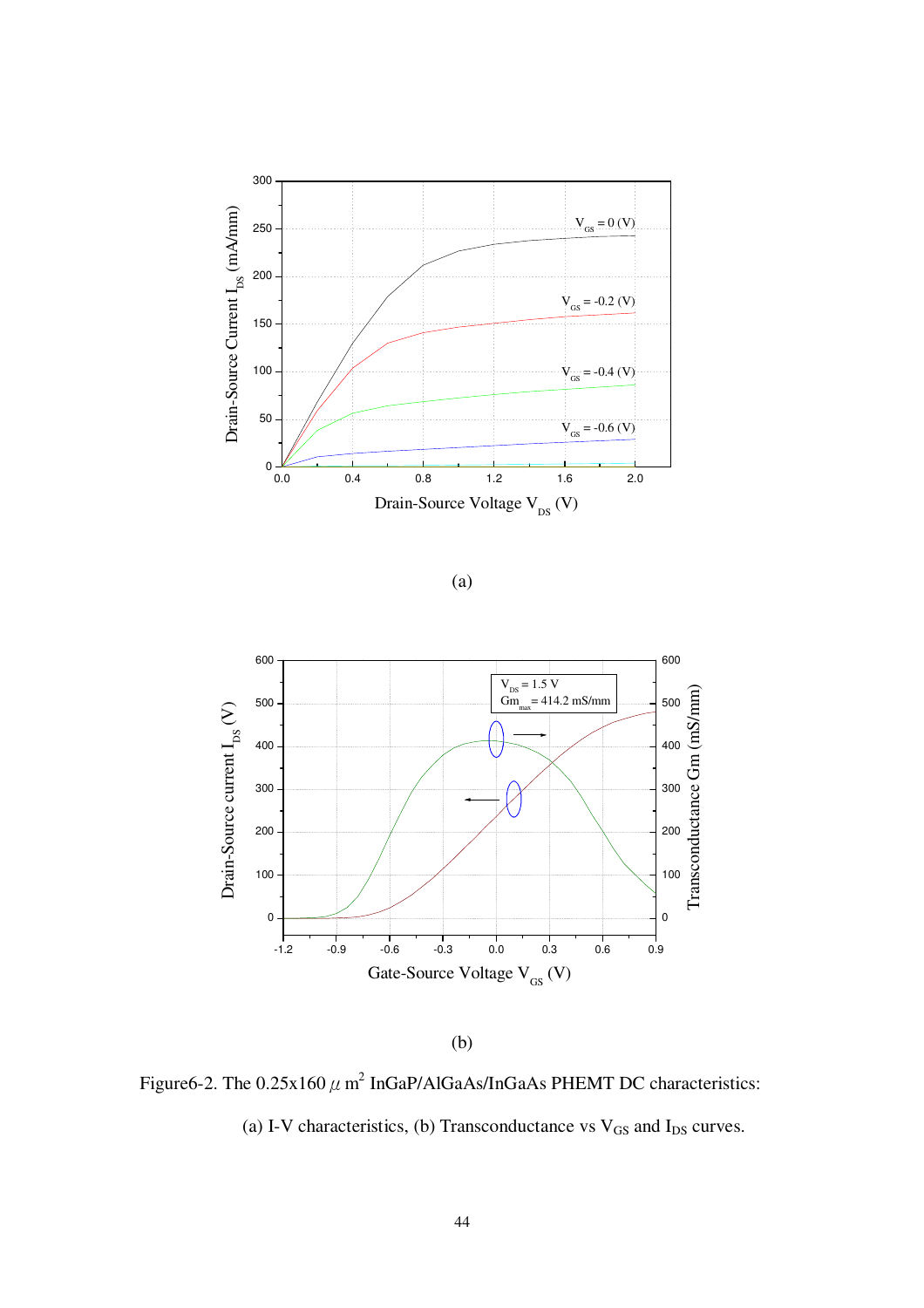(a)

(b)

Figure6-2. The 0.25x160 $\mu$ m$^2$ InGaP/AlGaAs/InGaAs PHEMT DC characteristics: (a) I-V characteristics, (b) Transconductance vs $V_{GS}$ and $I_{DS}$ curves.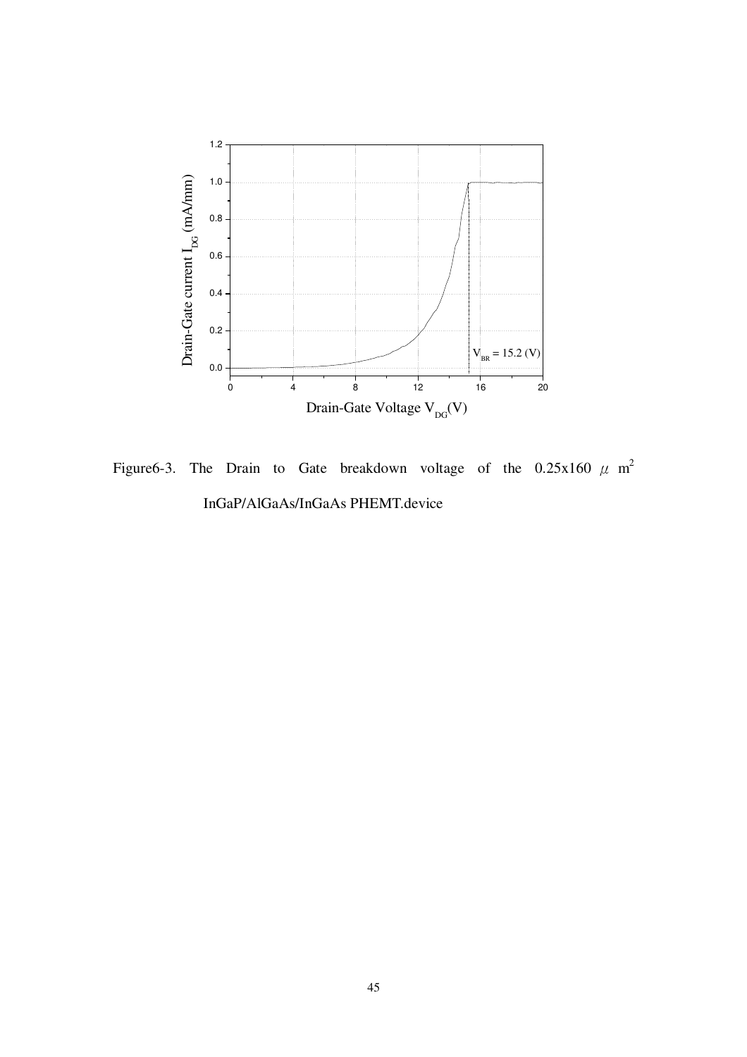Figure6-3. The Drain to Gate breakdown voltage of the 0.25x160 $\mu$ m$^2$ InGaP/AlGaAs/InGaAs PHEMT.device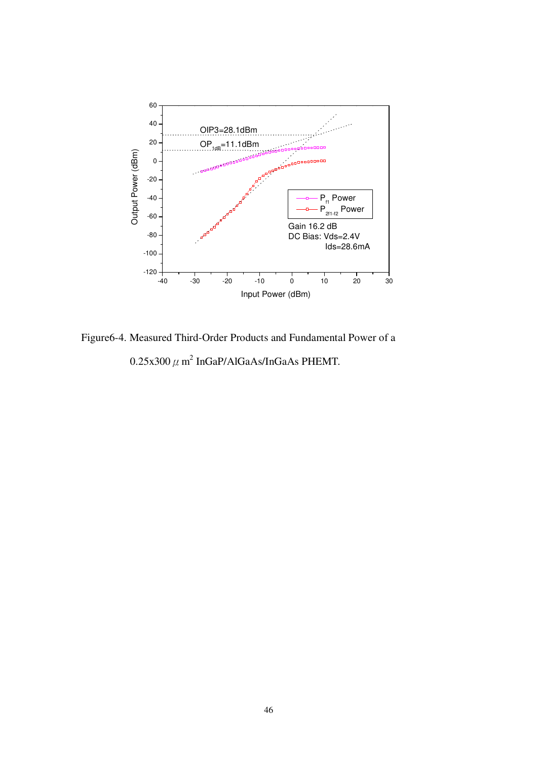Figure6-4. Measured Third-Order Products and Fundamental Power of a 0.25x300 $\mu$ m$^2$ InGaP/AlGaAs/InGaAs PHEMT.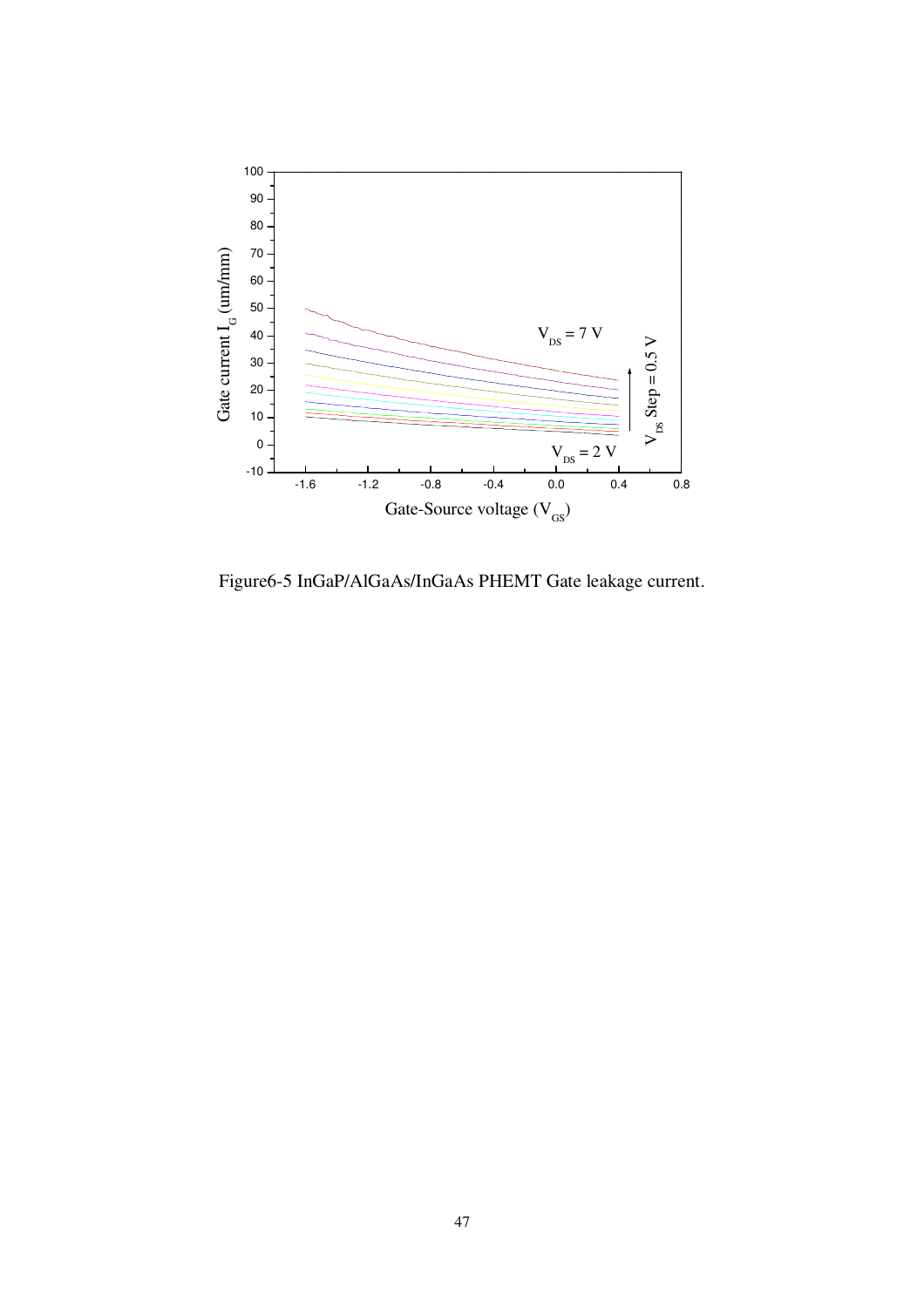Figure6-5 InGaP/AlGaAs/InGaAs PHEMT Gate leakage current.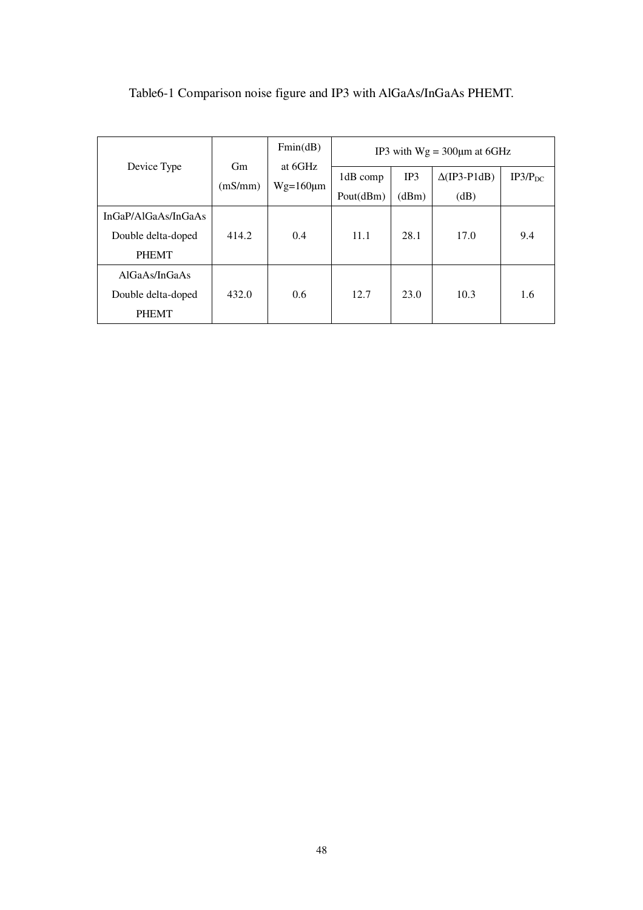Table6-1 Comparison noise figure and IP3 with AlGaAs/InGaAs PHEMT.

| Device Type | Gm (mS/mm) | Fmin(dB) at 6GHz Wg=160μm | IP3 with Wg = 300μm at 6GHz | | | |
|---|---|---|---|---|---|---|
| | | | 1dB comp Pout(dBm) | IP3 (dBm) | Δ(IP3-P1dB) (dB) | $IP3/P_{DC}$ |
| InGaP/AlGaAs/InGaAs Double delta-doped PHEMT | 414.2 | 0.4 | 11.1 | 28.1 | 17.0 | 9.4 |
| AlGaAs/InGaAs Double delta-doped PHEMT | 432.0 | 0.6 | 12.7 | 23.0 | 10.3 | 1.6 |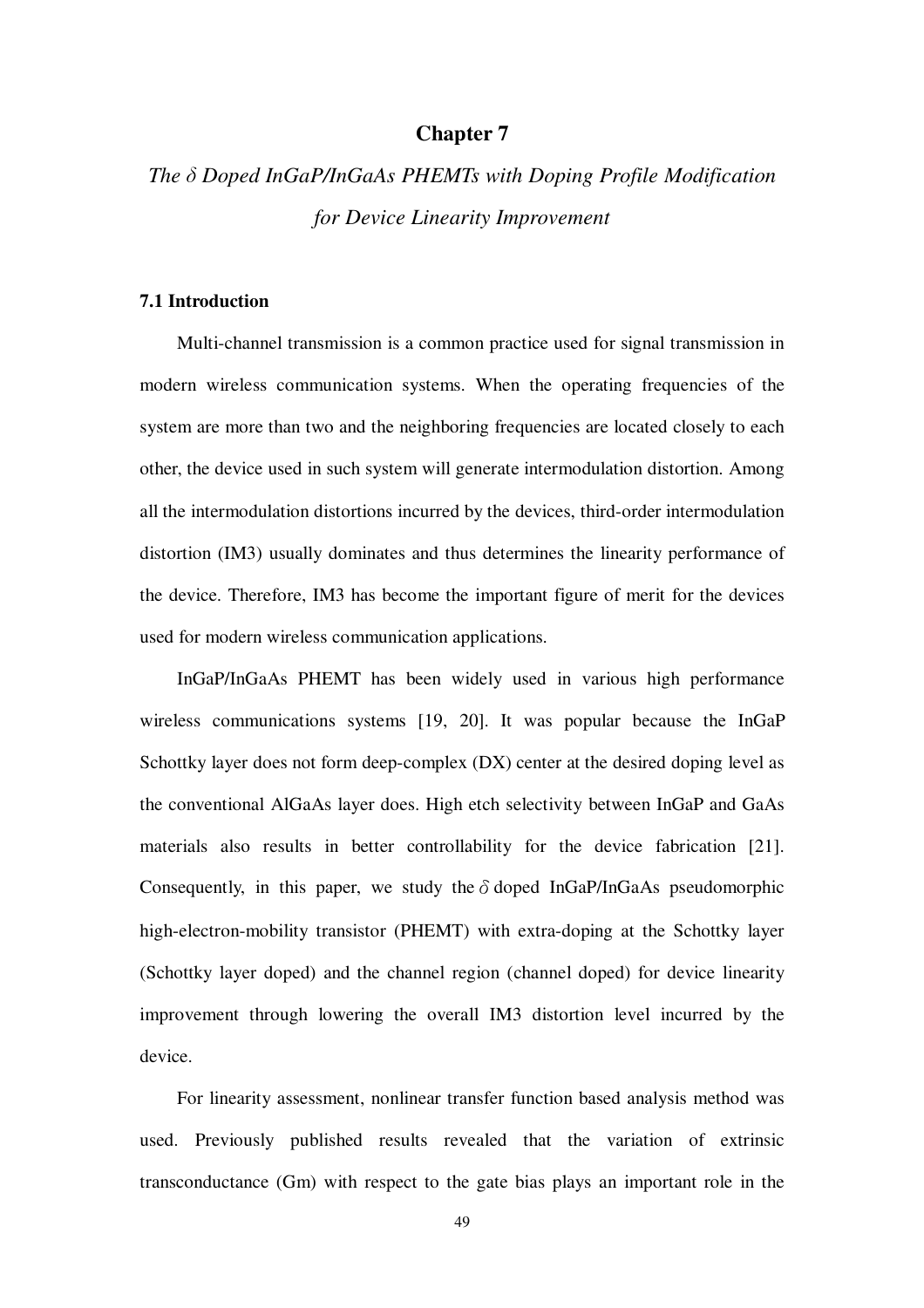# Chapter 7

## *The δ Doped InGaP/InGaAs PHEMTs with Doping Profile Modification for Device Linearity Improvement*

### 7.1 Introduction

Multi-channel transmission is a common practice used for signal transmission in modern wireless communication systems. When the operating frequencies of the system are more than two and the neighboring frequencies are located closely to each other, the device used in such system will generate intermodulation distortion. Among all the intermodulation distortions incurred by the devices, third-order intermodulation distortion (IM3) usually dominates and thus determines the linearity performance of the device. Therefore, IM3 has become the important figure of merit for the devices used for modern wireless communication applications.

InGaP/InGaAs PHEMT has been widely used in various high performance wireless communications systems [19, 20]. It was popular because the InGaP Schottky layer does not form deep-complex (DX) center at the desired doping level as the conventional AlGaAs layer does. High etch selectivity between InGaP and GaAs materials also results in better controllability for the device fabrication [21]. Consequently, in this paper, we study the $\delta$ doped InGaP/InGaAs pseudomorphic high-electron-mobility transistor (PHEMT) with extra-doping at the Schottky layer (Schottky layer doped) and the channel region (channel doped) for device linearity improvement through lowering the overall IM3 distortion level incurred by the device.

For linearity assessment, nonlinear transfer function based analysis method was used. Previously published results revealed that the variation of extrinsic transconductance (Gm) with respect to the gate bias plays an important role in the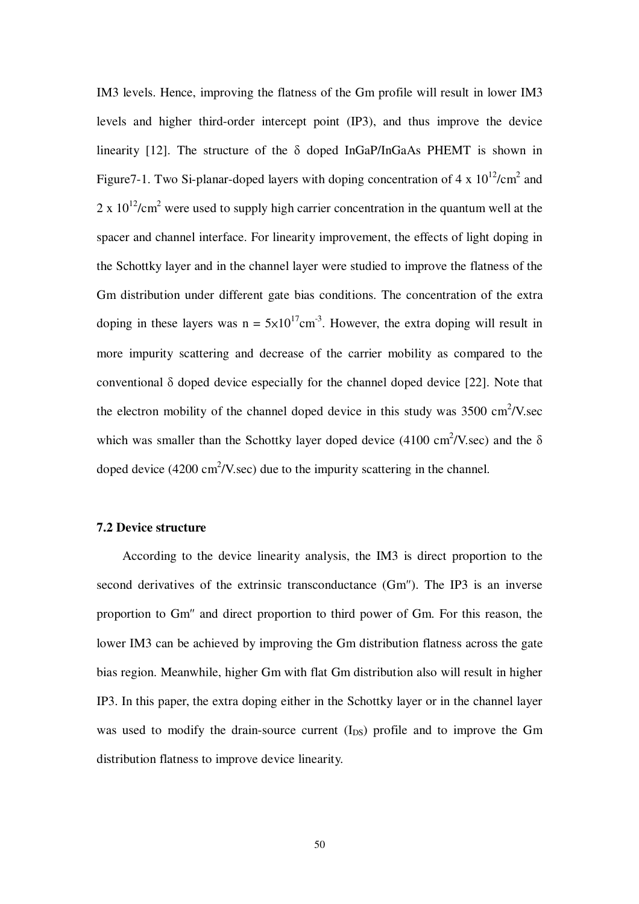IM3 levels. Hence, improving the flatness of the Gm profile will result in lower IM3 levels and higher third-order intercept point (IP3), and thus improve the device linearity [12]. The structure of the δ doped InGaP/InGaAs PHEMT is shown in Figure7-1. Two Si-planar-doped layers with doping concentration of 4 x $10^{12}$/cm$^2$ and 2 x $10^{12}$/cm$^2$ were used to supply high carrier concentration in the quantum well at the spacer and channel interface. For linearity improvement, the effects of light doping in the Schottky layer and in the channel layer were studied to improve the flatness of the Gm distribution under different gate bias conditions. The concentration of the extra doping in these layers was $n = 5\times10^{17}$cm$^{-3}$. However, the extra doping will result in more impurity scattering and decrease of the carrier mobility as compared to the conventional δ doped device especially for the channel doped device [22]. Note that the electron mobility of the channel doped device in this study was 3500 cm$^2$/V.sec which was smaller than the Schottky layer doped device (4100 cm$^2$/V.sec) and the δ doped device (4200 cm$^2$/V.sec) due to the impurity scattering in the channel.

### 7.2 Device structure

According to the device linearity analysis, the IM3 is direct proportion to the second derivatives of the extrinsic transconductance (Gm″). The IP3 is an inverse proportion to Gm″ and direct proportion to third power of Gm. For this reason, the lower IM3 can be achieved by improving the Gm distribution flatness across the gate bias region. Meanwhile, higher Gm with flat Gm distribution also will result in higher IP3. In this paper, the extra doping either in the Schottky layer or in the channel layer was used to modify the drain-source current ($I_{DS}$) profile and to improve the Gm distribution flatness to improve device linearity.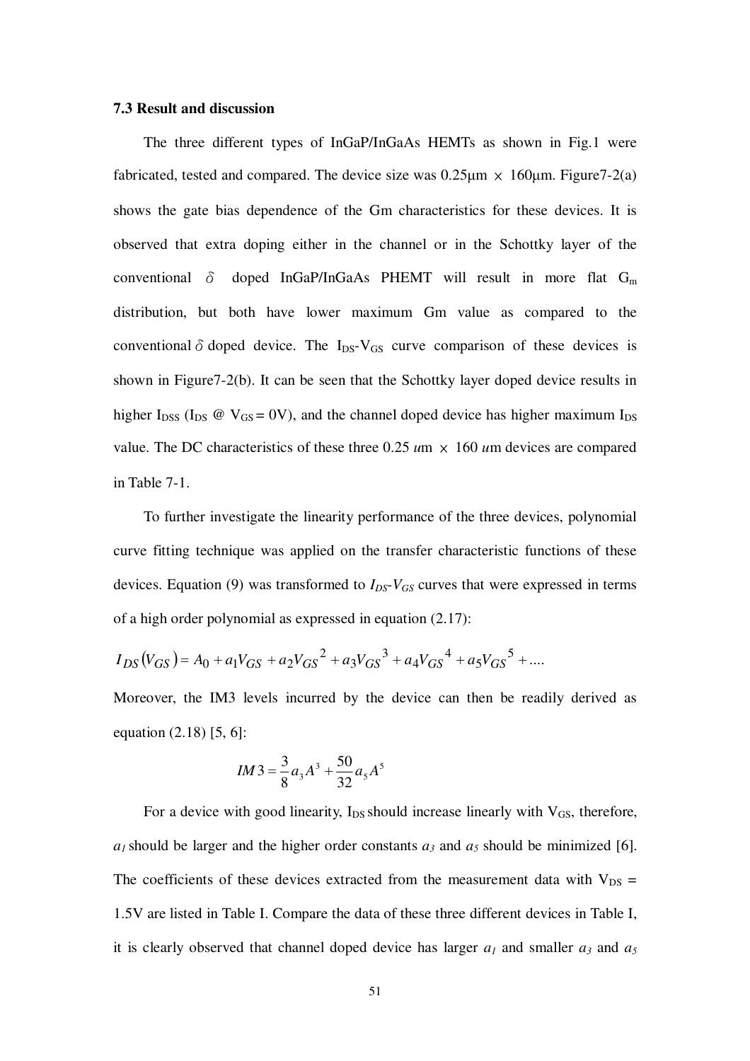### 7.3 Result and discussion

The three different types of InGaP/InGaAs HEMTs as shown in Fig.1 were fabricated, tested and compared. The device size was 0.25μm × 160μm. Figure7-2(a) shows the gate bias dependence of the Gm characteristics for these devices. It is observed that extra doping either in the channel or in the Schottky layer of the conventional $\delta$ doped InGaP/InGaAs PHEMT will result in more flat $G_m$ distribution, but both have lower maximum Gm value as compared to the conventional $\delta$ doped device. The $I_{DS}$-$V_{GS}$ curve comparison of these devices is shown in Figure7-2(b). It can be seen that the Schottky layer doped device results in higher $I_{DSS}$ ($I_{DS}$ @ $V_{GS}$ = 0V), and the channel doped device has higher maximum $I_{DS}$ value. The DC characteristics of these three 0.25 *u*m × 160 *u*m devices are compared in Table 7-1.

To further investigate the linearity performance of the three devices, polynomial curve fitting technique was applied on the transfer characteristic functions of these devices. Equation (9) was transformed to $I_{DS}$-$V_{GS}$ curves that were expressed in terms of a high order polynomial as expressed in equation (2.17):

$$I_{DS}(V_{GS}) = A_0 + a_1 V_{GS} + a_2 V_{GS}{}^2 + a_3 V_{GS}{}^3 + a_4 V_{GS}{}^4 + a_5 V_{GS}{}^5 + ....$$

Moreover, the IM3 levels incurred by the device can then be readily derived as equation (2.18) [5, 6]:

$$IM3 = \frac{3}{8} a_3 A^3 + \frac{50}{32} a_5 A^5$$

For a device with good linearity, $I_{DS}$ should increase linearly with $V_{GS}$, therefore, $a_1$ should be larger and the higher order constants $a_3$ and $a_5$ should be minimized [6]. The coefficients of these devices extracted from the measurement data with $V_{DS}$ = 1.5V are listed in Table I. Compare the data of these three different devices in Table I, it is clearly observed that channel doped device has larger $a_1$ and smaller $a_3$ and $a_5$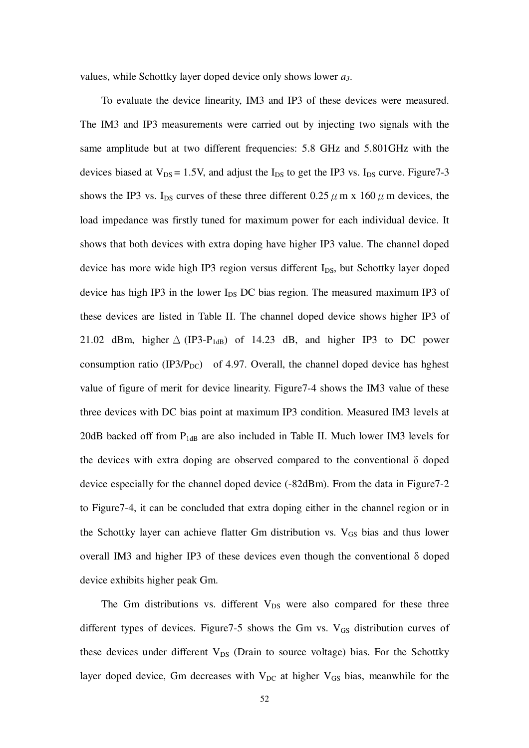values, while Schottky layer doped device only shows lower $a_3$.

To evaluate the device linearity, IM3 and IP3 of these devices were measured. The IM3 and IP3 measurements were carried out by injecting two signals with the same amplitude but at two different frequencies: 5.8 GHz and 5.801GHz with the devices biased at $V_{DS} = 1.5V$, and adjust the $I_{DS}$ to get the IP3 vs. $I_{DS}$ curve. Figure7-3 shows the IP3 vs. $I_{DS}$ curves of these three different 0.25 $\mu$ m x 160 $\mu$ m devices, the load impedance was firstly tuned for maximum power for each individual device. It shows that both devices with extra doping have higher IP3 value. The channel doped device has more wide high IP3 region versus different $I_{DS}$, but Schottky layer doped device has high IP3 in the lower $I_{DS}$ DC bias region. The measured maximum IP3 of these devices are listed in Table II. The channel doped device shows higher IP3 of 21.02 dBm, higher $\Delta$ (IP3-$P_{1dB}$) of 14.23 dB, and higher IP3 to DC power consumption ratio (IP3/$P_{DC}$) of 4.97. Overall, the channel doped device has hghest value of figure of merit for device linearity. Figure7-4 shows the IM3 value of these three devices with DC bias point at maximum IP3 condition. Measured IM3 levels at 20dB backed off from $P_{1dB}$ are also included in Table II. Much lower IM3 levels for the devices with extra doping are observed compared to the conventional $\delta$ doped device especially for the channel doped device (-82dBm). From the data in Figure7-2 to Figure7-4, it can be concluded that extra doping either in the channel region or in the Schottky layer can achieve flatter Gm distribution vs. $V_{GS}$ bias and thus lower overall IM3 and higher IP3 of these devices even though the conventional $\delta$ doped device exhibits higher peak Gm.

The Gm distributions vs. different $V_{DS}$ were also compared for these three different types of devices. Figure7-5 shows the Gm vs. $V_{GS}$ distribution curves of these devices under different $V_{DS}$ (Drain to source voltage) bias. For the Schottky layer doped device, Gm decreases with $V_{DC}$ at higher $V_{GS}$ bias, meanwhile for the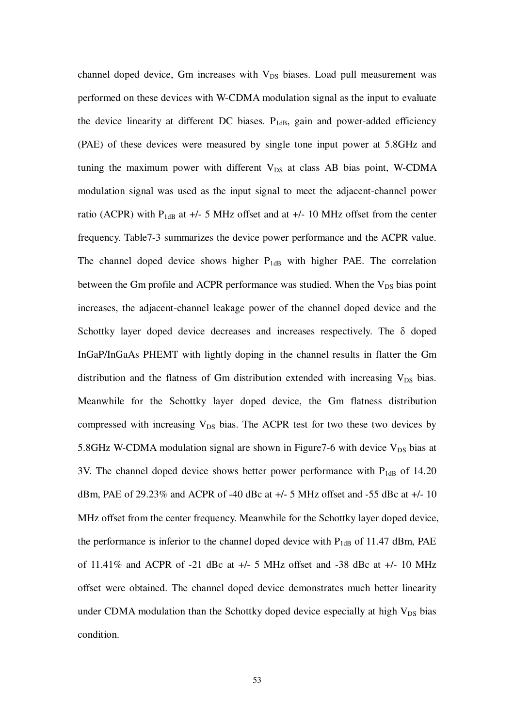channel doped device, Gm increases with $V_{DS}$ biases. Load pull measurement was performed on these devices with W-CDMA modulation signal as the input to evaluate the device linearity at different DC biases. $P_{1dB}$, gain and power-added efficiency (PAE) of these devices were measured by single tone input power at 5.8GHz and tuning the maximum power with different $V_{DS}$ at class AB bias point, W-CDMA modulation signal was used as the input signal to meet the adjacent-channel power ratio (ACPR) with $P_{1dB}$ at +/- 5 MHz offset and at +/- 10 MHz offset from the center frequency. Table7-3 summarizes the device power performance and the ACPR value. The channel doped device shows higher $P_{1dB}$ with higher PAE. The correlation between the Gm profile and ACPR performance was studied. When the $V_{DS}$ bias point increases, the adjacent-channel leakage power of the channel doped device and the Schottky layer doped device decreases and increases respectively. The $\delta$ doped InGaP/InGaAs PHEMT with lightly doping in the channel results in flatter the Gm distribution and the flatness of Gm distribution extended with increasing $V_{DS}$ bias. Meanwhile for the Schottky layer doped device, the Gm flatness distribution compressed with increasing $V_{DS}$ bias. The ACPR test for two these two devices by 5.8GHz W-CDMA modulation signal are shown in Figure7-6 with device $V_{DS}$ bias at 3V. The channel doped device shows better power performance with $P_{1dB}$ of 14.20 dBm, PAE of 29.23% and ACPR of -40 dBc at +/- 5 MHz offset and -55 dBc at +/- 10 MHz offset from the center frequency. Meanwhile for the Schottky layer doped device, the performance is inferior to the channel doped device with $P_{1dB}$ of 11.47 dBm, PAE of 11.41% and ACPR of -21 dBc at +/- 5 MHz offset and -38 dBc at +/- 10 MHz offset were obtained. The channel doped device demonstrates much better linearity under CDMA modulation than the Schottky doped device especially at high $V_{DS}$ bias condition.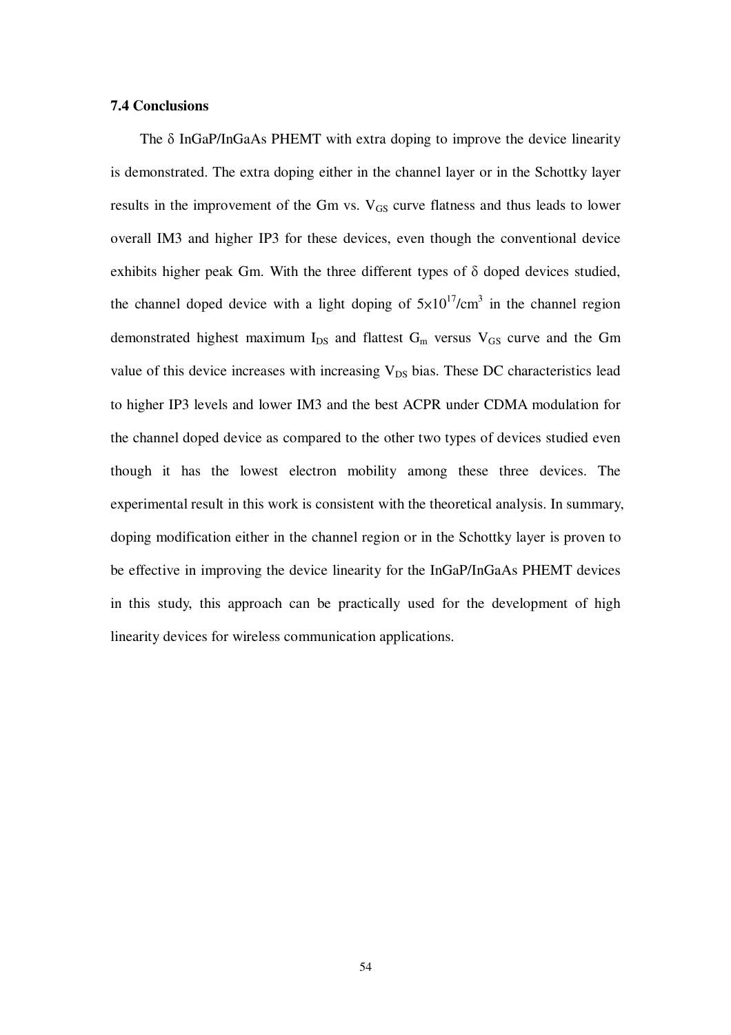### 7.4 Conclusions

The δ InGaP/InGaAs PHEMT with extra doping to improve the device linearity is demonstrated. The extra doping either in the channel layer or in the Schottky layer results in the improvement of the Gm vs. $V_{GS}$ curve flatness and thus leads to lower overall IM3 and higher IP3 for these devices, even though the conventional device exhibits higher peak Gm. With the three different types of δ doped devices studied, the channel doped device with a light doping of $5 \times 10^{17}/cm^3$ in the channel region demonstrated highest maximum $I_{DS}$ and flattest $G_m$ versus $V_{GS}$ curve and the Gm value of this device increases with increasing $V_{DS}$ bias. These DC characteristics lead to higher IP3 levels and lower IM3 and the best ACPR under CDMA modulation for the channel doped device as compared to the other two types of devices studied even though it has the lowest electron mobility among these three devices. The experimental result in this work is consistent with the theoretical analysis. In summary, doping modification either in the channel region or in the Schottky layer is proven to be effective in improving the device linearity for the InGaP/InGaAs PHEMT devices in this study, this approach can be practically used for the development of high linearity devices for wireless communication applications.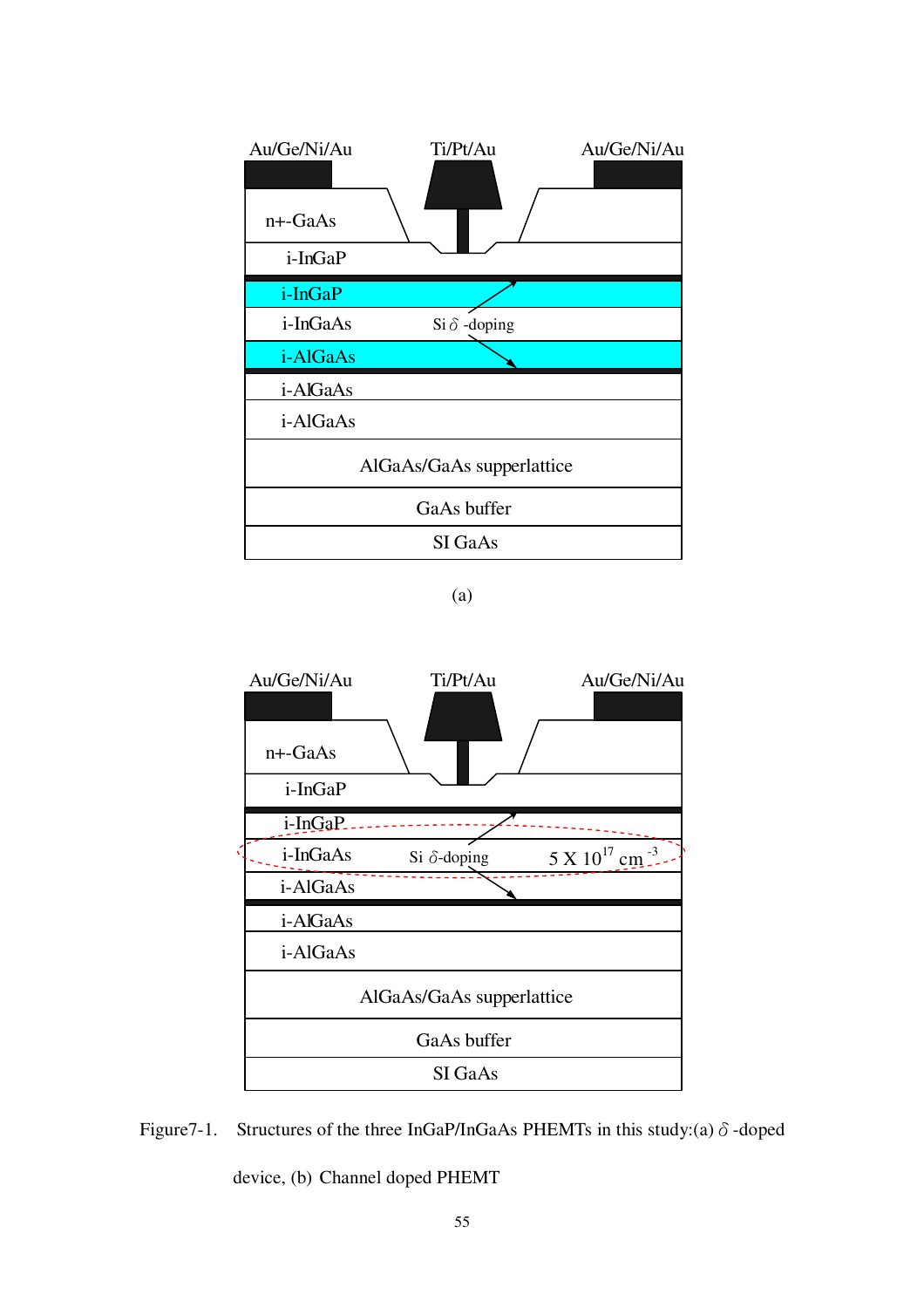Au/Ge/Ni/Au Ti/Pt/Au Au/Ge/Ni/Au

n+-GaAs

i-InGaP

i-InGaP

i-InGaAs Si δ -doping

i-AlGaAs

i-AlGaAs

i-AlGaAs

AlGaAs/GaAs supperlattice

GaAs buffer

SI GaAs

(a)

Au/Ge/Ni/Au Ti/Pt/Au Au/Ge/Ni/Au

n+-GaAs

i-InGaP

i-InGaP

i-InGaAs Si δ-doping $5 \times 10^{17}$ cm $^{-3}$

i-AlGaAs

i-AlGaAs

i-AlGaAs

AlGaAs/GaAs supperlattice

GaAs buffer

SI GaAs

Figure7-1. Structures of the three InGaP/InGaAs PHEMTs in this study:(a) δ -doped device, (b) Channel doped PHEMT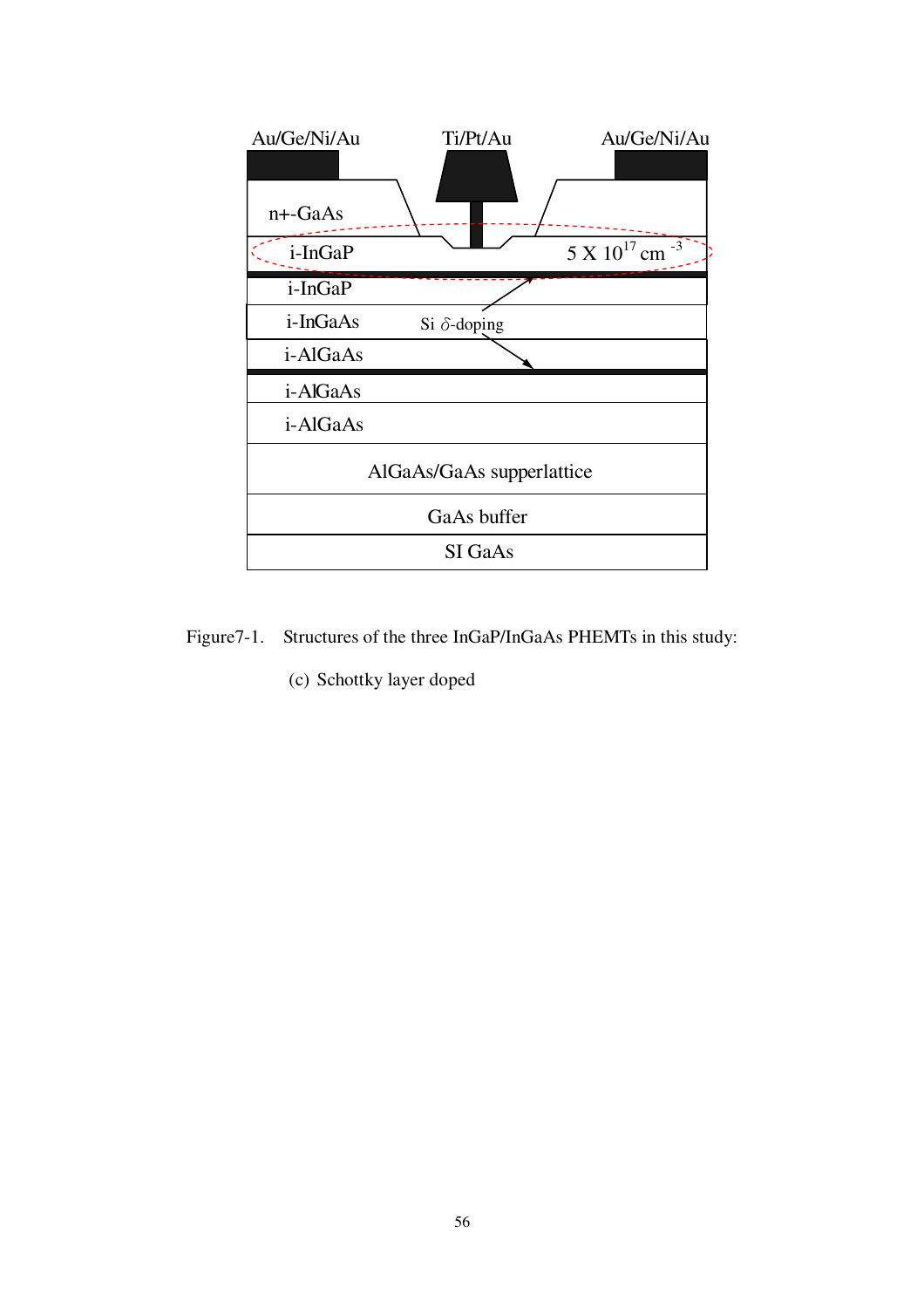Au/Ge/Ni/Au Ti/Pt/Au Au/Ge/Ni/Au

n+-GaAs

i-InGaP $5 \times 10^{17}$ cm $^{-3}$

i-InGaP

i-InGaAs Si $\delta$-doping

i-AlGaAs

i-AlGaAs

i-AlGaAs

AlGaAs/GaAs supperlattice

GaAs buffer

SI GaAs

Figure7-1. Structures of the three InGaP/InGaAs PHEMTs in this study:

(c) Schottky layer doped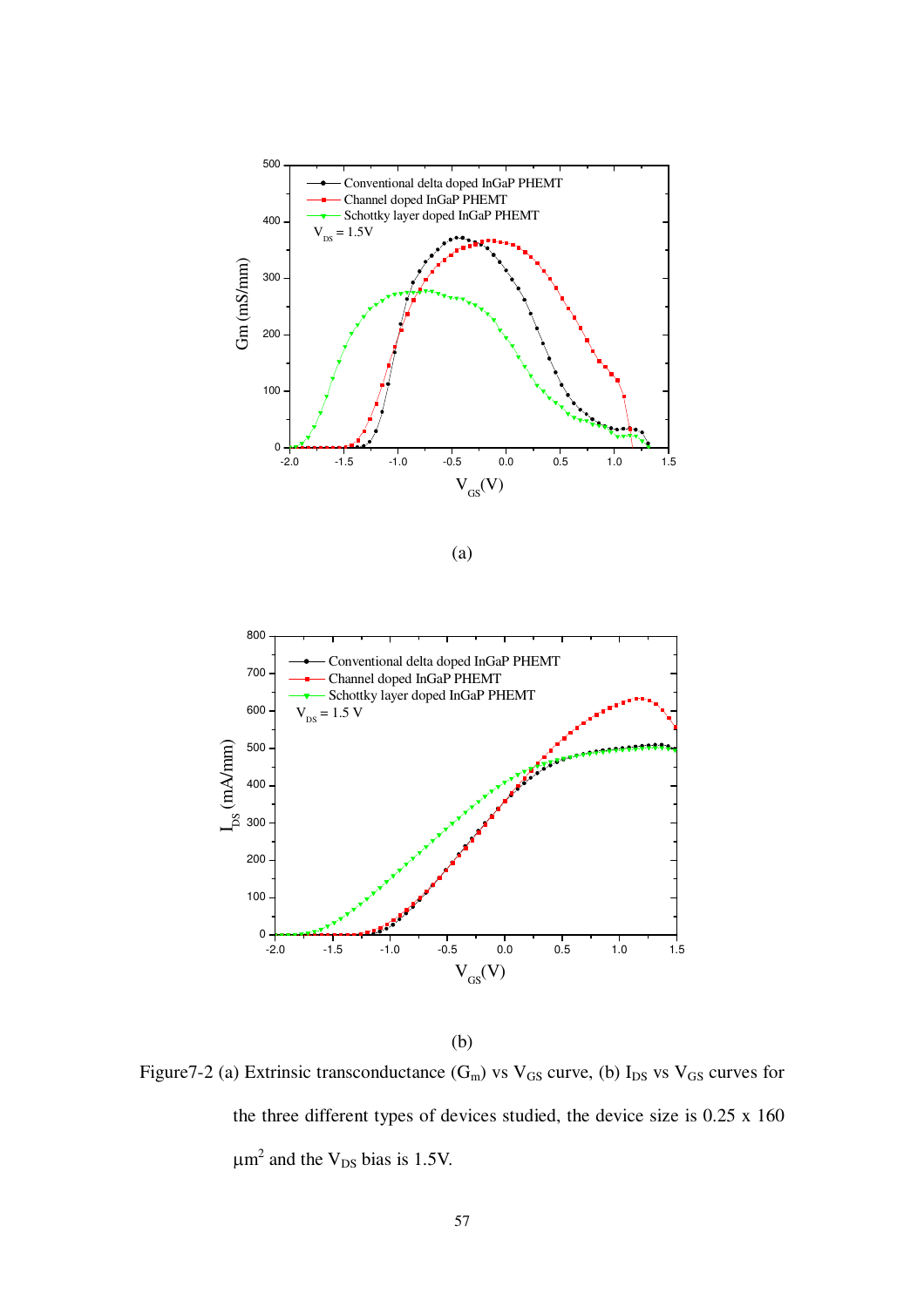(a)

(b)

Figure7-2 (a) Extrinsic transconductance ($G_m$) vs $V_{GS}$ curve, (b) $I_{DS}$ vs $V_{GS}$ curves for the three different types of devices studied, the device size is 0.25 x 160 $\mu m^2$ and the $V_{DS}$ bias is 1.5V.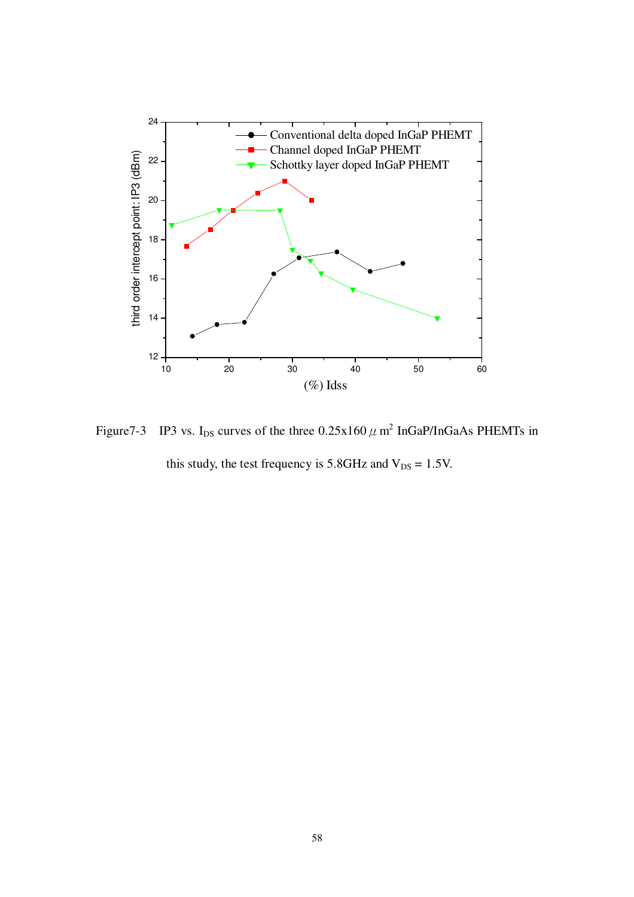Figure7-3 IP3 vs. $I_{DS}$ curves of the three $0.25 \times 160\ \mu m^2$ InGaP/InGaAs PHEMTs in this study, the test frequency is 5.8GHz and $V_{DS} = 1.5V$.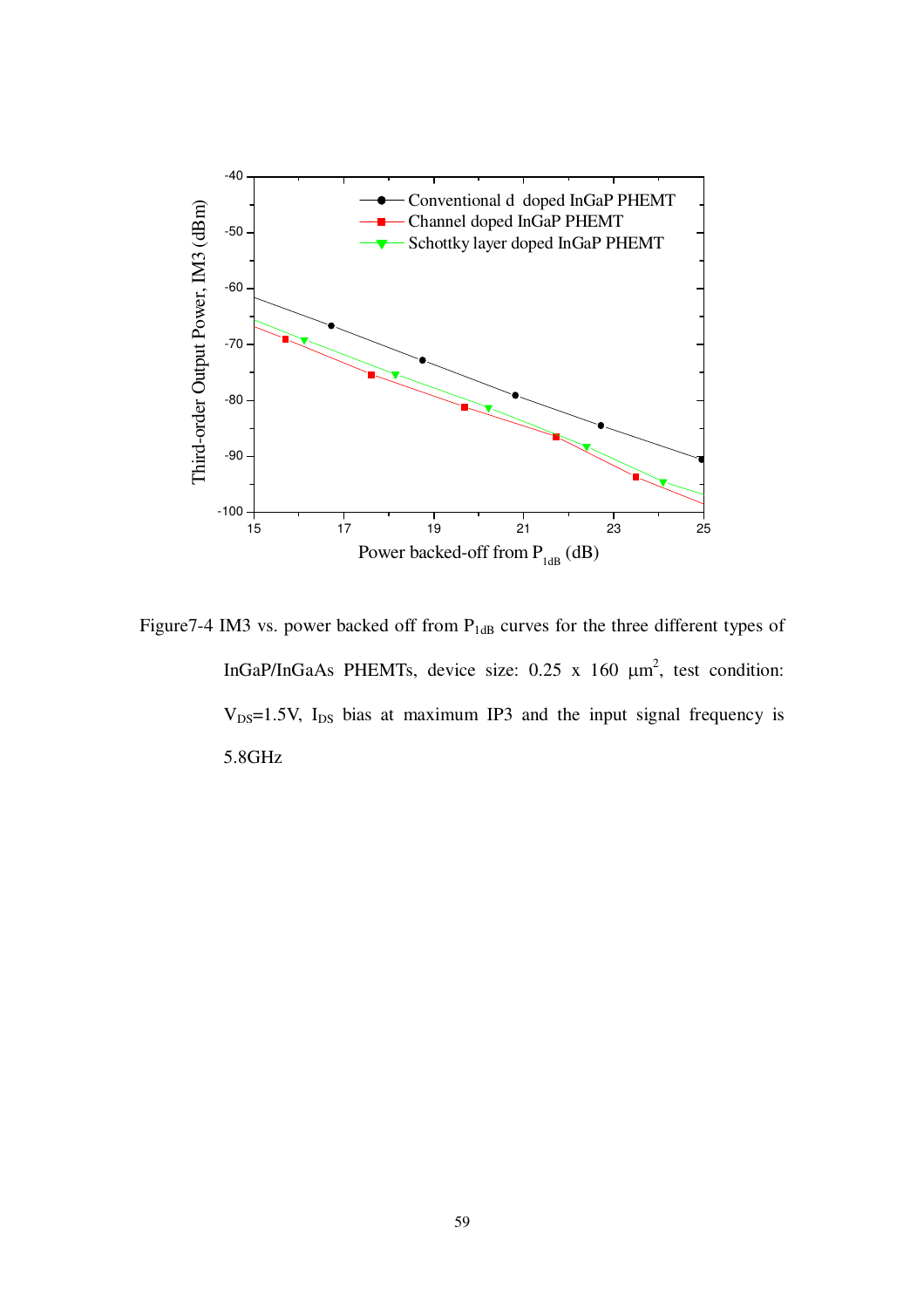Figure7-4 IM3 vs. power backed off from $P_{1dB}$ curves for the three different types of InGaP/InGaAs PHEMTs, device size: 0.25 x 160 $\mu m^2$, test condition: $V_{DS}$=1.5V, $I_{DS}$ bias at maximum IP3 and the input signal frequency is 5.8GHz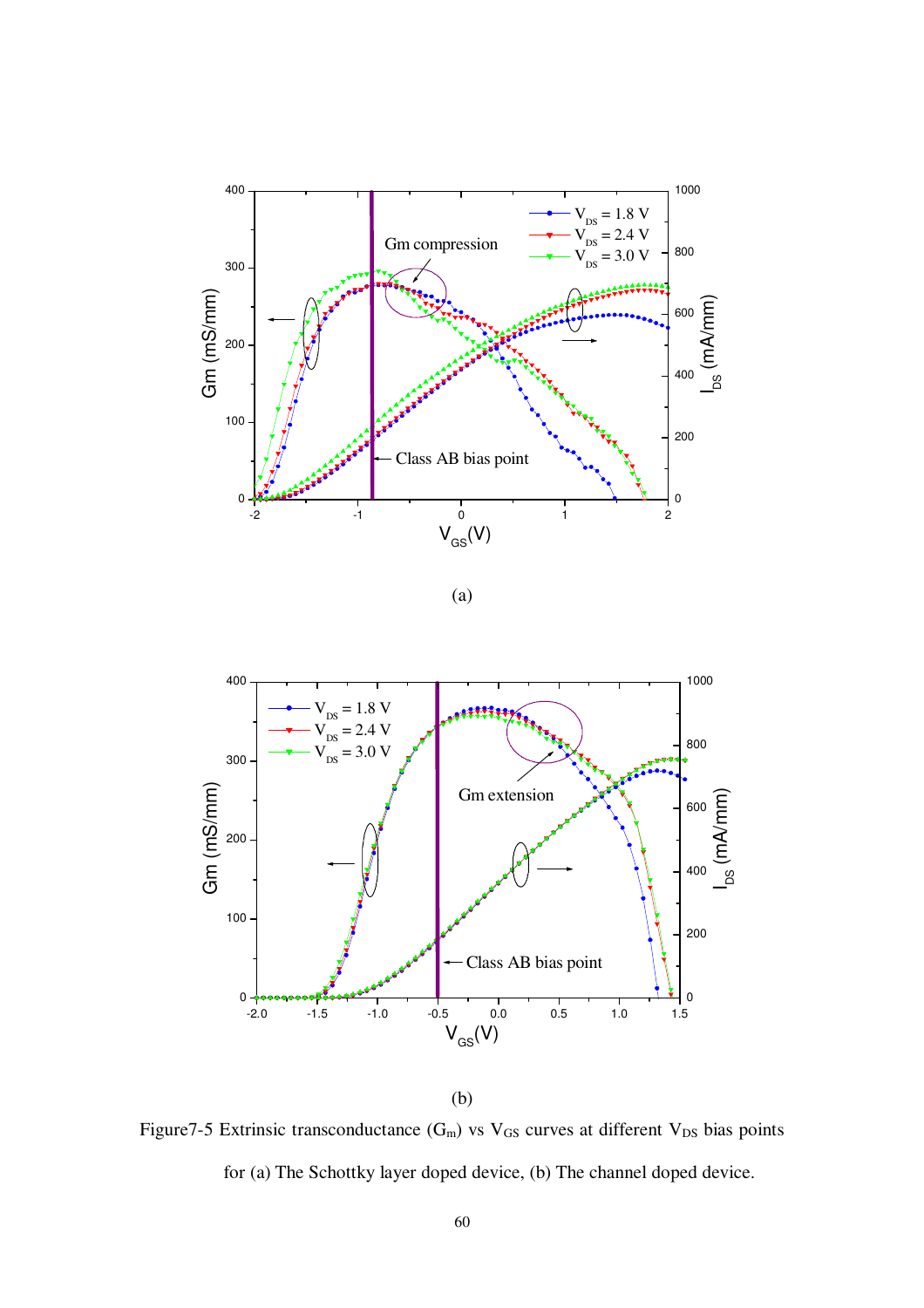(a)

(b)

Figure7-5 Extrinsic transconductance ($G_m$) vs $V_{GS}$ curves at different $V_{DS}$ bias points for (a) The Schottky layer doped device, (b) The channel doped device.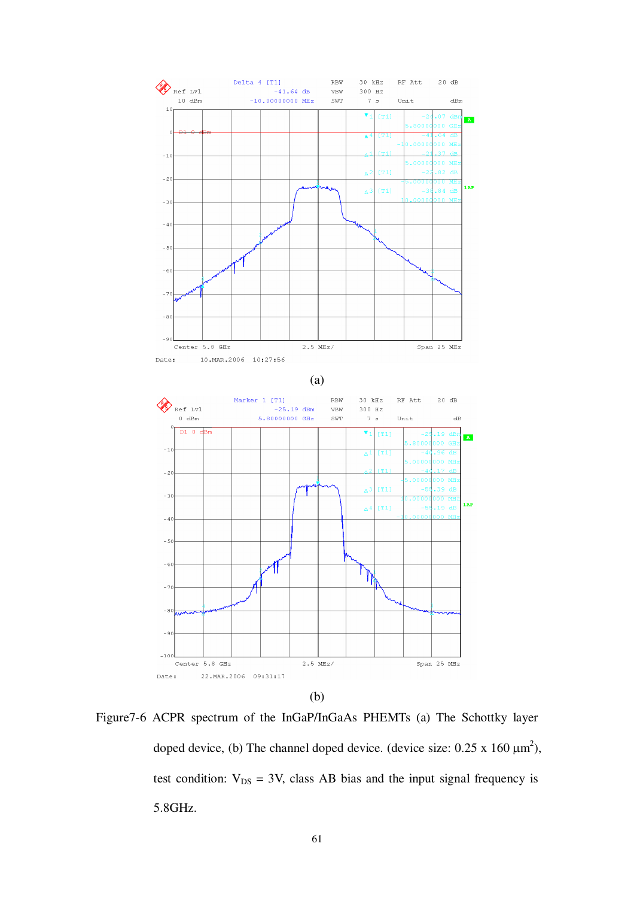(a)

(b)

Figure7-6 ACPR spectrum of the InGaP/InGaAs PHEMTs (a) The Schottky layer doped device, (b) The channel doped device. (device size: 0.25 x 160 μm$^2$), test condition: $V_{DS}$ = 3V, class AB bias and the input signal frequency is 5.8GHz.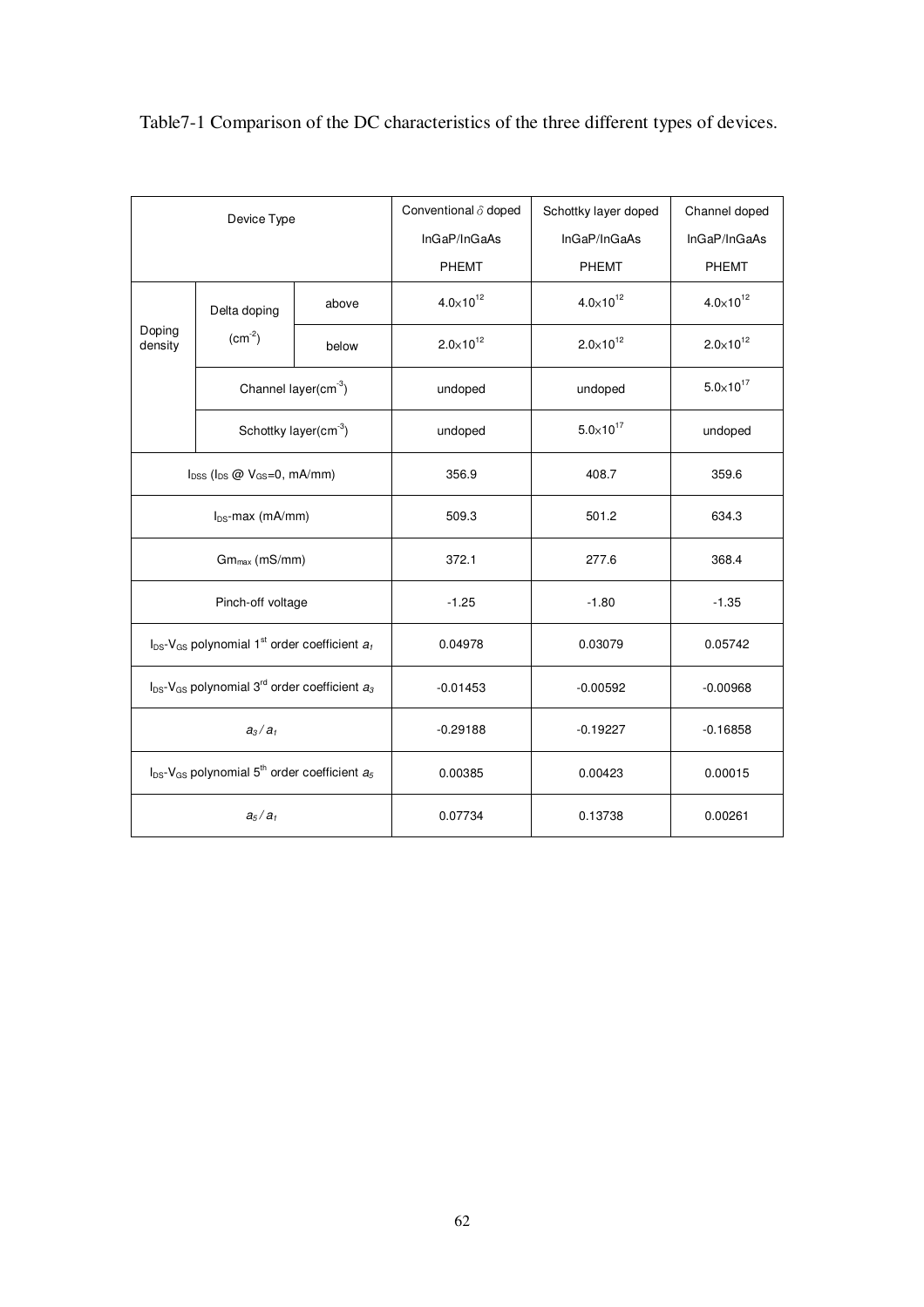Table7-1 Comparison of the DC characteristics of the three different types of devices.

| Device Type | | | Conventional $\delta$ doped InGaP/InGaAs PHEMT | Schottky layer doped InGaP/InGaAs PHEMT | Channel doped InGaP/InGaAs PHEMT |
|---|---|---|---|---|---|
| Doping density | Delta doping ($cm^{-2}$) | above | $4.0\times10^{12}$ | $4.0\times10^{12}$ | $4.0\times10^{12}$ |
| | | below | $2.0\times10^{12}$ | $2.0\times10^{12}$ | $2.0\times10^{12}$ |
| | Channel layer($cm^{-3}$) | | undoped | undoped | $5.0\times10^{17}$ |
| | Schottky layer($cm^{-3}$) | | undoped | $5.0\times10^{17}$ | undoped |
| $I_{DSS}$ ($I_{DS}$ @ $V_{GS}$=0, mA/mm) | | | 356.9 | 408.7 | 359.6 |
| $I_{DS}$-max (mA/mm) | | | 509.3 | 501.2 | 634.3 |
| $Gm_{max}$ (mS/mm) | | | 372.1 | 277.6 | 368.4 |
| Pinch-off voltage | | | -1.25 | -1.80 | -1.35 |
| $I_{DS}$-$V_{GS}$ polynomial 1st order coefficient $a_1$ | | | 0.04978 | 0.03079 | 0.05742 |
| $I_{DS}$-$V_{GS}$ polynomial 3rd order coefficient $a_3$ | | | -0.01453 | -0.00592 | -0.00968 |
| $a_3 / a_1$ | | | -0.29188 | -0.19227 | -0.16858 |
| $I_{DS}$-$V_{GS}$ polynomial 5th order coefficient $a_5$ | | | 0.00385 | 0.00423 | 0.00015 |
| $a_5 / a_1$ | | | 0.07734 | 0.13738 | 0.00261 |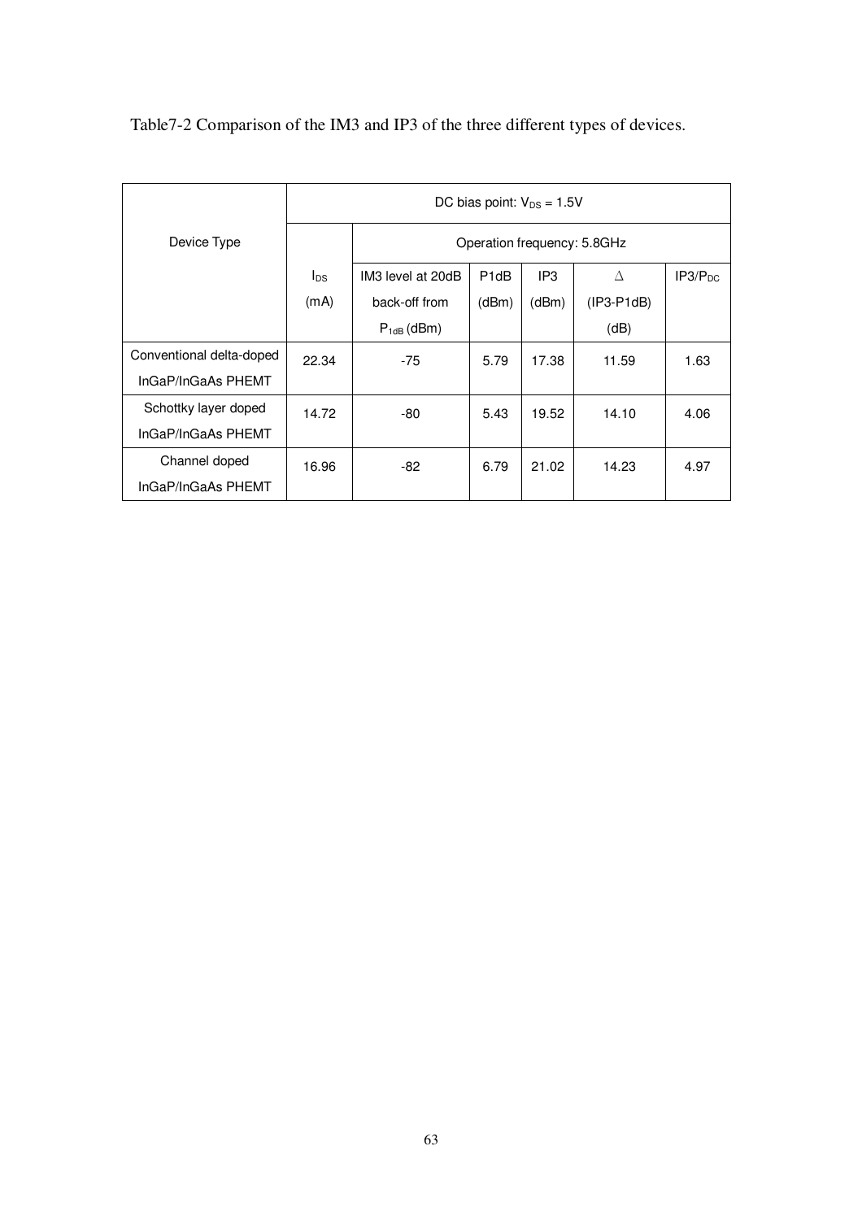Table7-2 Comparison of the IM3 and IP3 of the three different types of devices.

| Device Type | DC bias point: $V_{DS}$ = 1.5V | | | | | |
|---|---|---|---|---|---|---|
| | | Operation frequency: 5.8GHz | | | | |
| | $I_{DS}$ (mA) | IM3 level at 20dB back-off from $P_{1dB}$ (dBm) | P1dB (dBm) | IP3 (dBm) | Δ (IP3-P1dB) (dB) | IP3/$P_{DC}$ |
| Conventional delta-doped InGaP/InGaAs PHEMT | 22.34 | -75 | 5.79 | 17.38 | 11.59 | 1.63 |
| Schottky layer doped InGaP/InGaAs PHEMT | 14.72 | -80 | 5.43 | 19.52 | 14.10 | 4.06 |
| Channel doped InGaP/InGaAs PHEMT | 16.96 | -82 | 6.79 | 21.02 | 14.23 | 4.97 |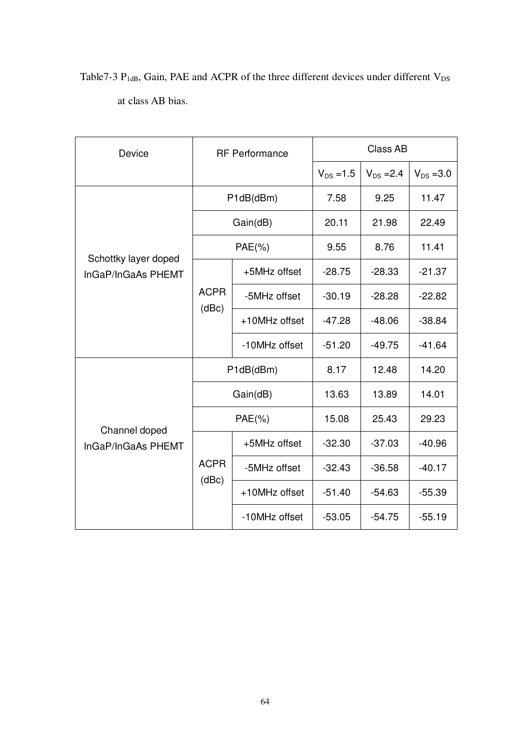Table7-3 $P_{1dB}$, Gain, PAE and ACPR of the three different devices under different $V_{DS}$ at class AB bias.

| Device | RF Performance | | Class AB | | |
|---|---|---|---|---|---|
| | | | $V_{DS}$ =1.5 | $V_{DS}$ =2.4 | $V_{DS}$ =3.0 |
| Schottky layer doped InGaP/InGaAs PHEMT | P1dB(dBm) | | 7.58 | 9.25 | 11.47 |
| | Gain(dB) | | 20.11 | 21.98 | 22.49 |
| | PAE(%) | | 9.55 | 8.76 | 11.41 |
| | ACPR (dBc) | +5MHz offset | -28.75 | -28.33 | -21.37 |
| | | -5MHz offset | -30.19 | -28.28 | -22.82 |
| | | +10MHz offset | -47.28 | -48.06 | -38.84 |
| | | -10MHz offset | -51.20 | -49.75 | -41.64 |
| Channel doped InGaP/InGaAs PHEMT | P1dB(dBm) | | 8.17 | 12.48 | 14.20 |
| | Gain(dB) | | 13.63 | 13.89 | 14.01 |
| | PAE(%) | | 15.08 | 25.43 | 29.23 |
| | ACPR (dBc) | +5MHz offset | -32.30 | -37.03 | -40.96 |
| | | -5MHz offset | -32.43 | -36.58 | -40.17 |
| | | +10MHz offset | -51.40 | -54.63 | -55.39 |
| | | -10MHz offset | -53.05 | -54.75 | -55.19 |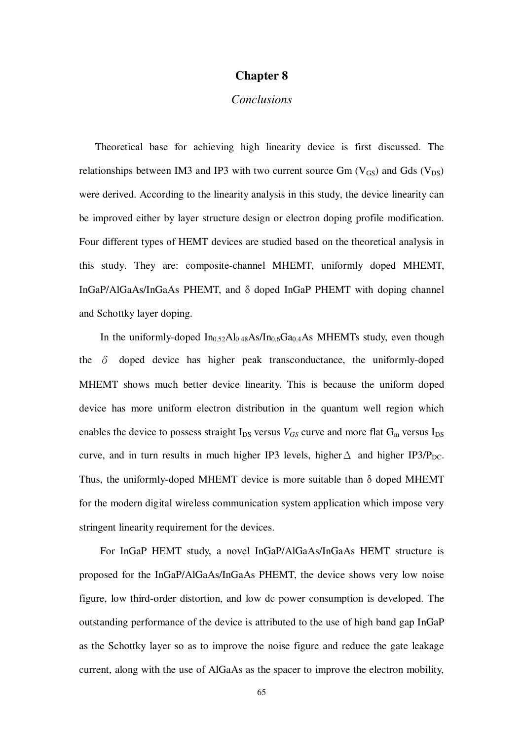# Chapter 8

*Conclusions*

Theoretical base for achieving high linearity device is first discussed. The relationships between IM3 and IP3 with two current source Gm ($V_{GS}$) and Gds ($V_{DS}$) were derived. According to the linearity analysis in this study, the device linearity can be improved either by layer structure design or electron doping profile modification. Four different types of HEMT devices are studied based on the theoretical analysis in this study. They are: composite-channel MHEMT, uniformly doped MHEMT, InGaP/AlGaAs/InGaAs PHEMT, and δ doped InGaP PHEMT with doping channel and Schottky layer doping.

In the uniformly-doped $In_{0.52}Al_{0.48}As/In_{0.6}Ga_{0.4}As$ MHEMTs study, even though the $\delta$ doped device has higher peak transconductance, the uniformly-doped MHEMT shows much better device linearity. This is because the uniform doped device has more uniform electron distribution in the quantum well region which enables the device to possess straight $I_{DS}$ versus $V_{GS}$ curve and more flat $G_m$ versus $I_{DS}$ curve, and in turn results in much higher IP3 levels, higher $\Delta$ and higher IP3/$P_{DC}$. Thus, the uniformly-doped MHEMT device is more suitable than δ doped MHEMT for the modern digital wireless communication system application which impose very stringent linearity requirement for the devices.

For InGaP HEMT study, a novel InGaP/AlGaAs/InGaAs HEMT structure is proposed for the InGaP/AlGaAs/InGaAs PHEMT, the device shows very low noise figure, low third-order distortion, and low dc power consumption is developed. The outstanding performance of the device is attributed to the use of high band gap InGaP as the Schottky layer so as to improve the noise figure and reduce the gate leakage current, along with the use of AlGaAs as the spacer to improve the electron mobility,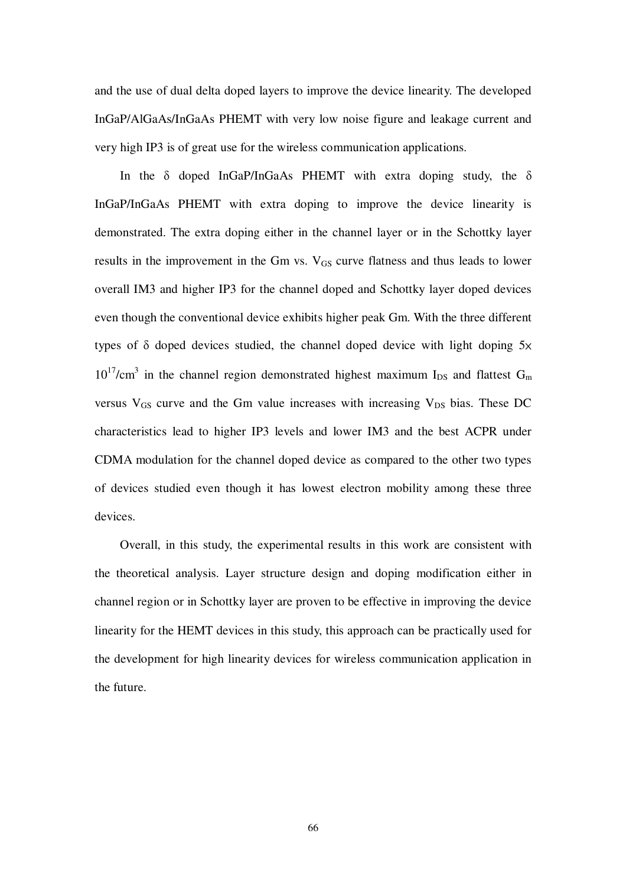and the use of dual delta doped layers to improve the device linearity. The developed InGaP/AlGaAs/InGaAs PHEMT with very low noise figure and leakage current and very high IP3 is of great use for the wireless communication applications.

In the δ doped InGaP/InGaAs PHEMT with extra doping study, the δ InGaP/InGaAs PHEMT with extra doping to improve the device linearity is demonstrated. The extra doping either in the channel layer or in the Schottky layer results in the improvement in the Gm vs. $V_{GS}$ curve flatness and thus leads to lower overall IM3 and higher IP3 for the channel doped and Schottky layer doped devices even though the conventional device exhibits higher peak Gm. With the three different types of δ doped devices studied, the channel doped device with light doping $5\times 10^{17}/cm^3$ in the channel region demonstrated highest maximum $I_{DS}$ and flattest $G_m$ versus $V_{GS}$ curve and the Gm value increases with increasing $V_{DS}$ bias. These DC characteristics lead to higher IP3 levels and lower IM3 and the best ACPR under CDMA modulation for the channel doped device as compared to the other two types of devices studied even though it has lowest electron mobility among these three devices.

Overall, in this study, the experimental results in this work are consistent with the theoretical analysis. Layer structure design and doping modification either in channel region or in Schottky layer are proven to be effective in improving the device linearity for the HEMT devices in this study, this approach can be practically used for the development for high linearity devices for wireless communication application in the future.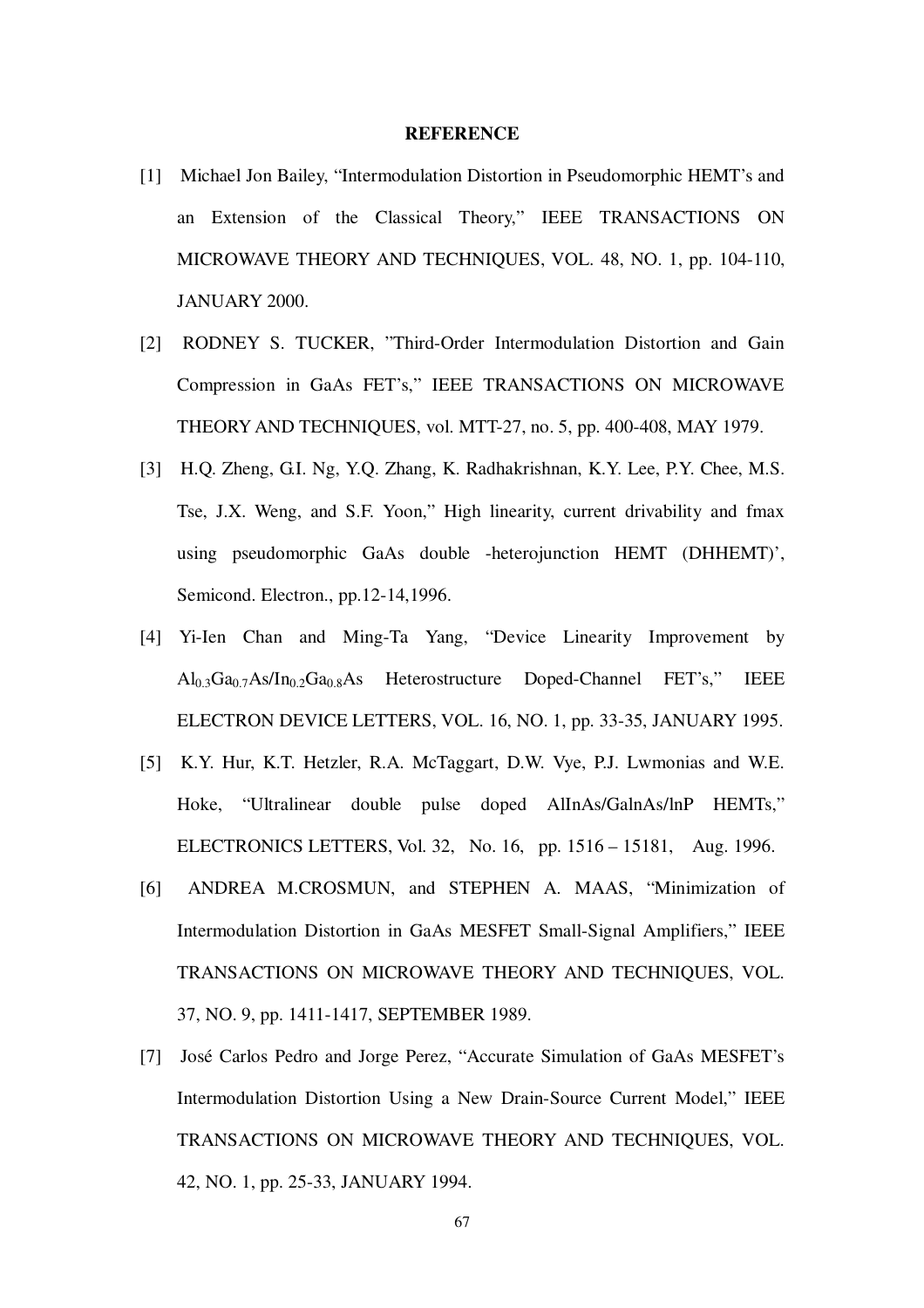# REFERENCE

[1] Michael Jon Bailey, "Intermodulation Distortion in Pseudomorphic HEMT's and an Extension of the Classical Theory," IEEE TRANSACTIONS ON MICROWAVE THEORY AND TECHNIQUES, VOL. 48, NO. 1, pp. 104-110, JANUARY 2000.

[2] RODNEY S. TUCKER, "Third-Order Intermodulation Distortion and Gain Compression in GaAs FET's," IEEE TRANSACTIONS ON MICROWAVE THEORY AND TECHNIQUES, vol. MTT-27, no. 5, pp. 400-408, MAY 1979.

[3] H.Q. Zheng, G.I. Ng, Y.Q. Zhang, K. Radhakrishnan, K.Y. Lee, P.Y. Chee, M.S. Tse, J.X. Weng, and S.F. Yoon," High linearity, current drivability and fmax using pseudomorphic GaAs double -heterojunction HEMT (DHHEMT)', Semicond. Electron., pp.12-14,1996.

[4] Yi-Ien Chan and Ming-Ta Yang, "Device Linearity Improvement by $Al_{0.3}Ga_{0.7}As/In_{0.2}Ga_{0.8}As$ Heterostructure Doped-Channel FET's," IEEE ELECTRON DEVICE LETTERS, VOL. 16, NO. 1, pp. 33-35, JANUARY 1995.

[5] K.Y. Hur, K.T. Hetzler, R.A. McTaggart, D.W. Vye, P.J. Lwmonias and W.E. Hoke, "Ultralinear double pulse doped AlInAs/GalnAs/lnP HEMTs," ELECTRONICS LETTERS, Vol. 32, No. 16, pp. 1516 – 15181, Aug. 1996.

[6] ANDREA M.CROSMUN, and STEPHEN A. MAAS, "Minimization of Intermodulation Distortion in GaAs MESFET Small-Signal Amplifiers," IEEE TRANSACTIONS ON MICROWAVE THEORY AND TECHNIQUES, VOL. 37, NO. 9, pp. 1411-1417, SEPTEMBER 1989.

[7] José Carlos Pedro and Jorge Perez, "Accurate Simulation of GaAs MESFET's Intermodulation Distortion Using a New Drain-Source Current Model," IEEE TRANSACTIONS ON MICROWAVE THEORY AND TECHNIQUES, VOL. 42, NO. 1, pp. 25-33, JANUARY 1994.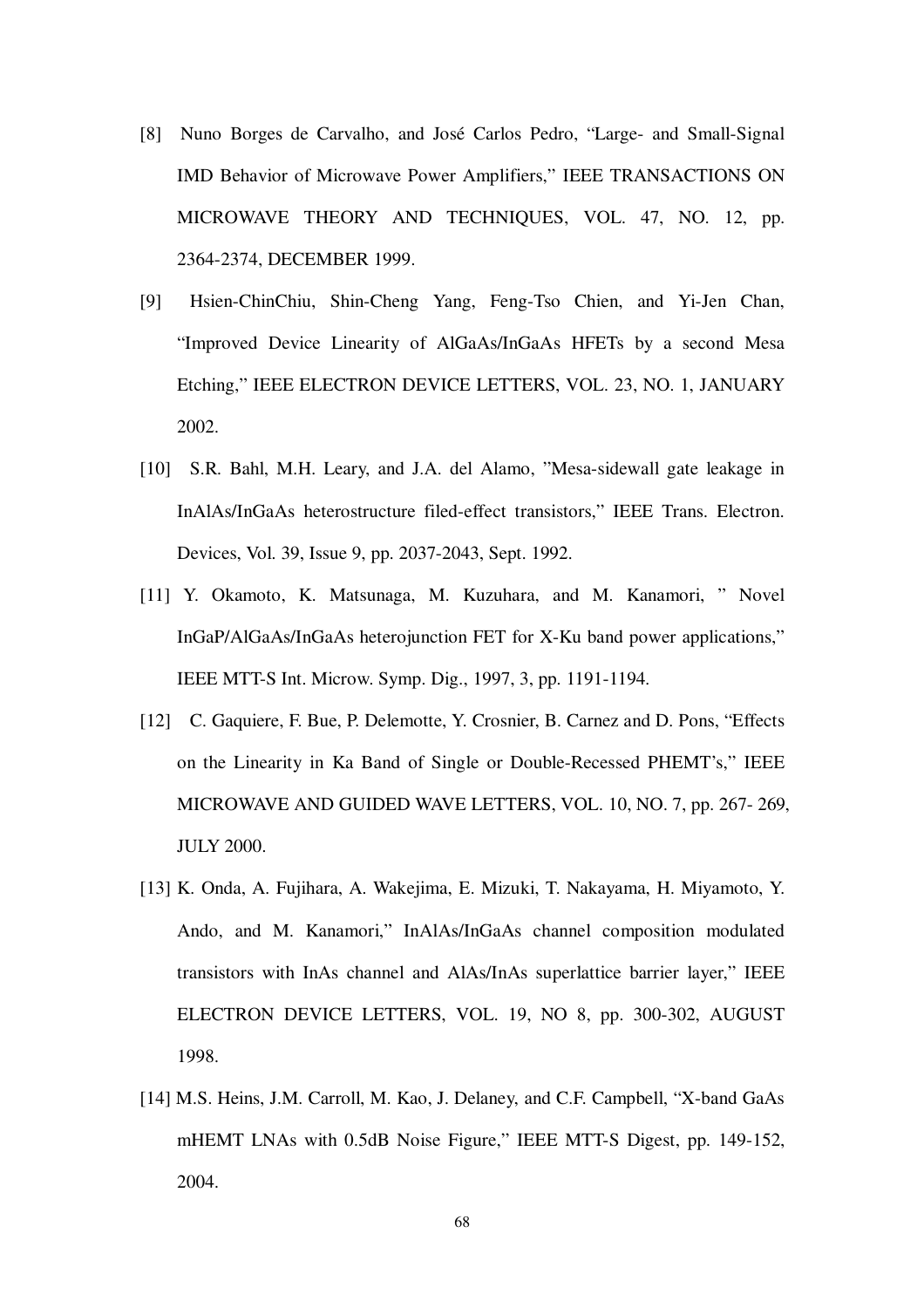[8] Nuno Borges de Carvalho, and José Carlos Pedro, "Large- and Small-Signal IMD Behavior of Microwave Power Amplifiers," IEEE TRANSACTIONS ON MICROWAVE THEORY AND TECHNIQUES, VOL. 47, NO. 12, pp. 2364-2374, DECEMBER 1999.

[9] Hsien-ChinChiu, Shin-Cheng Yang, Feng-Tso Chien, and Yi-Jen Chan, "Improved Device Linearity of AlGaAs/InGaAs HFETs by a second Mesa Etching," IEEE ELECTRON DEVICE LETTERS, VOL. 23, NO. 1, JANUARY 2002.

[10] S.R. Bahl, M.H. Leary, and J.A. del Alamo, "Mesa-sidewall gate leakage in InAlAs/InGaAs heterostructure filed-effect transistors," IEEE Trans. Electron. Devices, Vol. 39, Issue 9, pp. 2037-2043, Sept. 1992.

[11] Y. Okamoto, K. Matsunaga, M. Kuzuhara, and M. Kanamori, " Novel InGaP/AlGaAs/InGaAs heterojunction FET for X-Ku band power applications," IEEE MTT-S Int. Microw. Symp. Dig., 1997, 3, pp. 1191-1194.

[12] C. Gaquiere, F. Bue, P. Delemotte, Y. Crosnier, B. Carnez and D. Pons, "Effects on the Linearity in Ka Band of Single or Double-Recessed PHEMT's," IEEE MICROWAVE AND GUIDED WAVE LETTERS, VOL. 10, NO. 7, pp. 267- 269, JULY 2000.

[13] K. Onda, A. Fujihara, A. Wakejima, E. Mizuki, T. Nakayama, H. Miyamoto, Y. Ando, and M. Kanamori," InAlAs/InGaAs channel composition modulated transistors with InAs channel and AlAs/InAs superlattice barrier layer," IEEE ELECTRON DEVICE LETTERS, VOL. 19, NO 8, pp. 300-302, AUGUST 1998.

[14] M.S. Heins, J.M. Carroll, M. Kao, J. Delaney, and C.F. Campbell, "X-band GaAs mHEMT LNAs with 0.5dB Noise Figure," IEEE MTT-S Digest, pp. 149-152, 2004.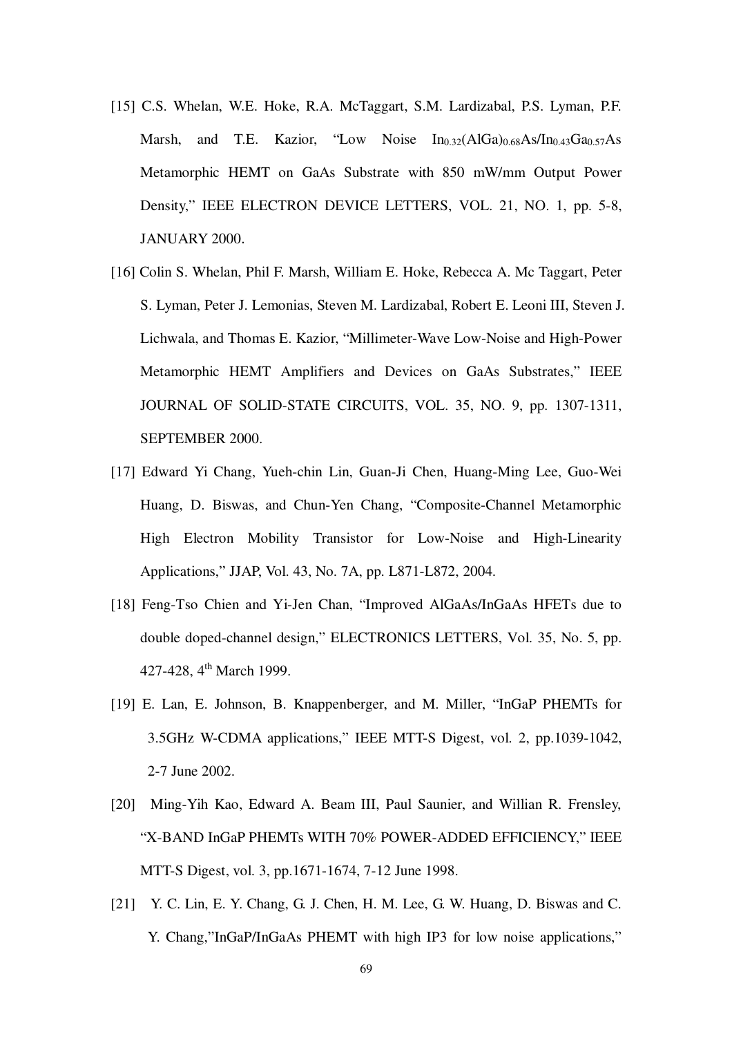[15] C.S. Whelan, W.E. Hoke, R.A. McTaggart, S.M. Lardizabal, P.S. Lyman, P.F. Marsh, and T.E. Kazior, "Low Noise $In_{0.32}(AlGa)_{0.68}As/In_{0.43}Ga_{0.57}As$ Metamorphic HEMT on GaAs Substrate with 850 mW/mm Output Power Density," IEEE ELECTRON DEVICE LETTERS, VOL. 21, NO. 1, pp. 5-8, JANUARY 2000.

[16] Colin S. Whelan, Phil F. Marsh, William E. Hoke, Rebecca A. Mc Taggart, Peter S. Lyman, Peter J. Lemonias, Steven M. Lardizabal, Robert E. Leoni III, Steven J. Lichwala, and Thomas E. Kazior, "Millimeter-Wave Low-Noise and High-Power Metamorphic HEMT Amplifiers and Devices on GaAs Substrates," IEEE JOURNAL OF SOLID-STATE CIRCUITS, VOL. 35, NO. 9, pp. 1307-1311, SEPTEMBER 2000.

[17] Edward Yi Chang, Yueh-chin Lin, Guan-Ji Chen, Huang-Ming Lee, Guo-Wei Huang, D. Biswas, and Chun-Yen Chang, "Composite-Channel Metamorphic High Electron Mobility Transistor for Low-Noise and High-Linearity Applications," JJAP, Vol. 43, No. 7A, pp. L871-L872, 2004.

[18] Feng-Tso Chien and Yi-Jen Chan, "Improved AlGaAs/InGaAs HFETs due to double doped-channel design," ELECTRONICS LETTERS, Vol. 35, No. 5, pp. 427-428, 4th March 1999.

[19] E. Lan, E. Johnson, B. Knappenberger, and M. Miller, "InGaP PHEMTs for 3.5GHz W-CDMA applications," IEEE MTT-S Digest, vol. 2, pp.1039-1042, 2-7 June 2002.

[20] Ming-Yih Kao, Edward A. Beam III, Paul Saunier, and Willian R. Frensley, "X-BAND InGaP PHEMTs WITH 70% POWER-ADDED EFFICIENCY," IEEE MTT-S Digest, vol. 3, pp.1671-1674, 7-12 June 1998.

[21] Y. C. Lin, E. Y. Chang, G. J. Chen, H. M. Lee, G. W. Huang, D. Biswas and C. Y. Chang,"InGaP/InGaAs PHEMT with high IP3 for low noise applications,"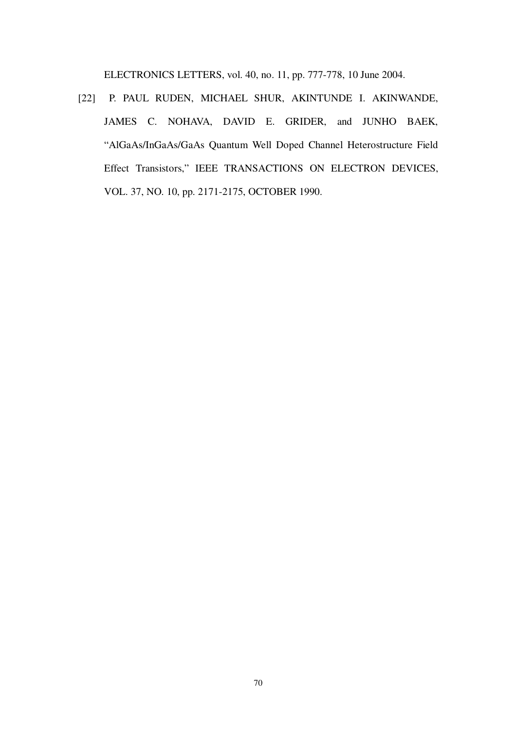ELECTRONICS LETTERS, vol. 40, no. 11, pp. 777-778, 10 June 2004.

[22] P. PAUL RUDEN, MICHAEL SHUR, AKINTUNDE I. AKINWANDE, JAMES C. NOHAVA, DAVID E. GRIDER, and JUNHO BAEK, "AlGaAs/InGaAs/GaAs Quantum Well Doped Channel Heterostructure Field Effect Transistors," IEEE TRANSACTIONS ON ELECTRON DEVICES, VOL. 37, NO. 10, pp. 2171-2175, OCTOBER 1990.